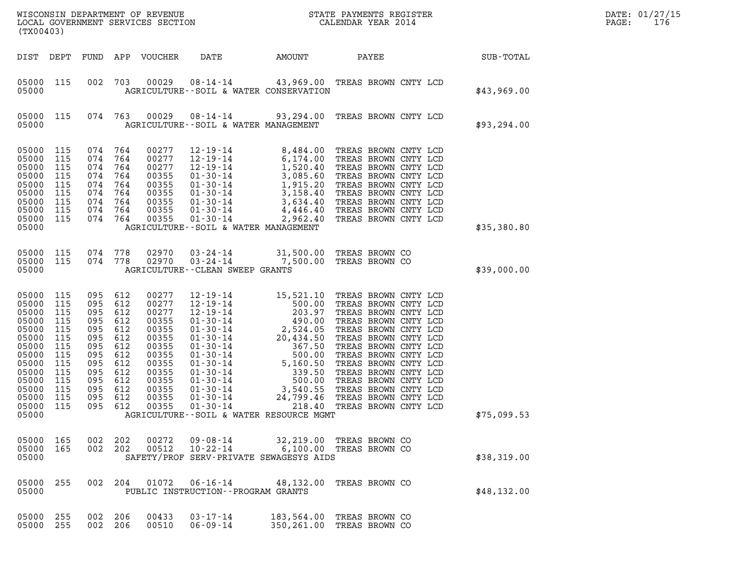WISCONSIN DEPARTMENT OF REVENUE
LOCAL GOVERNMENT SERVICES SECTION
(TX00403)

STATE PAYMENTS REGISTER
CALENDAR YEAR 2014

DATE: 01/27/15

| DIST | DEPT | FUND | APP | VOUCHER | DATE | AMOUNT | PAYEE | SUB-TOTAL |
|---|---|---|---|---|---|---|---|---|
| 05000 | 115 | 002 | 703 | 00029 | 08-14-14 | 43,969.00 | TREAS BROWN CNTY LCD | |
| 05000 | | | | | AGRICULTURE--SOIL & WATER CONSERVATION | | | $43,969.00 |
| 05000 | 115 | 074 | 763 | 00029 | 08-14-14 | 93,294.00 | TREAS BROWN CNTY LCD | |
| 05000 | | | | | AGRICULTURE--SOIL & WATER MANAGEMENT | | | $93,294.00 |
| 05000 | 115 | 074 | 764 | 00277 | 12-19-14 | 8,484.00 | TREAS BROWN CNTY LCD | |
| 05000 | 115 | 074 | 764 | 00277 | 12-19-14 | 6,174.00 | TREAS BROWN CNTY LCD | |
| 05000 | 115 | 074 | 764 | 00277 | 12-19-14 | 1,520.40 | TREAS BROWN CNTY LCD | |
| 05000 | 115 | 074 | 764 | 00355 | 01-30-14 | 3,085.60 | TREAS BROWN CNTY LCD | |
| 05000 | 115 | 074 | 764 | 00355 | 01-30-14 | 1,915.20 | TREAS BROWN CNTY LCD | |
| 05000 | 115 | 074 | 764 | 00355 | 01-30-14 | 3,158.40 | TREAS BROWN CNTY LCD | |
| 05000 | 115 | 074 | 764 | 00355 | 01-30-14 | 3,634.40 | TREAS BROWN CNTY LCD | |
| 05000 | 115 | 074 | 764 | 00355 | 01-30-14 | 4,446.40 | TREAS BROWN CNTY LCD | |
| 05000 | 115 | 074 | 764 | 00355 | 01-30-14 | 2,962.40 | TREAS BROWN CNTY LCD | |
| 05000 | | | | | AGRICULTURE--SOIL & WATER MANAGEMENT | | | $35,380.80 |
| 05000 | 115 | 074 | 778 | 02970 | 03-24-14 | 31,500.00 | TREAS BROWN CO | |
| 05000 | 115 | 074 | 778 | 02970 | 03-24-14 | 7,500.00 | TREAS BROWN CO | |
| 05000 | | | | | AGRICULTURE--CLEAN SWEEP GRANTS | | | $39,000.00 |
| 05000 | 115 | 095 | 612 | 00277 | 12-19-14 | 15,521.10 | TREAS BROWN CNTY LCD | |
| 05000 | 115 | 095 | 612 | 00277 | 12-19-14 | 500.00 | TREAS BROWN CNTY LCD | |
| 05000 | 115 | 095 | 612 | 00277 | 12-19-14 | 203.97 | TREAS BROWN CNTY LCD | |
| 05000 | 115 | 095 | 612 | 00355 | 01-30-14 | 490.00 | TREAS BROWN CNTY LCD | |
| 05000 | 115 | 095 | 612 | 00355 | 01-30-14 | 2,524.05 | TREAS BROWN CNTY LCD | |
| 05000 | 115 | 095 | 612 | 00355 | 01-30-14 | 20,434.50 | TREAS BROWN CNTY LCD | |
| 05000 | 115 | 095 | 612 | 00355 | 01-30-14 | 367.50 | TREAS BROWN CNTY LCD | |
| 05000 | 115 | 095 | 612 | 00355 | 01-30-14 | 500.00 | TREAS BROWN CNTY LCD | |
| 05000 | 115 | 095 | 612 | 00355 | 01-30-14 | 5,160.50 | TREAS BROWN CNTY LCD | |
| 05000 | 115 | 095 | 612 | 00355 | 01-30-14 | 339.50 | TREAS BROWN CNTY LCD | |
| 05000 | 115 | 095 | 612 | 00355 | 01-30-14 | 500.00 | TREAS BROWN CNTY LCD | |
| 05000 | 115 | 095 | 612 | 00355 | 01-30-14 | 3,540.55 | TREAS BROWN CNTY LCD | |
| 05000 | 115 | 095 | 612 | 00355 | 01-30-14 | 24,799.46 | TREAS BROWN CNTY LCD | |
| 05000 | 115 | 095 | 612 | 00355 | 01-30-14 | 218.40 | TREAS BROWN CNTY LCD | |
| 05000 | | | | | AGRICULTURE--SOIL & WATER RESOURCE MGMT | | | $75,099.53 |
| 05000 | 165 | 002 | 202 | 00272 | 09-08-14 | 32,219.00 | TREAS BROWN CO | |
| 05000 | 165 | 002 | 202 | 00512 | 10-22-14 | 6,100.00 | TREAS BROWN CO | |
| 05000 | | | | | SAFETY/PROF SERV-PRIVATE SEWAGESYS AIDS | | | $38,319.00 |
| 05000 | 255 | 002 | 204 | 01072 | 06-16-14 | 48,132.00 | TREAS BROWN CO | |
| 05000 | | | | | PUBLIC INSTRUCTION--PROGRAM GRANTS | | | $48,132.00 |
| 05000 | 255 | 002 | 206 | 00433 | 03-17-14 | 183,564.00 | TREAS BROWN CO | |
| 05000 | 255 | 002 | 206 | 00510 | 06-09-14 | 350,261.00 | TREAS BROWN CO | |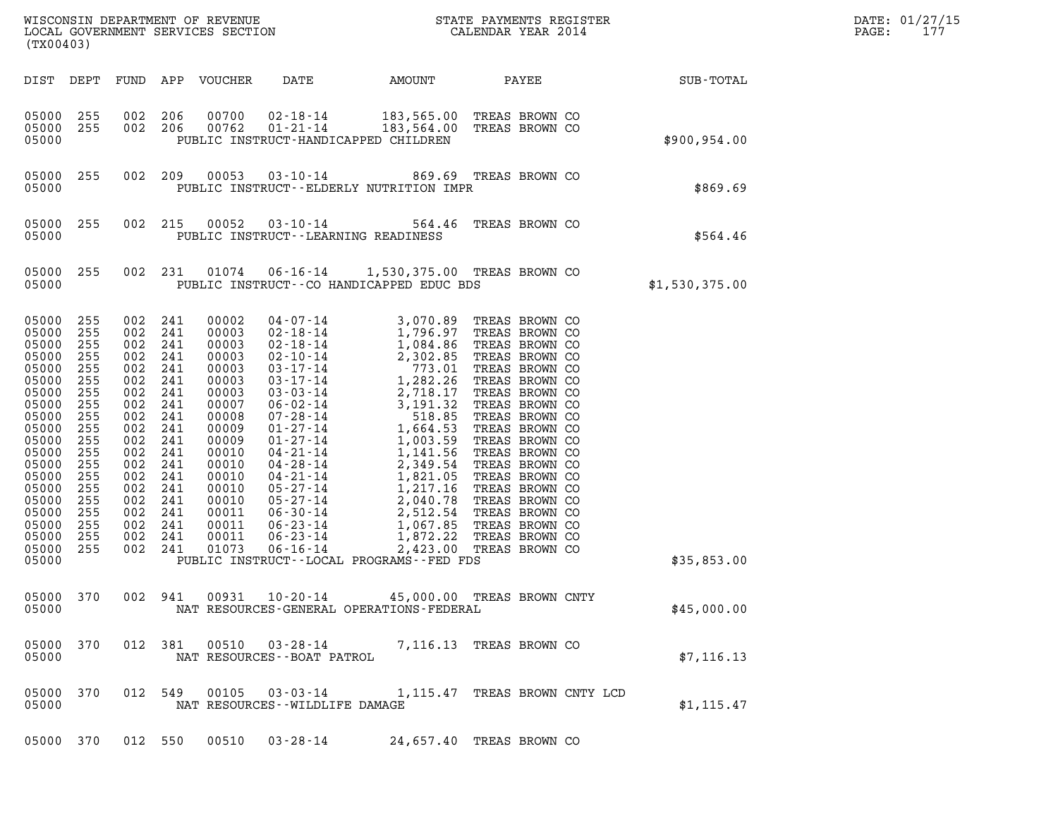| DIST | DEPT | FUND | APP | VOUCHER | DATE | AMOUNT | PAYEE | SUB-TOTAL |
|---|---|---|---|---|---|---|---|---|
| 05000 | 255 | 002 | 206 | 00700 | 02-18-14 | 183,565.00 | TREAS BROWN CO | |
| 05000 | 255 | 002 | 206 | 00762 | 01-21-14 | 183,564.00 | TREAS BROWN CO | |
| 05000 | | | | | PUBLIC INSTRUCT-HANDICAPPED CHILDREN | | | $900,954.00 |
| 05000 | 255 | 002 | 209 | 00053 | 03-10-14 | 869.69 | TREAS BROWN CO | |
| 05000 | | | | | PUBLIC INSTRUCT--ELDERLY NUTRITION IMPR | | | $869.69 |
| 05000 | 255 | 002 | 215 | 00052 | 03-10-14 | 564.46 | TREAS BROWN CO | |
| 05000 | | | | | PUBLIC INSTRUCT--LEARNING READINESS | | | $564.46 |
| 05000 | 255 | 002 | 231 | 01074 | 06-16-14 | 1,530,375.00 | TREAS BROWN CO | |
| 05000 | | | | | PUBLIC INSTRUCT--CO HANDICAPPED EDUC BDS | | | $1,530,375.00 |
| 05000 | 255 | 002 | 241 | 00002 | 04-07-14 | 3,070.89 | TREAS BROWN CO | |
| 05000 | 255 | 002 | 241 | 00003 | 02-18-14 | 1,796.97 | TREAS BROWN CO | |
| 05000 | 255 | 002 | 241 | 00003 | 02-18-14 | 1,084.86 | TREAS BROWN CO | |
| 05000 | 255 | 002 | 241 | 00003 | 02-10-14 | 2,302.85 | TREAS BROWN CO | |
| 05000 | 255 | 002 | 241 | 00003 | 03-17-14 | 773.01 | TREAS BROWN CO | |
| 05000 | 255 | 002 | 241 | 00003 | 03-17-14 | 1,282.26 | TREAS BROWN CO | |
| 05000 | 255 | 002 | 241 | 00003 | 03-03-14 | 2,718.17 | TREAS BROWN CO | |
| 05000 | 255 | 002 | 241 | 00007 | 06-02-14 | 3,191.32 | TREAS BROWN CO | |
| 05000 | 255 | 002 | 241 | 00008 | 07-28-14 | 518.85 | TREAS BROWN CO | |
| 05000 | 255 | 002 | 241 | 00009 | 01-27-14 | 1,664.53 | TREAS BROWN CO | |
| 05000 | 255 | 002 | 241 | 00009 | 01-27-14 | 1,003.59 | TREAS BROWN CO | |
| 05000 | 255 | 002 | 241 | 00010 | 04-21-14 | 1,141.56 | TREAS BROWN CO | |
| 05000 | 255 | 002 | 241 | 00010 | 04-28-14 | 2,349.54 | TREAS BROWN CO | |
| 05000 | 255 | 002 | 241 | 00010 | 04-21-14 | 1,821.05 | TREAS BROWN CO | |
| 05000 | 255 | 002 | 241 | 00010 | 05-27-14 | 1,217.16 | TREAS BROWN CO | |
| 05000 | 255 | 002 | 241 | 00010 | 05-27-14 | 2,040.78 | TREAS BROWN CO | |
| 05000 | 255 | 002 | 241 | 00011 | 06-30-14 | 2,512.54 | TREAS BROWN CO | |
| 05000 | 255 | 002 | 241 | 00011 | 06-23-14 | 1,067.85 | TREAS BROWN CO | |
| 05000 | 255 | 002 | 241 | 00011 | 06-23-14 | 1,872.22 | TREAS BROWN CO | |
| 05000 | 255 | 002 | 241 | 01073 | 06-16-14 | 2,423.00 | TREAS BROWN CO | |
| 05000 | | | | | PUBLIC INSTRUCT--LOCAL PROGRAMS--FED FDS | | | $35,853.00 |
| 05000 | 370 | 002 | 941 | 00931 | 10-20-14 | 45,000.00 | TREAS BROWN CNTY | |
| 05000 | | | | | NAT RESOURCES-GENERAL OPERATIONS-FEDERAL | | | $45,000.00 |
| 05000 | 370 | 012 | 381 | 00510 | 03-28-14 | 7,116.13 | TREAS BROWN CO | |
| 05000 | | | | | NAT RESOURCES--BOAT PATROL | | | $7,116.13 |
| 05000 | 370 | 012 | 549 | 00105 | 03-03-14 | 1,115.47 | TREAS BROWN CNTY LCD | |
| 05000 | | | | | NAT RESOURCES--WILDLIFE DAMAGE | | | $1,115.47 |
| 05000 | 370 | 012 | 550 | 00510 | 03-28-14 | 24,657.40 | TREAS BROWN CO | |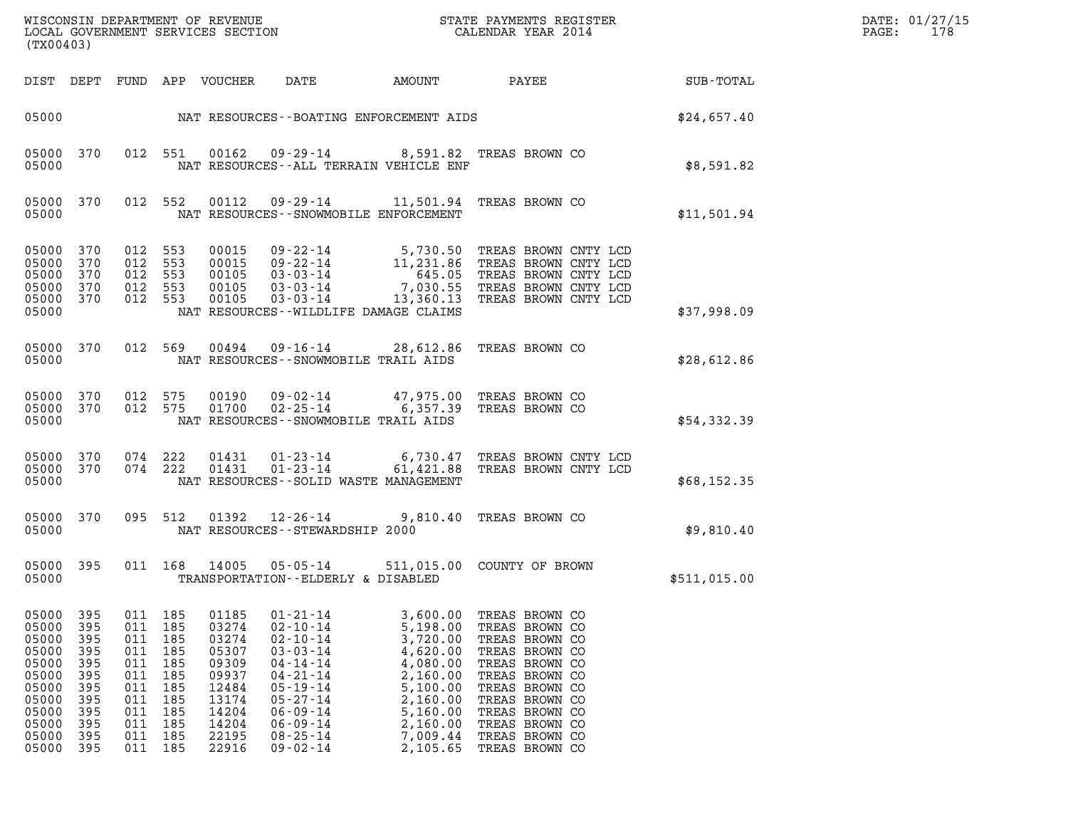WISCONSIN DEPARTMENT OF REVENUE
LOCAL GOVERNMENT SERVICES SECTION
(TX00403)

STATE PAYMENTS REGISTER
CALENDAR YEAR 2014

DATE: 01/27/15
PAGE: 178

| DIST | DEPT | FUND | APP | VOUCHER | DATE | AMOUNT | PAYEE | SUB-TOTAL |
|---|---|---|---|---|---|---|---|---|
| 05000 | | | | | NAT RESOURCES--BOATING ENFORCEMENT AIDS | | | $24,657.40 |
| 05000 | 370 | 012 | 551 | 00162 | 09-29-14 | 8,591.82 | TREAS BROWN CO | |
| 05000 | | | | | NAT RESOURCES--ALL TERRAIN VEHICLE ENF | | | $8,591.82 |
| 05000 | 370 | 012 | 552 | 00112 | 09-29-14 | 11,501.94 | TREAS BROWN CO | |
| 05000 | | | | | NAT RESOURCES--SNOWMOBILE ENFORCEMENT | | | $11,501.94 |
| 05000 | 370 | 012 | 553 | 00015 | 09-22-14 | 5,730.50 | TREAS BROWN CNTY LCD | |
| 05000 | 370 | 012 | 553 | 00015 | 09-22-14 | 11,231.86 | TREAS BROWN CNTY LCD | |
| 05000 | 370 | 012 | 553 | 00105 | 03-03-14 | 645.05 | TREAS BROWN CNTY LCD | |
| 05000 | 370 | 012 | 553 | 00105 | 03-03-14 | 7,030.55 | TREAS BROWN CNTY LCD | |
| 05000 | 370 | 012 | 553 | 00105 | 03-03-14 | 13,360.13 | TREAS BROWN CNTY LCD | |
| 05000 | | | | | NAT RESOURCES--WILDLIFE DAMAGE CLAIMS | | | $37,998.09 |
| 05000 | 370 | 012 | 569 | 00494 | 09-16-14 | 28,612.86 | TREAS BROWN CO | |
| 05000 | | | | | NAT RESOURCES--SNOWMOBILE TRAIL AIDS | | | $28,612.86 |
| 05000 | 370 | 012 | 575 | 00190 | 09-02-14 | 47,975.00 | TREAS BROWN CO | |
| 05000 | 370 | 012 | 575 | 01700 | 02-25-14 | 6,357.39 | TREAS BROWN CO | |
| 05000 | | | | | NAT RESOURCES--SNOWMOBILE TRAIL AIDS | | | $54,332.39 |
| 05000 | 370 | 074 | 222 | 01431 | 01-23-14 | 6,730.47 | TREAS BROWN CNTY LCD | |
| 05000 | 370 | 074 | 222 | 01431 | 01-23-14 | 61,421.88 | TREAS BROWN CNTY LCD | |
| 05000 | | | | | NAT RESOURCES--SOLID WASTE MANAGEMENT | | | $68,152.35 |
| 05000 | 370 | 095 | 512 | 01392 | 12-26-14 | 9,810.40 | TREAS BROWN CO | |
| 05000 | | | | | NAT RESOURCES--STEWARDSHIP 2000 | | | $9,810.40 |
| 05000 | 395 | 011 | 168 | 14005 | 05-05-14 | 511,015.00 | COUNTY OF BROWN | |
| 05000 | | | | | TRANSPORTATION--ELDERLY & DISABLED | | | $511,015.00 |
| 05000 | 395 | 011 | 185 | 01185 | 01-21-14 | 3,600.00 | TREAS BROWN CO | |
| 05000 | 395 | 011 | 185 | 03274 | 02-10-14 | 5,198.00 | TREAS BROWN CO | |
| 05000 | 395 | 011 | 185 | 03274 | 02-10-14 | 3,720.00 | TREAS BROWN CO | |
| 05000 | 395 | 011 | 185 | 05307 | 03-03-14 | 4,620.00 | TREAS BROWN CO | |
| 05000 | 395 | 011 | 185 | 09309 | 04-14-14 | 4,080.00 | TREAS BROWN CO | |
| 05000 | 395 | 011 | 185 | 09937 | 04-21-14 | 2,160.00 | TREAS BROWN CO | |
| 05000 | 395 | 011 | 185 | 12484 | 05-19-14 | 5,100.00 | TREAS BROWN CO | |
| 05000 | 395 | 011 | 185 | 13174 | 05-27-14 | 2,160.00 | TREAS BROWN CO | |
| 05000 | 395 | 011 | 185 | 14204 | 06-09-14 | 5,160.00 | TREAS BROWN CO | |
| 05000 | 395 | 011 | 185 | 14204 | 06-09-14 | 2,160.00 | TREAS BROWN CO | |
| 05000 | 395 | 011 | 185 | 22195 | 08-25-14 | 7,009.44 | TREAS BROWN CO | |
| 05000 | 395 | 011 | 185 | 22916 | 09-02-14 | 2,105.65 | TREAS BROWN CO | |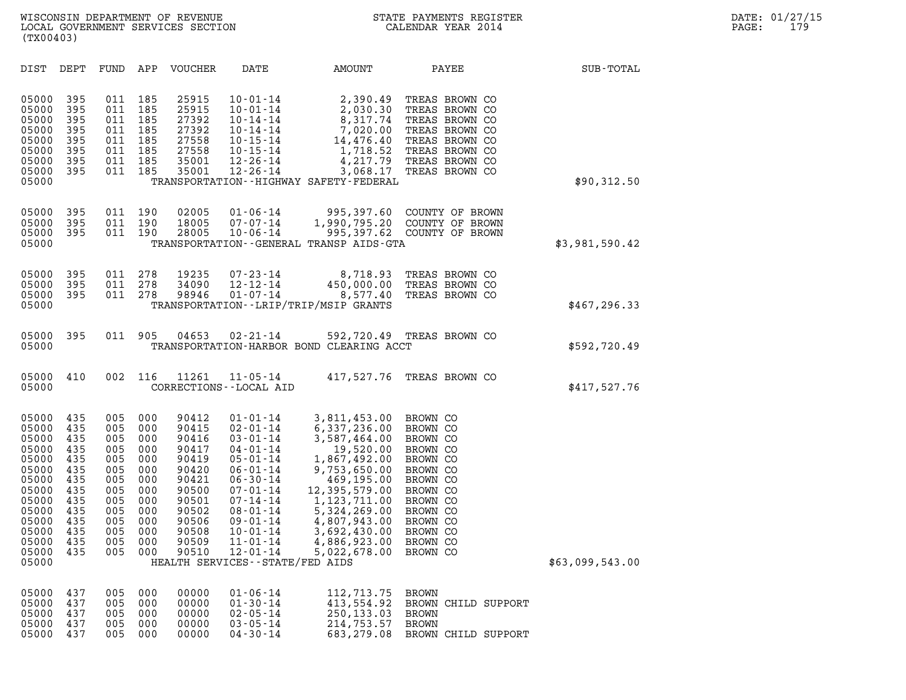WISCONSIN DEPARTMENT OF REVENUE
LOCAL GOVERNMENT SERVICES SECTION
(TX00403)

STATE PAYMENTS REGISTER
CALENDAR YEAR 2014

DATE: 01/27/15
PAGE: 179

| DIST | DEPT | FUND | APP | VOUCHER | DATE | AMOUNT | PAYEE | SUB-TOTAL |
|---|---|---|---|---|---|---|---|---|
| 05000 | 395 | 011 | 185 | 25915 | 10-01-14 | 2,390.49 | TREAS BROWN CO | |
| 05000 | 395 | 011 | 185 | 25915 | 10-01-14 | 2,030.30 | TREAS BROWN CO | |
| 05000 | 395 | 011 | 185 | 27392 | 10-14-14 | 8,317.74 | TREAS BROWN CO | |
| 05000 | 395 | 011 | 185 | 27392 | 10-14-14 | 7,020.00 | TREAS BROWN CO | |
| 05000 | 395 | 011 | 185 | 27558 | 10-15-14 | 14,476.40 | TREAS BROWN CO | |
| 05000 | 395 | 011 | 185 | 27558 | 10-15-14 | 1,718.52 | TREAS BROWN CO | |
| 05000 | 395 | 011 | 185 | 35001 | 12-26-14 | 4,217.79 | TREAS BROWN CO | |
| 05000 | 395 | 011 | 185 | 35001 | 12-26-14 | 3,068.17 | TREAS BROWN CO | |
| 05000 | | | | | TRANSPORTATION--HIGHWAY SAFETY-FEDERAL | | | $90,312.50 |
| 05000 | 395 | 011 | 190 | 02005 | 01-06-14 | 995,397.60 | COUNTY OF BROWN | |
| 05000 | 395 | 011 | 190 | 18005 | 07-07-14 | 1,990,795.20 | COUNTY OF BROWN | |
| 05000 | 395 | 011 | 190 | 28005 | 10-06-14 | 995,397.62 | COUNTY OF BROWN | |
| 05000 | | | | | TRANSPORTATION--GENERAL TRANSP AIDS-GTA | | | $3,981,590.42 |
| 05000 | 395 | 011 | 278 | 19235 | 07-23-14 | 8,718.93 | TREAS BROWN CO | |
| 05000 | 395 | 011 | 278 | 34090 | 12-12-14 | 450,000.00 | TREAS BROWN CO | |
| 05000 | 395 | 011 | 278 | 98946 | 01-07-14 | 8,577.40 | TREAS BROWN CO | |
| 05000 | | | | | TRANSPORTATION--LRIP/TRIP/MSIP GRANTS | | | $467,296.33 |
| 05000 | 395 | 011 | 905 | 04653 | 02-21-14 | 592,720.49 | TREAS BROWN CO | |
| 05000 | | | | | TRANSPORTATION-HARBOR BOND CLEARING ACCT | | | $592,720.49 |
| 05000 | 410 | 002 | 116 | 11261 | 11-05-14 | 417,527.76 | TREAS BROWN CO | |
| 05000 | | | | | CORRECTIONS--LOCAL AID | | | $417,527.76 |
| 05000 | 435 | 005 | 000 | 90412 | 01-01-14 | 3,811,453.00 | BROWN CO | |
| 05000 | 435 | 005 | 000 | 90415 | 02-01-14 | 6,337,236.00 | BROWN CO | |
| 05000 | 435 | 005 | 000 | 90416 | 03-01-14 | 3,587,464.00 | BROWN CO | |
| 05000 | 435 | 005 | 000 | 90417 | 04-01-14 | 19,520.00 | BROWN CO | |
| 05000 | 435 | 005 | 000 | 90419 | 05-01-14 | 1,867,492.00 | BROWN CO | |
| 05000 | 435 | 005 | 000 | 90420 | 06-01-14 | 9,753,650.00 | BROWN CO | |
| 05000 | 435 | 005 | 000 | 90421 | 06-30-14 | 469,195.00 | BROWN CO | |
| 05000 | 435 | 005 | 000 | 90500 | 07-01-14 | 12,395,579.00 | BROWN CO | |
| 05000 | 435 | 005 | 000 | 90501 | 07-14-14 | 1,123,711.00 | BROWN CO | |
| 05000 | 435 | 005 | 000 | 90502 | 08-01-14 | 5,324,269.00 | BROWN CO | |
| 05000 | 435 | 005 | 000 | 90506 | 09-01-14 | 4,807,943.00 | BROWN CO | |
| 05000 | 435 | 005 | 000 | 90508 | 10-01-14 | 3,692,430.00 | BROWN CO | |
| 05000 | 435 | 005 | 000 | 90509 | 11-01-14 | 4,886,923.00 | BROWN CO | |
| 05000 | 435 | 005 | 000 | 90510 | 12-01-14 | 5,022,678.00 | BROWN CO | |
| 05000 | | | | | HEALTH SERVICES--STATE/FED AIDS | | | $63,099,543.00 |
| 05000 | 437 | 005 | 000 | 00000 | 01-06-14 | 112,713.75 | BROWN | |
| 05000 | 437 | 005 | 000 | 00000 | 01-30-14 | 413,554.92 | BROWN CHILD SUPPORT | |
| 05000 | 437 | 005 | 000 | 00000 | 02-05-14 | 250,133.03 | BROWN | |
| 05000 | 437 | 005 | 000 | 00000 | 03-05-14 | 214,753.57 | BROWN | |
| 05000 | 437 | 005 | 000 | 00000 | 04-30-14 | 683,279.08 | BROWN CHILD SUPPORT | |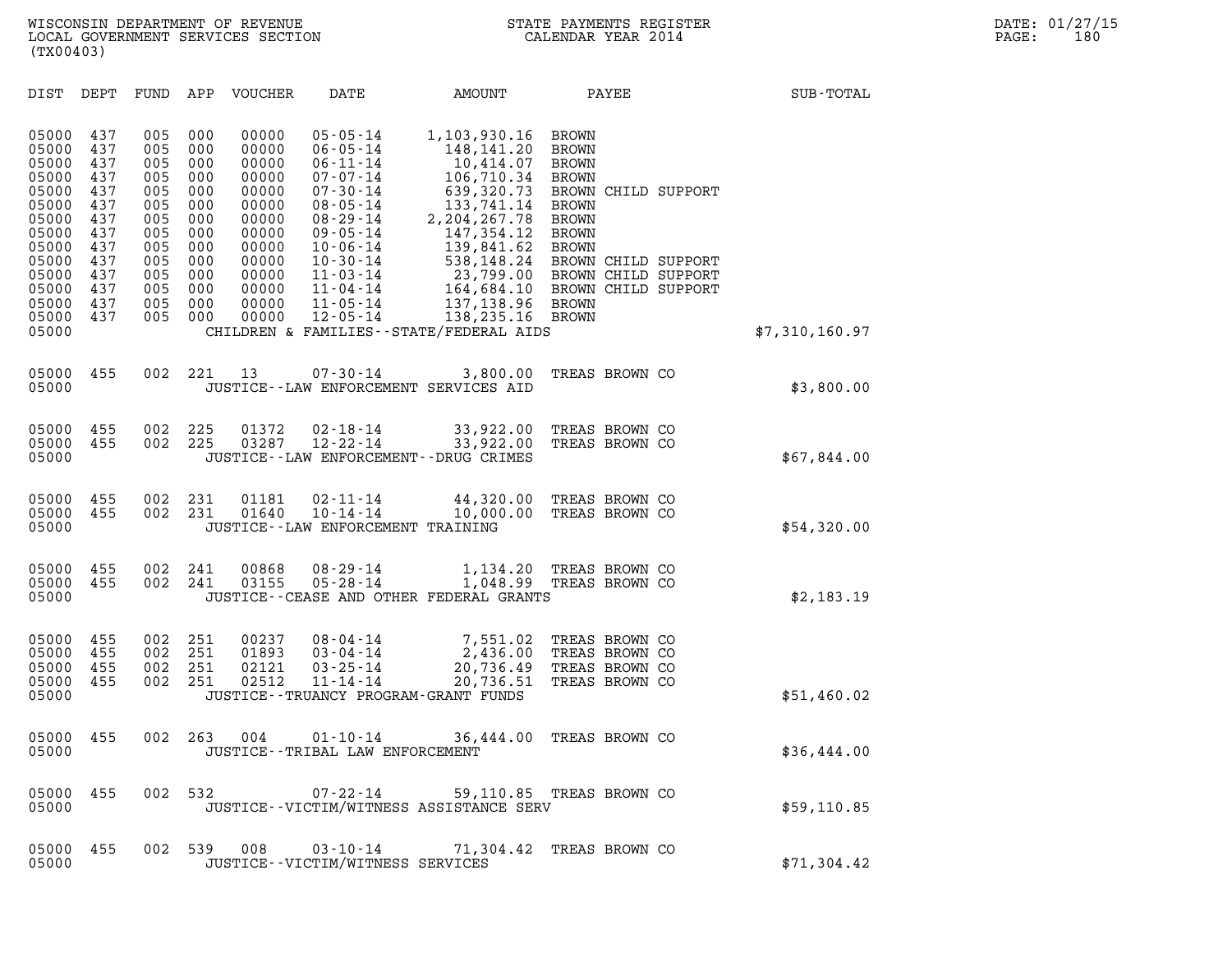| DIST | DEPT | FUND | APP | VOUCHER | DATE | AMOUNT | PAYEE | SUB-TOTAL |
|---|---|---|---|---|---|---|---|---|
| 05000 | 437 | 005 | 000 | 00000 | 05-05-14 | 1,103,930.16 | BROWN | |
| 05000 | 437 | 005 | 000 | 00000 | 06-05-14 | 148,141.20 | BROWN | |
| 05000 | 437 | 005 | 000 | 00000 | 06-11-14 | 10,414.07 | BROWN | |
| 05000 | 437 | 005 | 000 | 00000 | 07-07-14 | 106,710.34 | BROWN | |
| 05000 | 437 | 005 | 000 | 00000 | 07-30-14 | 639,320.73 | BROWN CHILD SUPPORT | |
| 05000 | 437 | 005 | 000 | 00000 | 08-05-14 | 133,741.14 | BROWN | |
| 05000 | 437 | 005 | 000 | 00000 | 08-29-14 | 2,204,267.78 | BROWN | |
| 05000 | 437 | 005 | 000 | 00000 | 09-05-14 | 147,354.12 | BROWN | |
| 05000 | 437 | 005 | 000 | 00000 | 10-06-14 | 139,841.62 | BROWN | |
| 05000 | 437 | 005 | 000 | 00000 | 10-30-14 | 538,148.24 | BROWN CHILD SUPPORT | |
| 05000 | 437 | 005 | 000 | 00000 | 11-03-14 | 23,799.00 | BROWN CHILD SUPPORT | |
| 05000 | 437 | 005 | 000 | 00000 | 11-04-14 | 164,684.10 | BROWN CHILD SUPPORT | |
| 05000 | 437 | 005 | 000 | 00000 | 11-05-14 | 137,138.96 | BROWN | |
| 05000 | 437 | 005 | 000 | 00000 | 12-05-14 | 138,235.16 | BROWN | |
| 05000 | | | | | CHILDREN & FAMILIES--STATE/FEDERAL AIDS | | | $7,310,160.97 |
| 05000 | 455 | 002 | 221 | 13 | 07-30-14 | 3,800.00 | TREAS BROWN CO | |
| 05000 | | | | | JUSTICE--LAW ENFORCEMENT SERVICES AID | | | $3,800.00 |
| 05000 | 455 | 002 | 225 | 01372 | 02-18-14 | 33,922.00 | TREAS BROWN CO | |
| 05000 | 455 | 002 | 225 | 03287 | 12-22-14 | 33,922.00 | TREAS BROWN CO | |
| 05000 | | | | | JUSTICE--LAW ENFORCEMENT--DRUG CRIMES | | | $67,844.00 |
| 05000 | 455 | 002 | 231 | 01181 | 02-11-14 | 44,320.00 | TREAS BROWN CO | |
| 05000 | 455 | 002 | 231 | 01640 | 10-14-14 | 10,000.00 | TREAS BROWN CO | |
| 05000 | | | | | JUSTICE--LAW ENFORCEMENT TRAINING | | | $54,320.00 |
| 05000 | 455 | 002 | 241 | 00868 | 08-29-14 | 1,134.20 | TREAS BROWN CO | |
| 05000 | 455 | 002 | 241 | 03155 | 05-28-14 | 1,048.99 | TREAS BROWN CO | |
| 05000 | | | | | JUSTICE--CEASE AND OTHER FEDERAL GRANTS | | | $2,183.19 |
| 05000 | 455 | 002 | 251 | 00237 | 08-04-14 | 7,551.02 | TREAS BROWN CO | |
| 05000 | 455 | 002 | 251 | 01893 | 03-04-14 | 2,436.00 | TREAS BROWN CO | |
| 05000 | 455 | 002 | 251 | 02121 | 03-25-14 | 20,736.49 | TREAS BROWN CO | |
| 05000 | 455 | 002 | 251 | 02512 | 11-14-14 | 20,736.51 | TREAS BROWN CO | |
| 05000 | | | | | JUSTICE--TRUANCY PROGRAM-GRANT FUNDS | | | $51,460.02 |
| 05000 | 455 | 002 | 263 | 004 | 01-10-14 | 36,444.00 | TREAS BROWN CO | |
| 05000 | | | | | JUSTICE--TRIBAL LAW ENFORCEMENT | | | $36,444.00 |
| 05000 | 455 | 002 | 532 | | 07-22-14 | 59,110.85 | TREAS BROWN CO | |
| 05000 | | | | | JUSTICE--VICTIM/WITNESS ASSISTANCE SERV | | | $59,110.85 |
| 05000 | 455 | 002 | 539 | 008 | 03-10-14 | 71,304.42 | TREAS BROWN CO | |
| 05000 | | | | | JUSTICE--VICTIM/WITNESS SERVICES | | | $71,304.42 |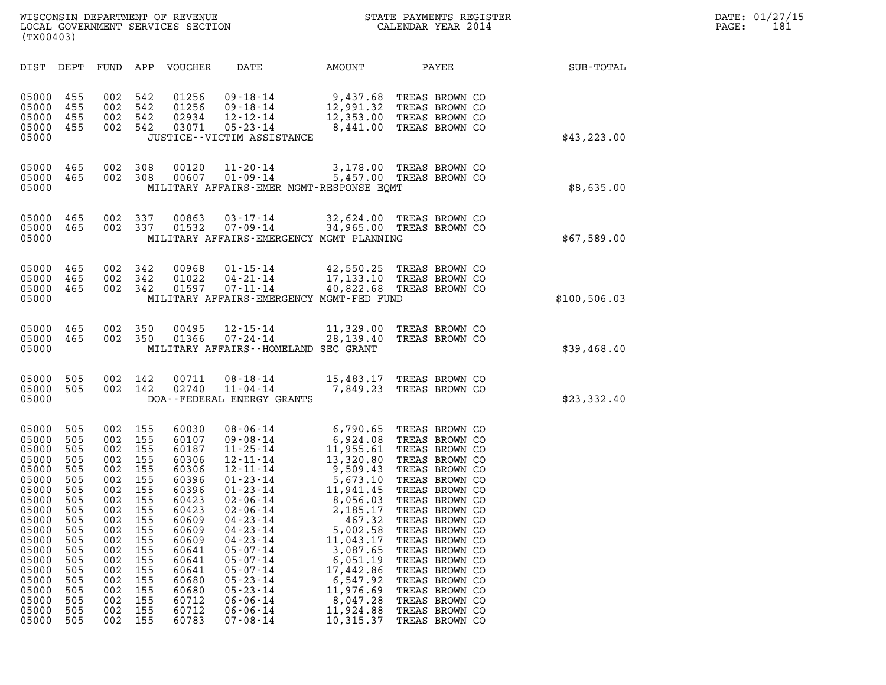WISCONSIN DEPARTMENT OF REVENUE
LOCAL GOVERNMENT SERVICES SECTION
(TX00403)

STATE PAYMENTS REGISTER
CALENDAR YEAR 2014

DATE: 01/27/15

| DIST | DEPT | FUND | APP | VOUCHER | DATE | AMOUNT | PAYEE | SUB-TOTAL |
|---|---|---|---|---|---|---|---|---|
| 05000 | 455 | 002 | 542 | 01256 | 09-18-14 | 9,437.68 | TREAS BROWN CO | |
| 05000 | 455 | 002 | 542 | 01256 | 09-18-14 | 12,991.32 | TREAS BROWN CO | |
| 05000 | 455 | 002 | 542 | 02934 | 12-12-14 | 12,353.00 | TREAS BROWN CO | |
| 05000 | 455 | 002 | 542 | 03071 | 05-23-14 | 8,441.00 | TREAS BROWN CO | |
| 05000 | | | | | JUSTICE--VICTIM ASSISTANCE | | | $43,223.00 |
| 05000 | 465 | 002 | 308 | 00120 | 11-20-14 | 3,178.00 | TREAS BROWN CO | |
| 05000 | 465 | 002 | 308 | 00607 | 01-09-14 | 5,457.00 | TREAS BROWN CO | |
| 05000 | | | | | MILITARY AFFAIRS-EMER MGMT-RESPONSE EQMT | | | $8,635.00 |
| 05000 | 465 | 002 | 337 | 00863 | 03-17-14 | 32,624.00 | TREAS BROWN CO | |
| 05000 | 465 | 002 | 337 | 01532 | 07-09-14 | 34,965.00 | TREAS BROWN CO | |
| 05000 | | | | | MILITARY AFFAIRS-EMERGENCY MGMT PLANNING | | | $67,589.00 |
| 05000 | 465 | 002 | 342 | 00968 | 01-15-14 | 42,550.25 | TREAS BROWN CO | |
| 05000 | 465 | 002 | 342 | 01022 | 04-21-14 | 17,133.10 | TREAS BROWN CO | |
| 05000 | 465 | 002 | 342 | 01597 | 07-11-14 | 40,822.68 | TREAS BROWN CO | |
| 05000 | | | | | MILITARY AFFAIRS-EMERGENCY MGMT-FED FUND | | | $100,506.03 |
| 05000 | 465 | 002 | 350 | 00495 | 12-15-14 | 11,329.00 | TREAS BROWN CO | |
| 05000 | 465 | 002 | 350 | 01366 | 07-24-14 | 28,139.40 | TREAS BROWN CO | |
| 05000 | | | | | MILITARY AFFAIRS--HOMELAND SEC GRANT | | | $39,468.40 |
| 05000 | 505 | 002 | 142 | 00711 | 08-18-14 | 15,483.17 | TREAS BROWN CO | |
| 05000 | 505 | 002 | 142 | 02740 | 11-04-14 | 7,849.23 | TREAS BROWN CO | |
| 05000 | | | | | DOA--FEDERAL ENERGY GRANTS | | | $23,332.40 |
| 05000 | 505 | 002 | 155 | 60030 | 08-06-14 | 6,790.65 | TREAS BROWN CO | |
| 05000 | 505 | 002 | 155 | 60107 | 09-08-14 | 6,924.08 | TREAS BROWN CO | |
| 05000 | 505 | 002 | 155 | 60187 | 11-25-14 | 11,955.61 | TREAS BROWN CO | |
| 05000 | 505 | 002 | 155 | 60306 | 12-11-14 | 13,320.80 | TREAS BROWN CO | |
| 05000 | 505 | 002 | 155 | 60306 | 12-11-14 | 9,509.43 | TREAS BROWN CO | |
| 05000 | 505 | 002 | 155 | 60396 | 01-23-14 | 5,673.10 | TREAS BROWN CO | |
| 05000 | 505 | 002 | 155 | 60396 | 01-23-14 | 11,941.45 | TREAS BROWN CO | |
| 05000 | 505 | 002 | 155 | 60423 | 02-06-14 | 8,056.03 | TREAS BROWN CO | |
| 05000 | 505 | 002 | 155 | 60423 | 02-06-14 | 2,185.17 | TREAS BROWN CO | |
| 05000 | 505 | 002 | 155 | 60609 | 04-23-14 | 467.32 | TREAS BROWN CO | |
| 05000 | 505 | 002 | 155 | 60609 | 04-23-14 | 5,002.58 | TREAS BROWN CO | |
| 05000 | 505 | 002 | 155 | 60609 | 04-23-14 | 11,043.17 | TREAS BROWN CO | |
| 05000 | 505 | 002 | 155 | 60641 | 05-07-14 | 3,087.65 | TREAS BROWN CO | |
| 05000 | 505 | 002 | 155 | 60641 | 05-07-14 | 6,051.19 | TREAS BROWN CO | |
| 05000 | 505 | 002 | 155 | 60641 | 05-07-14 | 17,442.86 | TREAS BROWN CO | |
| 05000 | 505 | 002 | 155 | 60680 | 05-23-14 | 6,547.92 | TREAS BROWN CO | |
| 05000 | 505 | 002 | 155 | 60680 | 05-23-14 | 11,976.69 | TREAS BROWN CO | |
| 05000 | 505 | 002 | 155 | 60712 | 06-06-14 | 8,047.28 | TREAS BROWN CO | |
| 05000 | 505 | 002 | 155 | 60712 | 06-06-14 | 11,924.88 | TREAS BROWN CO | |
| 05000 | 505 | 002 | 155 | 60783 | 07-08-14 | 10,315.37 | TREAS BROWN CO | |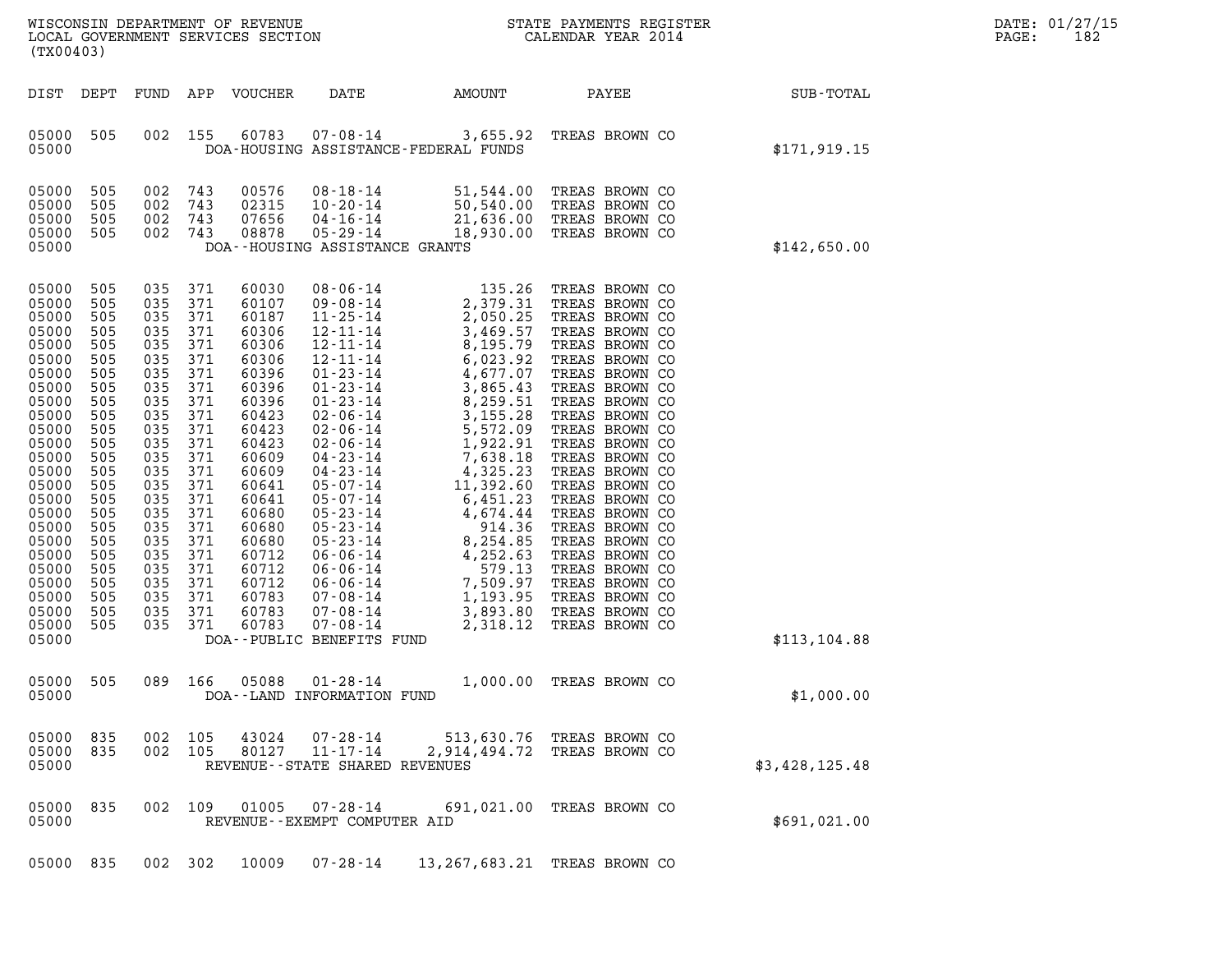WISCONSIN DEPARTMENT OF REVENUE
LOCAL GOVERNMENT SERVICES SECTION
(TX00403)

STATE PAYMENTS REGISTER
CALENDAR YEAR 2014

DATE: 01/27/15
PAGE: 182

| DIST | DEPT | FUND | APP | VOUCHER | DATE | AMOUNT | PAYEE | SUB-TOTAL |
|---|---|---|---|---|---|---|---|---|
| 05000 | 505 | 002 | 155 | 60783 | 07-08-14 | 3,655.92 | TREAS BROWN CO | |
| 05000 | | | | | DOA-HOUSING ASSISTANCE-FEDERAL FUNDS | | | $171,919.15 |
| 05000 | 505 | 002 | 743 | 00576 | 08-18-14 | 51,544.00 | TREAS BROWN CO | |
| 05000 | 505 | 002 | 743 | 02315 | 10-20-14 | 50,540.00 | TREAS BROWN CO | |
| 05000 | 505 | 002 | 743 | 07656 | 04-16-14 | 21,636.00 | TREAS BROWN CO | |
| 05000 | 505 | 002 | 743 | 08878 | 05-29-14 | 18,930.00 | TREAS BROWN CO | |
| 05000 | | | | | DOA--HOUSING ASSISTANCE GRANTS | | | $142,650.00 |
| 05000 | 505 | 035 | 371 | 60030 | 08-06-14 | 135.26 | TREAS BROWN CO | |
| 05000 | 505 | 035 | 371 | 60107 | 09-08-14 | 2,379.31 | TREAS BROWN CO | |
| 05000 | 505 | 035 | 371 | 60187 | 11-25-14 | 2,050.25 | TREAS BROWN CO | |
| 05000 | 505 | 035 | 371 | 60306 | 12-11-14 | 3,469.57 | TREAS BROWN CO | |
| 05000 | 505 | 035 | 371 | 60306 | 12-11-14 | 8,195.79 | TREAS BROWN CO | |
| 05000 | 505 | 035 | 371 | 60306 | 12-11-14 | 6,023.92 | TREAS BROWN CO | |
| 05000 | 505 | 035 | 371 | 60396 | 01-23-14 | 4,677.07 | TREAS BROWN CO | |
| 05000 | 505 | 035 | 371 | 60396 | 01-23-14 | 3,865.43 | TREAS BROWN CO | |
| 05000 | 505 | 035 | 371 | 60396 | 01-23-14 | 8,259.51 | TREAS BROWN CO | |
| 05000 | 505 | 035 | 371 | 60423 | 02-06-14 | 3,155.28 | TREAS BROWN CO | |
| 05000 | 505 | 035 | 371 | 60423 | 02-06-14 | 5,572.09 | TREAS BROWN CO | |
| 05000 | 505 | 035 | 371 | 60423 | 02-06-14 | 1,922.91 | TREAS BROWN CO | |
| 05000 | 505 | 035 | 371 | 60609 | 04-23-14 | 7,638.18 | TREAS BROWN CO | |
| 05000 | 505 | 035 | 371 | 60609 | 04-23-14 | 4,325.23 | TREAS BROWN CO | |
| 05000 | 505 | 035 | 371 | 60641 | 05-07-14 | 11,392.60 | TREAS BROWN CO | |
| 05000 | 505 | 035 | 371 | 60641 | 05-07-14 | 6,451.23 | TREAS BROWN CO | |
| 05000 | 505 | 035 | 371 | 60680 | 05-23-14 | 4,674.44 | TREAS BROWN CO | |
| 05000 | 505 | 035 | 371 | 60680 | 05-23-14 | 914.36 | TREAS BROWN CO | |
| 05000 | 505 | 035 | 371 | 60680 | 05-23-14 | 8,254.85 | TREAS BROWN CO | |
| 05000 | 505 | 035 | 371 | 60712 | 06-06-14 | 4,252.63 | TREAS BROWN CO | |
| 05000 | 505 | 035 | 371 | 60712 | 06-06-14 | 579.13 | TREAS BROWN CO | |
| 05000 | 505 | 035 | 371 | 60712 | 06-06-14 | 7,509.97 | TREAS BROWN CO | |
| 05000 | 505 | 035 | 371 | 60783 | 07-08-14 | 1,193.95 | TREAS BROWN CO | |
| 05000 | 505 | 035 | 371 | 60783 | 07-08-14 | 3,893.80 | TREAS BROWN CO | |
| 05000 | 505 | 035 | 371 | 60783 | 07-08-14 | 2,318.12 | TREAS BROWN CO | |
| 05000 | | | | | DOA--PUBLIC BENEFITS FUND | | | $113,104.88 |
| 05000 | 505 | 089 | 166 | 05088 | 01-28-14 | 1,000.00 | TREAS BROWN CO | |
| 05000 | | | | | DOA--LAND INFORMATION FUND | | | $1,000.00 |
| 05000 | 835 | 002 | 105 | 43024 | 07-28-14 | 513,630.76 | TREAS BROWN CO | |
| 05000 | 835 | 002 | 105 | 80127 | 11-17-14 | 2,914,494.72 | TREAS BROWN CO | |
| 05000 | | | | | REVENUE--STATE SHARED REVENUES | | | $3,428,125.48 |
| 05000 | 835 | 002 | 109 | 01005 | 07-28-14 | 691,021.00 | TREAS BROWN CO | |
| 05000 | | | | | REVENUE--EXEMPT COMPUTER AID | | | $691,021.00 |
| 05000 | 835 | 002 | 302 | 10009 | 07-28-14 | 13,267,683.21 | TREAS BROWN CO | |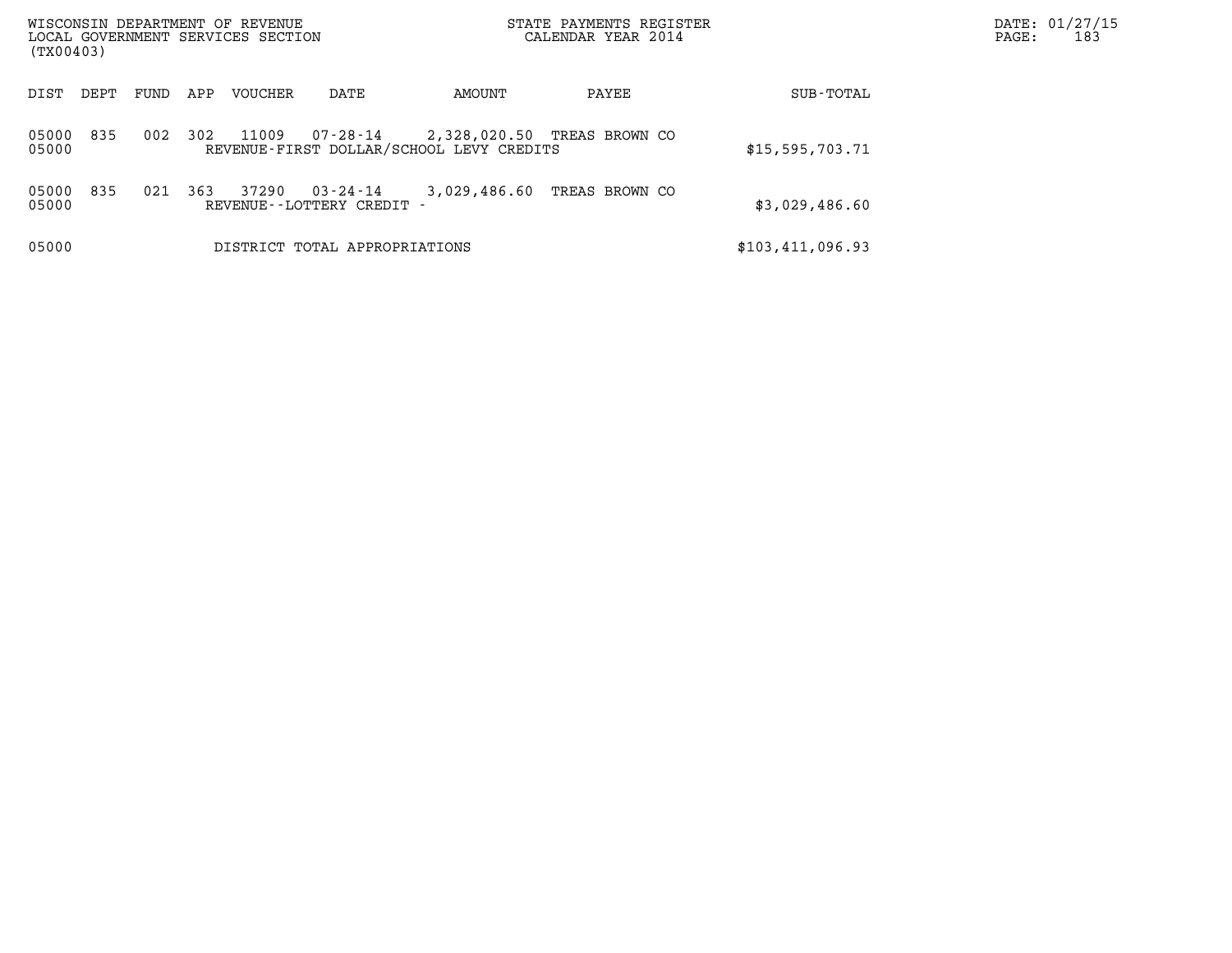| DIST | DEPT | FUND | APP | VOUCHER | DATE | AMOUNT | PAYEE | SUB-TOTAL |
|---|---|---|---|---|---|---|---|---|
| 05000 | 835 | 002 | 302 | 11009 | 07-28-14 | 2,328,020.50 | TREAS BROWN CO | |
| 05000 | | | | REVENUE-FIRST DOLLAR/SCHOOL LEVY CREDITS | | | | $15,595,703.71 |
| 05000 | 835 | 021 | 363 | 37290 | 03-24-14 | 3,029,486.60 | TREAS BROWN CO | |
| 05000 | | | | REVENUE--LOTTERY CREDIT - | | | | $3,029,486.60 |
| 05000 | | | | DISTRICT TOTAL APPROPRIATIONS | | | | $103,411,096.93 |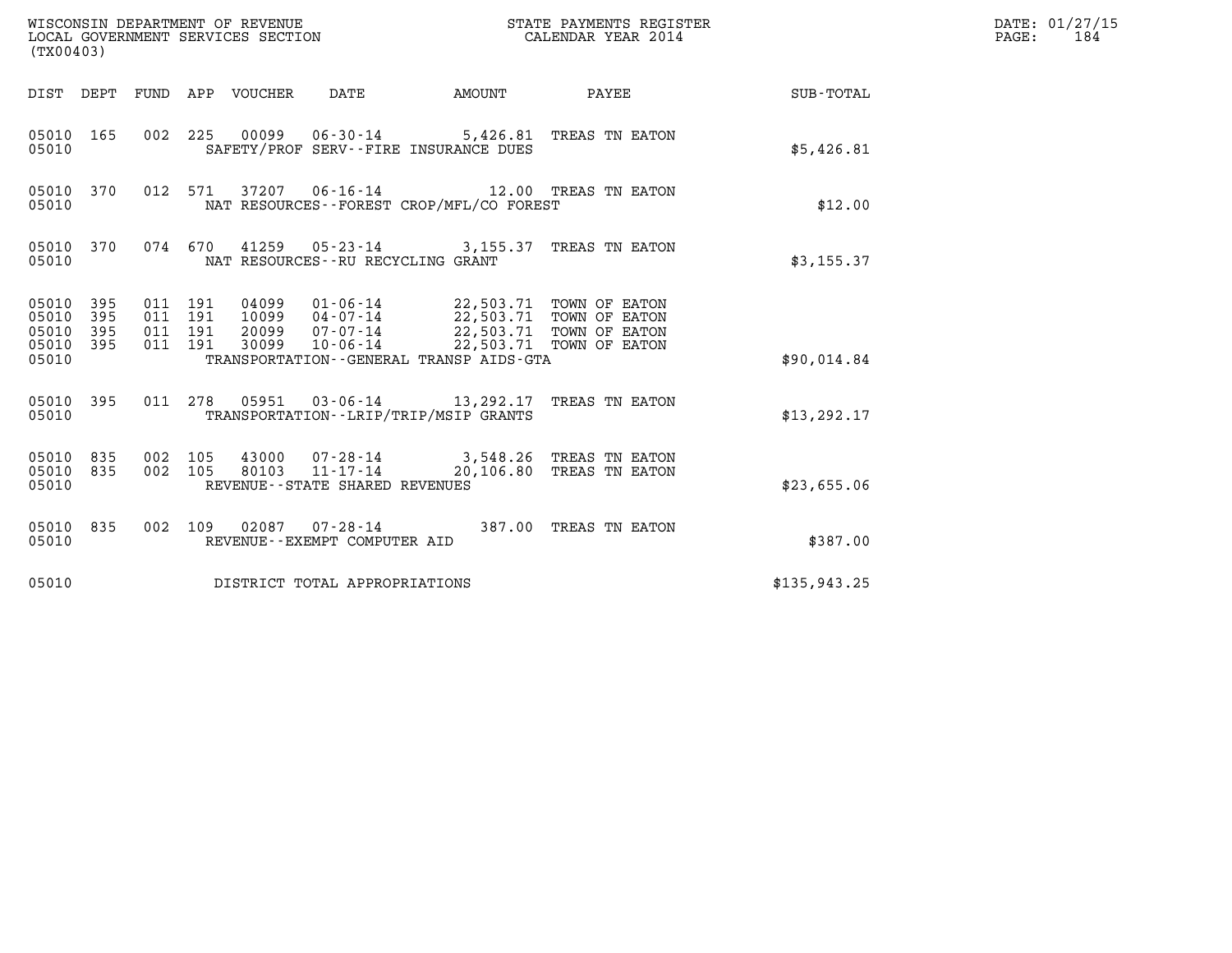WISCONSIN DEPARTMENT OF REVENUE
LOCAL GOVERNMENT SERVICES SECTION
(TX00403)

STATE PAYMENTS REGISTER
CALENDAR YEAR 2014

DATE: 01/27/15

| DIST | DEPT | FUND | APP | VOUCHER | DATE | AMOUNT | PAYEE | SUB-TOTAL |
|---|---|---|---|---|---|---|---|---|
| 05010 | 165 | 002 | 225 | 00099 | 06-30-14 | 5,426.81 | TREAS TN EATON | |
| 05010 | | | | SAFETY/PROF SERV--FIRE INSURANCE DUES | | | | $5,426.81 |
| 05010 | 370 | 012 | 571 | 37207 | 06-16-14 | 12.00 | TREAS TN EATON | |
| 05010 | | | | NAT RESOURCES--FOREST CROP/MFL/CO FOREST | | | | $12.00 |
| 05010 | 370 | 074 | 670 | 41259 | 05-23-14 | 3,155.37 | TREAS TN EATON | |
| 05010 | | | | NAT RESOURCES--RU RECYCLING GRANT | | | | $3,155.37 |
| 05010 | 395 | 011 | 191 | 04099 | 01-06-14 | 22,503.71 | TOWN OF EATON | |
| 05010 | 395 | 011 | 191 | 10099 | 04-07-14 | 22,503.71 | TOWN OF EATON | |
| 05010 | 395 | 011 | 191 | 20099 | 07-07-14 | 22,503.71 | TOWN OF EATON | |
| 05010 | 395 | 011 | 191 | 30099 | 10-06-14 | 22,503.71 | TOWN OF EATON | |
| 05010 | | | | TRANSPORTATION--GENERAL TRANSP AIDS-GTA | | | | $90,014.84 |
| 05010 | 395 | 011 | 278 | 05951 | 03-06-14 | 13,292.17 | TREAS TN EATON | |
| 05010 | | | | TRANSPORTATION--LRIP/TRIP/MSIP GRANTS | | | | $13,292.17 |
| 05010 | 835 | 002 | 105 | 43000 | 07-28-14 | 3,548.26 | TREAS TN EATON | |
| 05010 | 835 | 002 | 105 | 80103 | 11-17-14 | 20,106.80 | TREAS TN EATON | |
| 05010 | | | | REVENUE--STATE SHARED REVENUES | | | | $23,655.06 |
| 05010 | 835 | 002 | 109 | 02087 | 07-28-14 | 387.00 | TREAS TN EATON | |
| 05010 | | | | REVENUE--EXEMPT COMPUTER AID | | | | $387.00 |
| 05010 | | | | DISTRICT TOTAL APPROPRIATIONS | | | | $135,943.25 |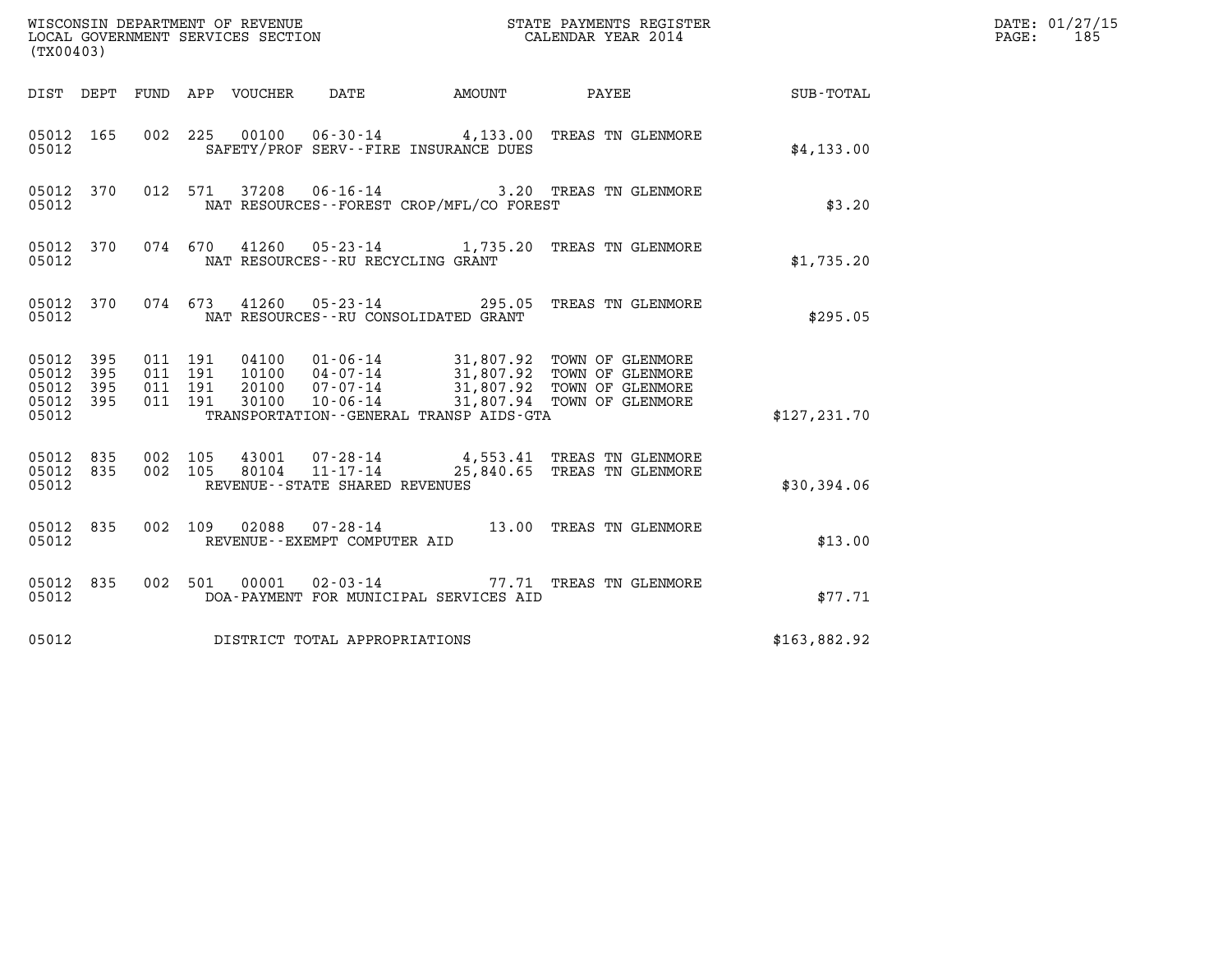WISCONSIN DEPARTMENT OF REVENUE
LOCAL GOVERNMENT SERVICES SECTION
(TX00403)

STATE PAYMENTS REGISTER
CALENDAR YEAR 2014

DATE: 01/27/15
PAGE: 185

| DIST | DEPT | FUND | APP | VOUCHER | DATE | AMOUNT | PAYEE | SUB-TOTAL |
|---|---|---|---|---|---|---|---|---|
| 05012 | 165 | 002 | 225 | 00100 | 06-30-14 | 4,133.00 | TREAS TN GLENMORE | |
| 05012 | | | | | SAFETY/PROF SERV--FIRE INSURANCE DUES | | | $4,133.00 |
| 05012 | 370 | 012 | 571 | 37208 | 06-16-14 | 3.20 | TREAS TN GLENMORE | |
| 05012 | | | | | NAT RESOURCES--FOREST CROP/MFL/CO FOREST | | | $3.20 |
| 05012 | 370 | 074 | 670 | 41260 | 05-23-14 | 1,735.20 | TREAS TN GLENMORE | |
| 05012 | | | | | NAT RESOURCES--RU RECYCLING GRANT | | | $1,735.20 |
| 05012 | 370 | 074 | 673 | 41260 | 05-23-14 | 295.05 | TREAS TN GLENMORE | |
| 05012 | | | | | NAT RESOURCES--RU CONSOLIDATED GRANT | | | $295.05 |
| 05012 | 395 | 011 | 191 | 04100 | 01-06-14 | 31,807.92 | TOWN OF GLENMORE | |
| 05012 | 395 | 011 | 191 | 10100 | 04-07-14 | 31,807.92 | TOWN OF GLENMORE | |
| 05012 | 395 | 011 | 191 | 20100 | 07-07-14 | 31,807.92 | TOWN OF GLENMORE | |
| 05012 | 395 | 011 | 191 | 30100 | 10-06-14 | 31,807.94 | TOWN OF GLENMORE | |
| 05012 | | | | | TRANSPORTATION--GENERAL TRANSP AIDS-GTA | | | $127,231.70 |
| 05012 | 835 | 002 | 105 | 43001 | 07-28-14 | 4,553.41 | TREAS TN GLENMORE | |
| 05012 | 835 | 002 | 105 | 80104 | 11-17-14 | 25,840.65 | TREAS TN GLENMORE | |
| 05012 | | | | | REVENUE--STATE SHARED REVENUES | | | $30,394.06 |
| 05012 | 835 | 002 | 109 | 02088 | 07-28-14 | 13.00 | TREAS TN GLENMORE | |
| 05012 | | | | | REVENUE--EXEMPT COMPUTER AID | | | $13.00 |
| 05012 | 835 | 002 | 501 | 00001 | 02-03-14 | 77.71 | TREAS TN GLENMORE | |
| 05012 | | | | | DOA-PAYMENT FOR MUNICIPAL SERVICES AID | | | $77.71 |
| 05012 | | | | | DISTRICT TOTAL APPROPRIATIONS | | | $163,882.92 |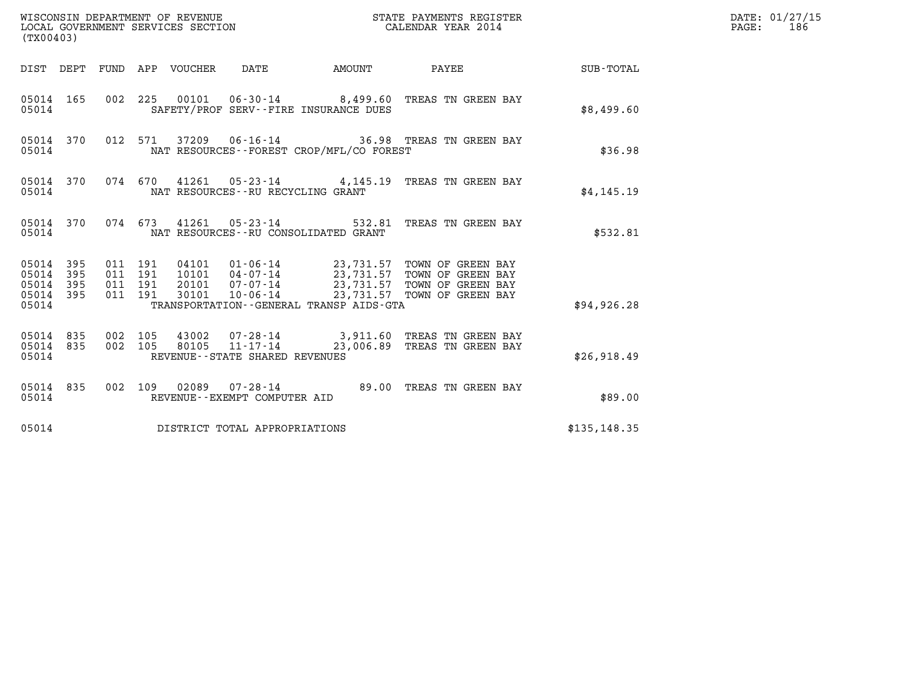WISCONSIN DEPARTMENT OF REVENUE
LOCAL GOVERNMENT SERVICES SECTION
(TX00403)

STATE PAYMENTS REGISTER
CALENDAR YEAR 2014

DATE: 01/27/15
PAGE: 186

| DIST | DEPT | FUND | APP | VOUCHER | DATE | AMOUNT | PAYEE | SUB-TOTAL |
|---|---|---|---|---|---|---|---|---|
| 05014 | 165 | 002 | 225 | 00101 | 06-30-14 | 8,499.60 | TREAS TN GREEN BAY | |
| 05014 | | | | SAFETY/PROF SERV--FIRE INSURANCE DUES | | | | $8,499.60 |
| 05014 | 370 | 012 | 571 | 37209 | 06-16-14 | 36.98 | TREAS TN GREEN BAY | |
| 05014 | | | | NAT RESOURCES--FOREST CROP/MFL/CO FOREST | | | | $36.98 |
| 05014 | 370 | 074 | 670 | 41261 | 05-23-14 | 4,145.19 | TREAS TN GREEN BAY | |
| 05014 | | | | NAT RESOURCES--RU RECYCLING GRANT | | | | $4,145.19 |
| 05014 | 370 | 074 | 673 | 41261 | 05-23-14 | 532.81 | TREAS TN GREEN BAY | |
| 05014 | | | | NAT RESOURCES--RU CONSOLIDATED GRANT | | | | $532.81 |
| 05014 | 395 | 011 | 191 | 04101 | 01-06-14 | 23,731.57 | TOWN OF GREEN BAY | |
| 05014 | 395 | 011 | 191 | 10101 | 04-07-14 | 23,731.57 | TOWN OF GREEN BAY | |
| 05014 | 395 | 011 | 191 | 20101 | 07-07-14 | 23,731.57 | TOWN OF GREEN BAY | |
| 05014 | 395 | 011 | 191 | 30101 | 10-06-14 | 23,731.57 | TOWN OF GREEN BAY | |
| 05014 | | | | TRANSPORTATION--GENERAL TRANSP AIDS-GTA | | | | $94,926.28 |
| 05014 | 835 | 002 | 105 | 43002 | 07-28-14 | 3,911.60 | TREAS TN GREEN BAY | |
| 05014 | 835 | 002 | 105 | 80105 | 11-17-14 | 23,006.89 | TREAS TN GREEN BAY | |
| 05014 | | | | REVENUE--STATE SHARED REVENUES | | | | $26,918.49 |
| 05014 | 835 | 002 | 109 | 02089 | 07-28-14 | 89.00 | TREAS TN GREEN BAY | |
| 05014 | | | | REVENUE--EXEMPT COMPUTER AID | | | | $89.00 |
| 05014 | | | | DISTRICT TOTAL APPROPRIATIONS | | | | $135,148.35 |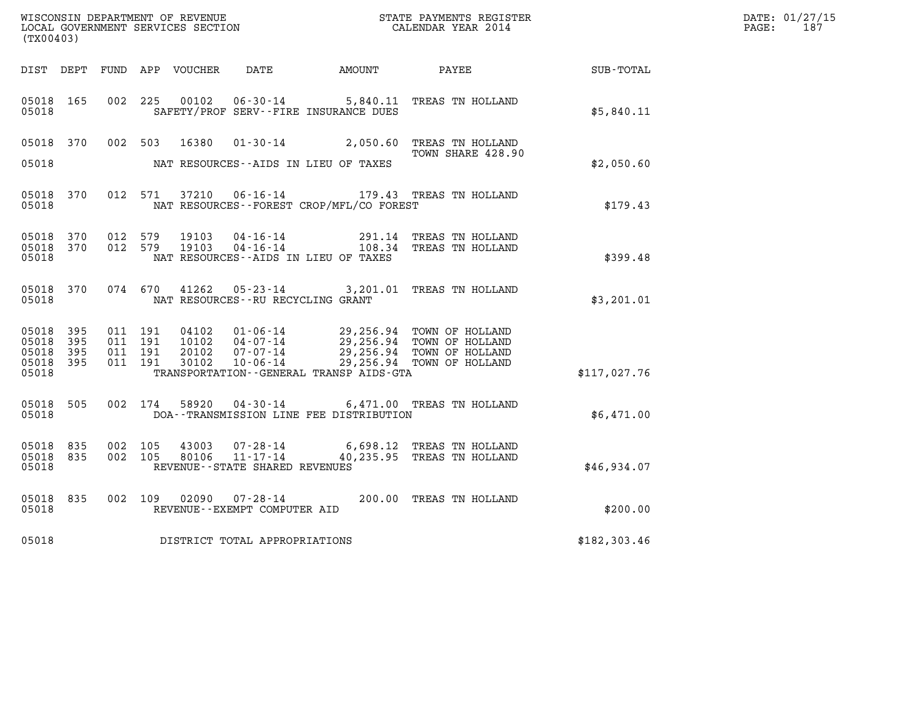WISCONSIN DEPARTMENT OF REVENUE
LOCAL GOVERNMENT SERVICES SECTION
(TX00403)

STATE PAYMENTS REGISTER
CALENDAR YEAR 2014

DATE: 01/27/15
PAGE: 187

| DIST | DEPT | FUND | APP | VOUCHER | DATE | AMOUNT | PAYEE | SUB-TOTAL |
|---|---|---|---|---|---|---|---|---|
| 05018 | 165 | 002 | 225 | 00102 | 06-30-14 | 5,840.11 | TREAS TN HOLLAND | |
| 05018 | | | | | SAFETY/PROF SERV--FIRE INSURANCE DUES | | | $5,840.11 |
| 05018 | 370 | 002 | 503 | 16380 | 01-30-14 | 2,050.60 | TREAS TN HOLLAND TOWN SHARE 428.90 | |
| 05018 | | | | | NAT RESOURCES--AIDS IN LIEU OF TAXES | | | $2,050.60 |
| 05018 | 370 | 012 | 571 | 37210 | 06-16-14 | 179.43 | TREAS TN HOLLAND | |
| 05018 | | | | | NAT RESOURCES--FOREST CROP/MFL/CO FOREST | | | $179.43 |
| 05018 | 370 | 012 | 579 | 19103 | 04-16-14 | 291.14 | TREAS TN HOLLAND | |
| 05018 | 370 | 012 | 579 | 19103 | 04-16-14 | 108.34 | TREAS TN HOLLAND | |
| 05018 | | | | | NAT RESOURCES--AIDS IN LIEU OF TAXES | | | $399.48 |
| 05018 | 370 | 074 | 670 | 41262 | 05-23-14 | 3,201.01 | TREAS TN HOLLAND | |
| 05018 | | | | | NAT RESOURCES--RU RECYCLING GRANT | | | $3,201.01 |
| 05018 | 395 | 011 | 191 | 04102 | 01-06-14 | 29,256.94 | TOWN OF HOLLAND | |
| 05018 | 395 | 011 | 191 | 10102 | 04-07-14 | 29,256.94 | TOWN OF HOLLAND | |
| 05018 | 395 | 011 | 191 | 20102 | 07-07-14 | 29,256.94 | TOWN OF HOLLAND | |
| 05018 | 395 | 011 | 191 | 30102 | 10-06-14 | 29,256.94 | TOWN OF HOLLAND | |
| 05018 | | | | | TRANSPORTATION--GENERAL TRANSP AIDS-GTA | | | $117,027.76 |
| 05018 | 505 | 002 | 174 | 58920 | 04-30-14 | 6,471.00 | TREAS TN HOLLAND | |
| 05018 | | | | | DOA--TRANSMISSION LINE FEE DISTRIBUTION | | | $6,471.00 |
| 05018 | 835 | 002 | 105 | 43003 | 07-28-14 | 6,698.12 | TREAS TN HOLLAND | |
| 05018 | 835 | 002 | 105 | 80106 | 11-17-14 | 40,235.95 | TREAS TN HOLLAND | |
| 05018 | | | | | REVENUE--STATE SHARED REVENUES | | | $46,934.07 |
| 05018 | 835 | 002 | 109 | 02090 | 07-28-14 | 200.00 | TREAS TN HOLLAND | |
| 05018 | | | | | REVENUE--EXEMPT COMPUTER AID | | | $200.00 |
| 05018 | | | | | DISTRICT TOTAL APPROPRIATIONS | | | $182,303.46 |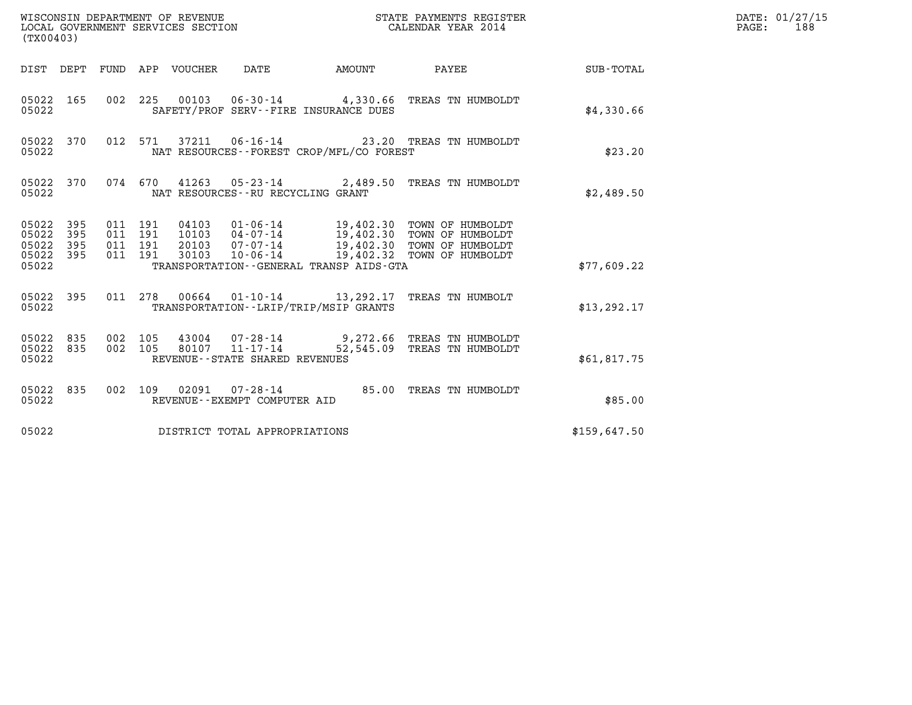WISCONSIN DEPARTMENT OF REVENUE
LOCAL GOVERNMENT SERVICES SECTION
(TX00403)

STATE PAYMENTS REGISTER
CALENDAR YEAR 2014

DATE: 01/27/15
PAGE: 188

| DIST | DEPT | FUND | APP | VOUCHER | DATE | AMOUNT | PAYEE | SUB-TOTAL |
|---|---|---|---|---|---|---|---|---|
| 05022 | 165 | 002 | 225 | 00103 | 06-30-14 | 4,330.66 | TREAS TN HUMBOLDT | |
| 05022 | | | | | SAFETY/PROF SERV--FIRE INSURANCE DUES | | | $4,330.66 |
| 05022 | 370 | 012 | 571 | 37211 | 06-16-14 | 23.20 | TREAS TN HUMBOLDT | |
| 05022 | | | | | NAT RESOURCES--FOREST CROP/MFL/CO FOREST | | | $23.20 |
| 05022 | 370 | 074 | 670 | 41263 | 05-23-14 | 2,489.50 | TREAS TN HUMBOLDT | |
| 05022 | | | | | NAT RESOURCES--RU RECYCLING GRANT | | | $2,489.50 |
| 05022 | 395 | 011 | 191 | 04103 | 01-06-14 | 19,402.30 | TOWN OF HUMBOLDT | |
| 05022 | 395 | 011 | 191 | 10103 | 04-07-14 | 19,402.30 | TOWN OF HUMBOLDT | |
| 05022 | 395 | 011 | 191 | 20103 | 07-07-14 | 19,402.30 | TOWN OF HUMBOLDT | |
| 05022 | 395 | 011 | 191 | 30103 | 10-06-14 | 19,402.32 | TOWN OF HUMBOLDT | |
| 05022 | | | | | TRANSPORTATION--GENERAL TRANSP AIDS-GTA | | | $77,609.22 |
| 05022 | 395 | 011 | 278 | 00664 | 01-10-14 | 13,292.17 | TREAS TN HUMBOLT | |
| 05022 | | | | | TRANSPORTATION--LRIP/TRIP/MSIP GRANTS | | | $13,292.17 |
| 05022 | 835 | 002 | 105 | 43004 | 07-28-14 | 9,272.66 | TREAS TN HUMBOLDT | |
| 05022 | 835 | 002 | 105 | 80107 | 11-17-14 | 52,545.09 | TREAS TN HUMBOLDT | |
| 05022 | | | | | REVENUE--STATE SHARED REVENUES | | | $61,817.75 |
| 05022 | 835 | 002 | 109 | 02091 | 07-28-14 | 85.00 | TREAS TN HUMBOLDT | |
| 05022 | | | | | REVENUE--EXEMPT COMPUTER AID | | | $85.00 |
| 05022 | | | | | DISTRICT TOTAL APPROPRIATIONS | | | $159,647.50 |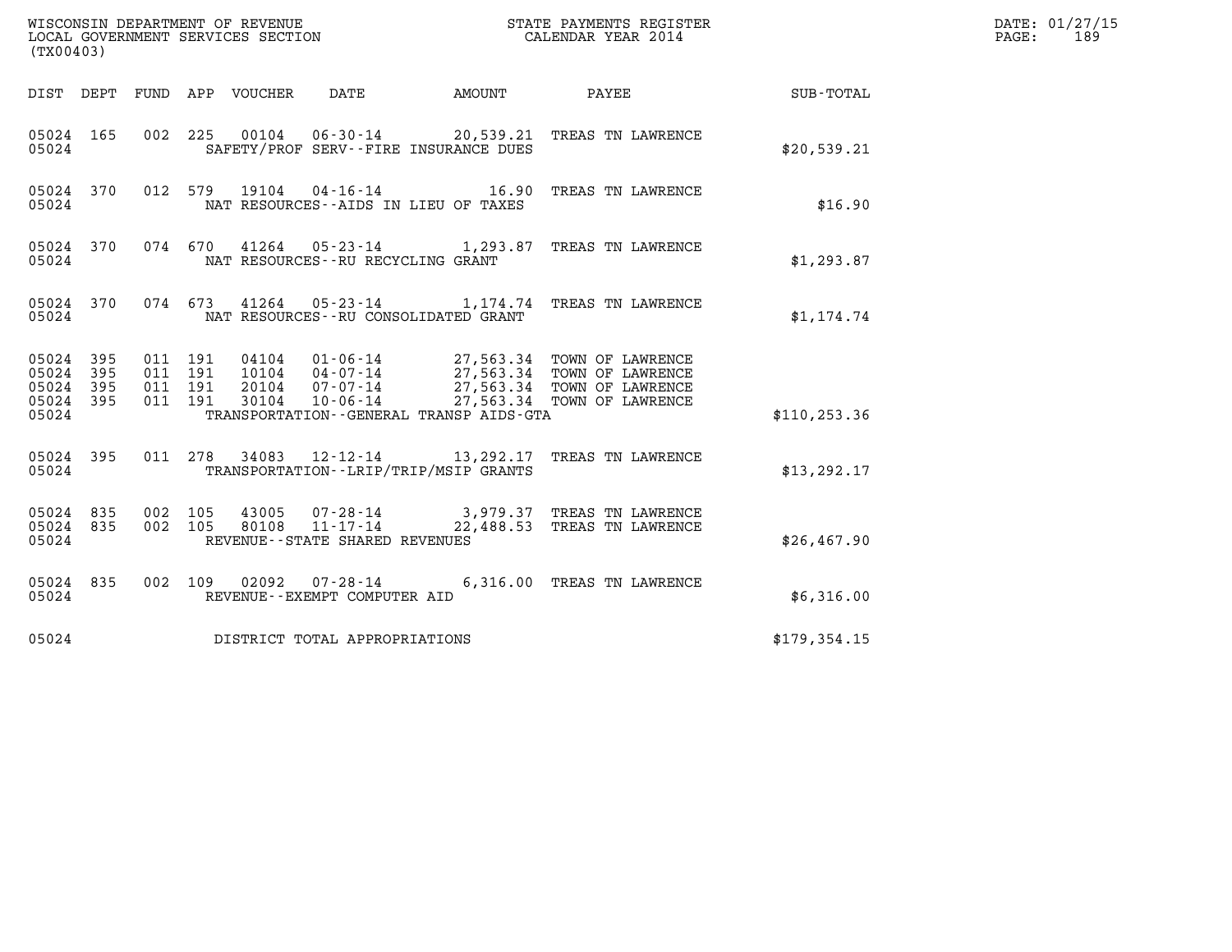WISCONSIN DEPARTMENT OF REVENUE
LOCAL GOVERNMENT SERVICES SECTION
(TX00403)

STATE PAYMENTS REGISTER
CALENDAR YEAR 2014

DATE: 01/27/15
PAGE: 189

| DIST | DEPT | FUND | APP | VOUCHER | DATE | AMOUNT | PAYEE | SUB-TOTAL |
|---|---|---|---|---|---|---|---|---|
| 05024 | 165 | 002 | 225 | 00104 | 06-30-14 | 20,539.21 | TREAS TN LAWRENCE | |
| 05024 | | | | SAFETY/PROF SERV--FIRE INSURANCE DUES | | | | $20,539.21 |
| 05024 | 370 | 012 | 579 | 19104 | 04-16-14 | 16.90 | TREAS TN LAWRENCE | |
| 05024 | | | | NAT RESOURCES--AIDS IN LIEU OF TAXES | | | | $16.90 |
| 05024 | 370 | 074 | 670 | 41264 | 05-23-14 | 1,293.87 | TREAS TN LAWRENCE | |
| 05024 | | | | NAT RESOURCES--RU RECYCLING GRANT | | | | $1,293.87 |
| 05024 | 370 | 074 | 673 | 41264 | 05-23-14 | 1,174.74 | TREAS TN LAWRENCE | |
| 05024 | | | | NAT RESOURCES--RU CONSOLIDATED GRANT | | | | $1,174.74 |
| 05024 | 395 | 011 | 191 | 04104 | 01-06-14 | 27,563.34 | TOWN OF LAWRENCE | |
| 05024 | 395 | 011 | 191 | 10104 | 04-07-14 | 27,563.34 | TOWN OF LAWRENCE | |
| 05024 | 395 | 011 | 191 | 20104 | 07-07-14 | 27,563.34 | TOWN OF LAWRENCE | |
| 05024 | 395 | 011 | 191 | 30104 | 10-06-14 | 27,563.34 | TOWN OF LAWRENCE | |
| 05024 | | | | TRANSPORTATION--GENERAL TRANSP AIDS-GTA | | | | $110,253.36 |
| 05024 | 395 | 011 | 278 | 34083 | 12-12-14 | 13,292.17 | TREAS TN LAWRENCE | |
| 05024 | | | | TRANSPORTATION--LRIP/TRIP/MSIP GRANTS | | | | $13,292.17 |
| 05024 | 835 | 002 | 105 | 43005 | 07-28-14 | 3,979.37 | TREAS TN LAWRENCE | |
| 05024 | 835 | 002 | 105 | 80108 | 11-17-14 | 22,488.53 | TREAS TN LAWRENCE | |
| 05024 | | | | REVENUE--STATE SHARED REVENUES | | | | $26,467.90 |
| 05024 | 835 | 002 | 109 | 02092 | 07-28-14 | 6,316.00 | TREAS TN LAWRENCE | |
| 05024 | | | | REVENUE--EXEMPT COMPUTER AID | | | | $6,316.00 |
| 05024 | | | | DISTRICT TOTAL APPROPRIATIONS | | | | $179,354.15 |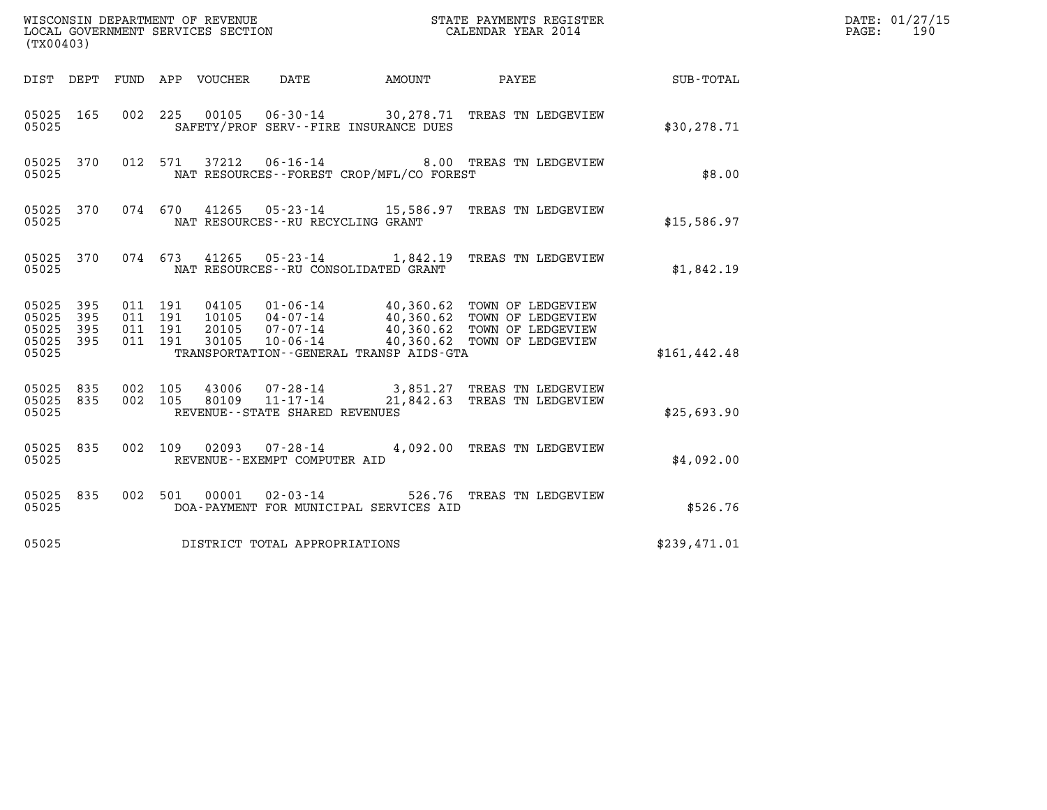WISCONSIN DEPARTMENT OF REVENUE
LOCAL GOVERNMENT SERVICES SECTION
(TX00403)

STATE PAYMENTS REGISTER
CALENDAR YEAR 2014

DATE: 01/27/15
PAGE: 190

| DIST | DEPT | FUND | APP | VOUCHER | DATE | AMOUNT | PAYEE | SUB-TOTAL |
|---|---|---|---|---|---|---|---|---|
| 05025 | 165 | 002 | 225 | 00105 | 06-30-14 | 30,278.71 | TREAS TN LEDGEVIEW | |
| 05025 | | | | SAFETY/PROF SERV--FIRE INSURANCE DUES | | | | $30,278.71 |
| 05025 | 370 | 012 | 571 | 37212 | 06-16-14 | 8.00 | TREAS TN LEDGEVIEW | |
| 05025 | | | | NAT RESOURCES--FOREST CROP/MFL/CO FOREST | | | | $8.00 |
| 05025 | 370 | 074 | 670 | 41265 | 05-23-14 | 15,586.97 | TREAS TN LEDGEVIEW | |
| 05025 | | | | NAT RESOURCES--RU RECYCLING GRANT | | | | $15,586.97 |
| 05025 | 370 | 074 | 673 | 41265 | 05-23-14 | 1,842.19 | TREAS TN LEDGEVIEW | |
| 05025 | | | | NAT RESOURCES--RU CONSOLIDATED GRANT | | | | $1,842.19 |
| 05025 | 395 | 011 | 191 | 04105 | 01-06-14 | 40,360.62 | TOWN OF LEDGEVIEW | |
| 05025 | 395 | 011 | 191 | 10105 | 04-07-14 | 40,360.62 | TOWN OF LEDGEVIEW | |
| 05025 | 395 | 011 | 191 | 20105 | 07-07-14 | 40,360.62 | TOWN OF LEDGEVIEW | |
| 05025 | 395 | 011 | 191 | 30105 | 10-06-14 | 40,360.62 | TOWN OF LEDGEVIEW | |
| 05025 | | | | TRANSPORTATION--GENERAL TRANSP AIDS-GTA | | | | $161,442.48 |
| 05025 | 835 | 002 | 105 | 43006 | 07-28-14 | 3,851.27 | TREAS TN LEDGEVIEW | |
| 05025 | 835 | 002 | 105 | 80109 | 11-17-14 | 21,842.63 | TREAS TN LEDGEVIEW | |
| 05025 | | | | REVENUE--STATE SHARED REVENUES | | | | $25,693.90 |
| 05025 | 835 | 002 | 109 | 02093 | 07-28-14 | 4,092.00 | TREAS TN LEDGEVIEW | |
| 05025 | | | | REVENUE--EXEMPT COMPUTER AID | | | | $4,092.00 |
| 05025 | 835 | 002 | 501 | 00001 | 02-03-14 | 526.76 | TREAS TN LEDGEVIEW | |
| 05025 | | | | DOA-PAYMENT FOR MUNICIPAL SERVICES AID | | | | $526.76 |
| 05025 | | | | DISTRICT TOTAL APPROPRIATIONS | | | | $239,471.01 |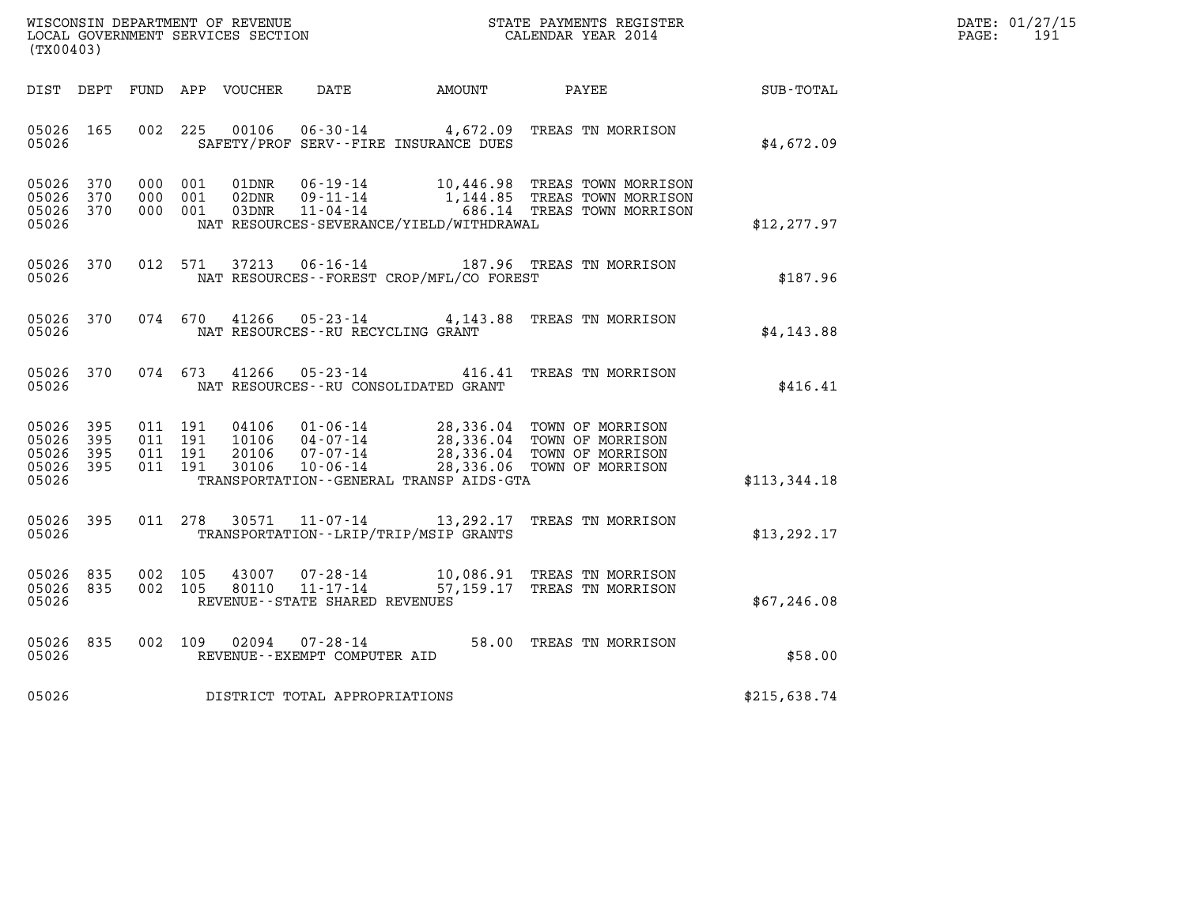WISCONSIN DEPARTMENT OF REVENUE
LOCAL GOVERNMENT SERVICES SECTION
(TX00403)

STATE PAYMENTS REGISTER
CALENDAR YEAR 2014

DATE: 01/27/15
PAGE: 191

| DIST | DEPT | FUND | APP | VOUCHER | DATE | AMOUNT | PAYEE | SUB-TOTAL |
|---|---|---|---|---|---|---|---|---|
| 05026 | 165 | 002 | 225 | 00106 | 06-30-14 | 4,672.09 | TREAS TN MORRISON | |
| 05026 | | | | | SAFETY/PROF SERV--FIRE INSURANCE DUES | | | $4,672.09 |
| 05026 | 370 | 000 | 001 | 01DNR | 06-19-14 | 10,446.98 | TREAS TOWN MORRISON | |
| 05026 | 370 | 000 | 001 | 02DNR | 09-11-14 | 1,144.85 | TREAS TOWN MORRISON | |
| 05026 | 370 | 000 | 001 | 03DNR | 11-04-14 | 686.14 | TREAS TOWN MORRISON | |
| 05026 | | | | | NAT RESOURCES-SEVERANCE/YIELD/WITHDRAWAL | | | $12,277.97 |
| 05026 | 370 | 012 | 571 | 37213 | 06-16-14 | 187.96 | TREAS TN MORRISON | |
| 05026 | | | | | NAT RESOURCES--FOREST CROP/MFL/CO FOREST | | | $187.96 |
| 05026 | 370 | 074 | 670 | 41266 | 05-23-14 | 4,143.88 | TREAS TN MORRISON | |
| 05026 | | | | | NAT RESOURCES--RU RECYCLING GRANT | | | $4,143.88 |
| 05026 | 370 | 074 | 673 | 41266 | 05-23-14 | 416.41 | TREAS TN MORRISON | |
| 05026 | | | | | NAT RESOURCES--RU CONSOLIDATED GRANT | | | $416.41 |
| 05026 | 395 | 011 | 191 | 04106 | 01-06-14 | 28,336.04 | TOWN OF MORRISON | |
| 05026 | 395 | 011 | 191 | 10106 | 04-07-14 | 28,336.04 | TOWN OF MORRISON | |
| 05026 | 395 | 011 | 191 | 20106 | 07-07-14 | 28,336.04 | TOWN OF MORRISON | |
| 05026 | 395 | 011 | 191 | 30106 | 10-06-14 | 28,336.06 | TOWN OF MORRISON | |
| 05026 | | | | | TRANSPORTATION--GENERAL TRANSP AIDS-GTA | | | $113,344.18 |
| 05026 | 395 | 011 | 278 | 30571 | 11-07-14 | 13,292.17 | TREAS TN MORRISON | |
| 05026 | | | | | TRANSPORTATION--LRIP/TRIP/MSIP GRANTS | | | $13,292.17 |
| 05026 | 835 | 002 | 105 | 43007 | 07-28-14 | 10,086.91 | TREAS TN MORRISON | |
| 05026 | 835 | 002 | 105 | 80110 | 11-17-14 | 57,159.17 | TREAS TN MORRISON | |
| 05026 | | | | | REVENUE--STATE SHARED REVENUES | | | $67,246.08 |
| 05026 | 835 | 002 | 109 | 02094 | 07-28-14 | 58.00 | TREAS TN MORRISON | |
| 05026 | | | | | REVENUE--EXEMPT COMPUTER AID | | | $58.00 |
| 05026 | | | | | DISTRICT TOTAL APPROPRIATIONS | | | $215,638.74 |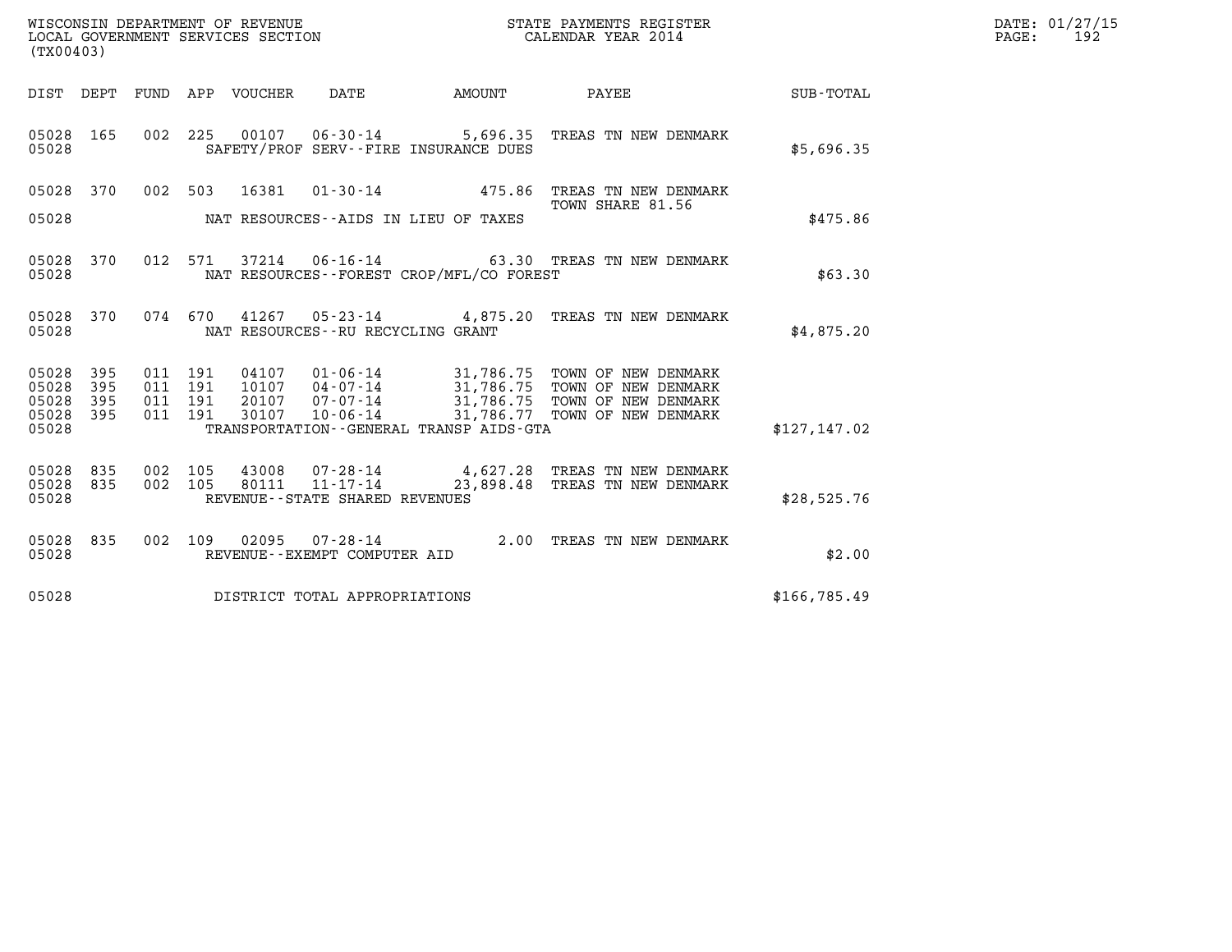WISCONSIN DEPARTMENT OF REVENUE
LOCAL GOVERNMENT SERVICES SECTION
(TX00403)

STATE PAYMENTS REGISTER
CALENDAR YEAR 2014

DATE: 01/27/15
PAGE: 192

| DIST | DEPT | FUND | APP | VOUCHER | DATE | AMOUNT | PAYEE | SUB-TOTAL |
|---|---|---|---|---|---|---|---|---|
| 05028 | 165 | 002 | 225 | 00107 | 06-30-14 | 5,696.35 | TREAS TN NEW DENMARK | |
| 05028 | | | | | SAFETY/PROF SERV--FIRE INSURANCE DUES | | | $5,696.35 |
| 05028 | 370 | 002 | 503 | 16381 | 01-30-14 | 475.86 | TREAS TN NEW DENMARK TOWN SHARE 81.56 | |
| 05028 | | | | | NAT RESOURCES--AIDS IN LIEU OF TAXES | | | $475.86 |
| 05028 | 370 | 012 | 571 | 37214 | 06-16-14 | 63.30 | TREAS TN NEW DENMARK | |
| 05028 | | | | | NAT RESOURCES--FOREST CROP/MFL/CO FOREST | | | $63.30 |
| 05028 | 370 | 074 | 670 | 41267 | 05-23-14 | 4,875.20 | TREAS TN NEW DENMARK | |
| 05028 | | | | | NAT RESOURCES--RU RECYCLING GRANT | | | $4,875.20 |
| 05028 | 395 | 011 | 191 | 04107 | 01-06-14 | 31,786.75 | TOWN OF NEW DENMARK | |
| 05028 | 395 | 011 | 191 | 10107 | 04-07-14 | 31,786.75 | TOWN OF NEW DENMARK | |
| 05028 | 395 | 011 | 191 | 20107 | 07-07-14 | 31,786.75 | TOWN OF NEW DENMARK | |
| 05028 | 395 | 011 | 191 | 30107 | 10-06-14 | 31,786.77 | TOWN OF NEW DENMARK | |
| 05028 | | | | | TRANSPORTATION--GENERAL TRANSP AIDS-GTA | | | $127,147.02 |
| 05028 | 835 | 002 | 105 | 43008 | 07-28-14 | 4,627.28 | TREAS TN NEW DENMARK | |
| 05028 | 835 | 002 | 105 | 80111 | 11-17-14 | 23,898.48 | TREAS TN NEW DENMARK | |
| 05028 | | | | | REVENUE--STATE SHARED REVENUES | | | $28,525.76 |
| 05028 | 835 | 002 | 109 | 02095 | 07-28-14 | 2.00 | TREAS TN NEW DENMARK | |
| 05028 | | | | | REVENUE--EXEMPT COMPUTER AID | | | $2.00 |
| 05028 | | | | | DISTRICT TOTAL APPROPRIATIONS | | | $166,785.49 |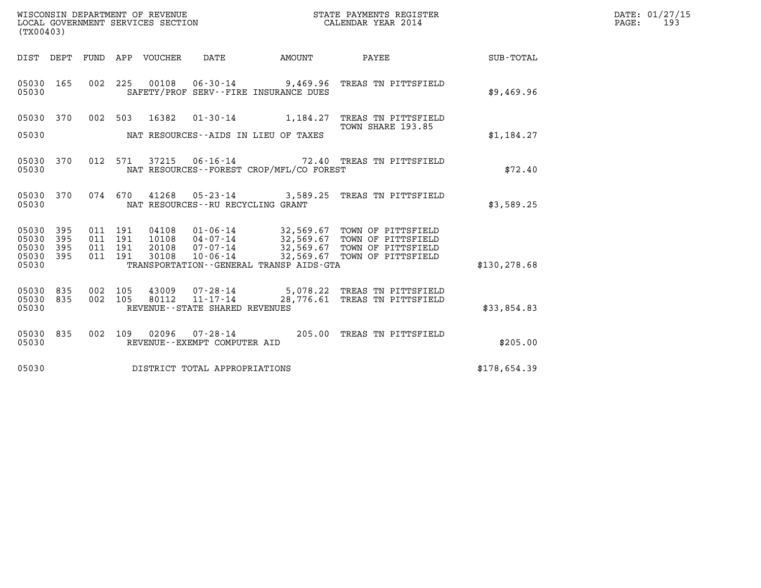WISCONSIN DEPARTMENT OF REVENUE
LOCAL GOVERNMENT SERVICES SECTION
(TX00403)

STATE PAYMENTS REGISTER
CALENDAR YEAR 2014

DATE: 01/27/15

| DIST | DEPT | FUND | APP | VOUCHER | DATE | AMOUNT | PAYEE | SUB-TOTAL |
|---|---|---|---|---|---|---|---|---|
| 05030 | 165 | 002 | 225 | 00108 | 06-30-14 | 9,469.96 | TREAS TN PITTSFIELD | |
| 05030 | | | | | SAFETY/PROF SERV--FIRE INSURANCE DUES | | | $9,469.96 |
| 05030 | 370 | 002 | 503 | 16382 | 01-30-14 | 1,184.27 | TREAS TN PITTSFIELD TOWN SHARE 193.85 | |
| 05030 | | | | | NAT RESOURCES--AIDS IN LIEU OF TAXES | | | $1,184.27 |
| 05030 | 370 | 012 | 571 | 37215 | 06-16-14 | 72.40 | TREAS TN PITTSFIELD | |
| 05030 | | | | | NAT RESOURCES--FOREST CROP/MFL/CO FOREST | | | $72.40 |
| 05030 | 370 | 074 | 670 | 41268 | 05-23-14 | 3,589.25 | TREAS TN PITTSFIELD | |
| 05030 | | | | | NAT RESOURCES--RU RECYCLING GRANT | | | $3,589.25 |
| 05030 | 395 | 011 | 191 | 04108 | 01-06-14 | 32,569.67 | TOWN OF PITTSFIELD | |
| 05030 | 395 | 011 | 191 | 10108 | 04-07-14 | 32,569.67 | TOWN OF PITTSFIELD | |
| 05030 | 395 | 011 | 191 | 20108 | 07-07-14 | 32,569.67 | TOWN OF PITTSFIELD | |
| 05030 | 395 | 011 | 191 | 30108 | 10-06-14 | 32,569.67 | TOWN OF PITTSFIELD | |
| 05030 | | | | | TRANSPORTATION--GENERAL TRANSP AIDS-GTA | | | $130,278.68 |
| 05030 | 835 | 002 | 105 | 43009 | 07-28-14 | 5,078.22 | TREAS TN PITTSFIELD | |
| 05030 | 835 | 002 | 105 | 80112 | 11-17-14 | 28,776.61 | TREAS TN PITTSFIELD | |
| 05030 | | | | | REVENUE--STATE SHARED REVENUES | | | $33,854.83 |
| 05030 | 835 | 002 | 109 | 02096 | 07-28-14 | 205.00 | TREAS TN PITTSFIELD | |
| 05030 | | | | | REVENUE--EXEMPT COMPUTER AID | | | $205.00 |
| 05030 | | | | | DISTRICT TOTAL APPROPRIATIONS | | | $178,654.39 |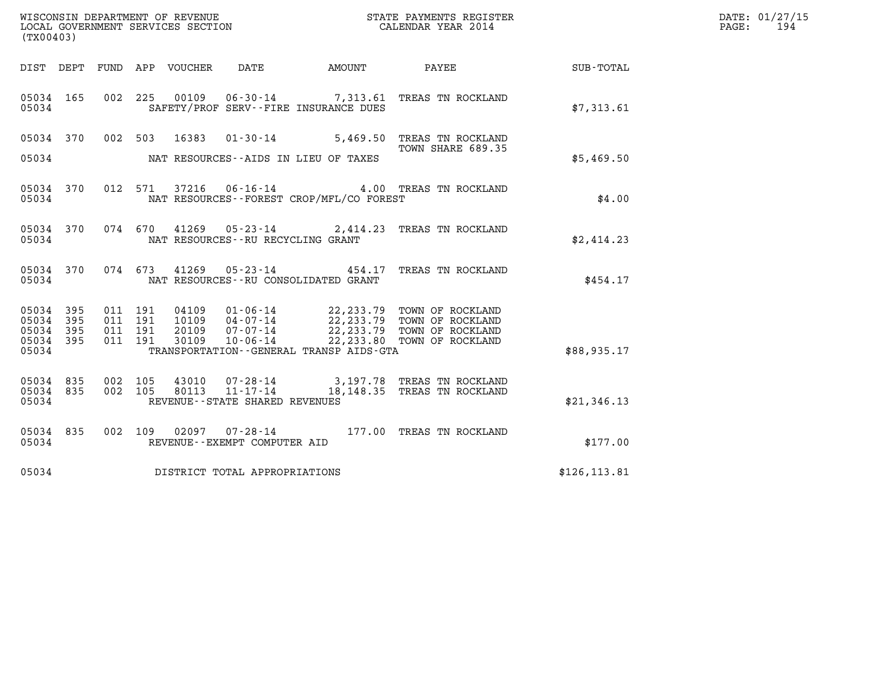WISCONSIN DEPARTMENT OF REVENUE
LOCAL GOVERNMENT SERVICES SECTION
(TX00403)

STATE PAYMENTS REGISTER
CALENDAR YEAR 2014

DATE: 01/27/15
PAGE: 194

| DIST | DEPT | FUND | APP | VOUCHER | DATE | AMOUNT | PAYEE | SUB-TOTAL |
|---|---|---|---|---|---|---|---|---|
| 05034 | 165 | 002 | 225 | 00109 | 06-30-14 | 7,313.61 | TREAS TN ROCKLAND | |
| 05034 | | | | | SAFETY/PROF SERV--FIRE INSURANCE DUES | | | $7,313.61 |
| 05034 | 370 | 002 | 503 | 16383 | 01-30-14 | 5,469.50 | TREAS TN ROCKLAND TOWN SHARE 689.35 | |
| 05034 | | | | | NAT RESOURCES--AIDS IN LIEU OF TAXES | | | $5,469.50 |
| 05034 | 370 | 012 | 571 | 37216 | 06-16-14 | 4.00 | TREAS TN ROCKLAND | |
| 05034 | | | | | NAT RESOURCES--FOREST CROP/MFL/CO FOREST | | | $4.00 |
| 05034 | 370 | 074 | 670 | 41269 | 05-23-14 | 2,414.23 | TREAS TN ROCKLAND | |
| 05034 | | | | | NAT RESOURCES--RU RECYCLING GRANT | | | $2,414.23 |
| 05034 | 370 | 074 | 673 | 41269 | 05-23-14 | 454.17 | TREAS TN ROCKLAND | |
| 05034 | | | | | NAT RESOURCES--RU CONSOLIDATED GRANT | | | $454.17 |
| 05034 | 395 | 011 | 191 | 04109 | 01-06-14 | 22,233.79 | TOWN OF ROCKLAND | |
| 05034 | 395 | 011 | 191 | 10109 | 04-07-14 | 22,233.79 | TOWN OF ROCKLAND | |
| 05034 | 395 | 011 | 191 | 20109 | 07-07-14 | 22,233.79 | TOWN OF ROCKLAND | |
| 05034 | 395 | 011 | 191 | 30109 | 10-06-14 | 22,233.80 | TOWN OF ROCKLAND | |
| 05034 | | | | | TRANSPORTATION--GENERAL TRANSP AIDS-GTA | | | $88,935.17 |
| 05034 | 835 | 002 | 105 | 43010 | 07-28-14 | 3,197.78 | TREAS TN ROCKLAND | |
| 05034 | 835 | 002 | 105 | 80113 | 11-17-14 | 18,148.35 | TREAS TN ROCKLAND | |
| 05034 | | | | | REVENUE--STATE SHARED REVENUES | | | $21,346.13 |
| 05034 | 835 | 002 | 109 | 02097 | 07-28-14 | 177.00 | TREAS TN ROCKLAND | |
| 05034 | | | | | REVENUE--EXEMPT COMPUTER AID | | | $177.00 |
| 05034 | | | | | DISTRICT TOTAL APPROPRIATIONS | | | $126,113.81 |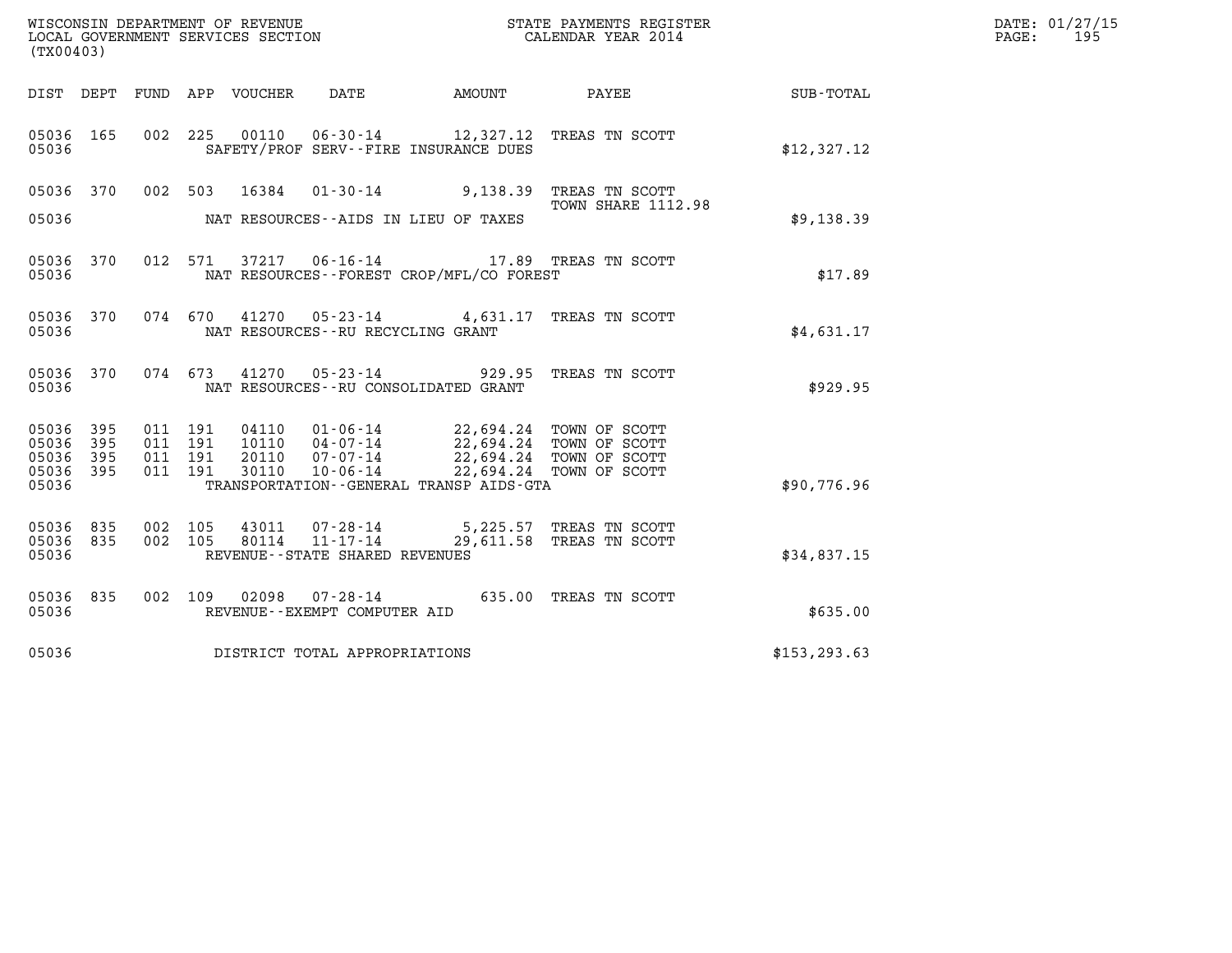WISCONSIN DEPARTMENT OF REVENUE
LOCAL GOVERNMENT SERVICES SECTION
(TX00403)

STATE PAYMENTS REGISTER
CALENDAR YEAR 2014

DATE: 01/27/15
PAGE: 195

| DIST | DEPT | FUND | APP | VOUCHER | DATE | AMOUNT | PAYEE | SUB-TOTAL |
|---|---|---|---|---|---|---|---|---|
| 05036 | 165 | 002 | 225 | 00110 | 06-30-14 | 12,327.12 | TREAS TN SCOTT | |
| 05036 | | | | | SAFETY/PROF SERV--FIRE INSURANCE DUES | | | $12,327.12 |
| 05036 | 370 | 002 | 503 | 16384 | 01-30-14 | 9,138.39 | TREAS TN SCOTT TOWN SHARE 1112.98 | |
| 05036 | | | | | NAT RESOURCES--AIDS IN LIEU OF TAXES | | | $9,138.39 |
| 05036 | 370 | 012 | 571 | 37217 | 06-16-14 | 17.89 | TREAS TN SCOTT | |
| 05036 | | | | | NAT RESOURCES--FOREST CROP/MFL/CO FOREST | | | $17.89 |
| 05036 | 370 | 074 | 670 | 41270 | 05-23-14 | 4,631.17 | TREAS TN SCOTT | |
| 05036 | | | | | NAT RESOURCES--RU RECYCLING GRANT | | | $4,631.17 |
| 05036 | 370 | 074 | 673 | 41270 | 05-23-14 | 929.95 | TREAS TN SCOTT | |
| 05036 | | | | | NAT RESOURCES--RU CONSOLIDATED GRANT | | | $929.95 |
| 05036 | 395 | 011 | 191 | 04110 | 01-06-14 | 22,694.24 | TOWN OF SCOTT | |
| 05036 | 395 | 011 | 191 | 10110 | 04-07-14 | 22,694.24 | TOWN OF SCOTT | |
| 05036 | 395 | 011 | 191 | 20110 | 07-07-14 | 22,694.24 | TOWN OF SCOTT | |
| 05036 | 395 | 011 | 191 | 30110 | 10-06-14 | 22,694.24 | TOWN OF SCOTT | |
| 05036 | | | | | TRANSPORTATION--GENERAL TRANSP AIDS-GTA | | | $90,776.96 |
| 05036 | 835 | 002 | 105 | 43011 | 07-28-14 | 5,225.57 | TREAS TN SCOTT | |
| 05036 | 835 | 002 | 105 | 80114 | 11-17-14 | 29,611.58 | TREAS TN SCOTT | |
| 05036 | | | | | REVENUE--STATE SHARED REVENUES | | | $34,837.15 |
| 05036 | 835 | 002 | 109 | 02098 | 07-28-14 | 635.00 | TREAS TN SCOTT | |
| 05036 | | | | | REVENUE--EXEMPT COMPUTER AID | | | $635.00 |
| 05036 | | | | | DISTRICT TOTAL APPROPRIATIONS | | | $153,293.63 |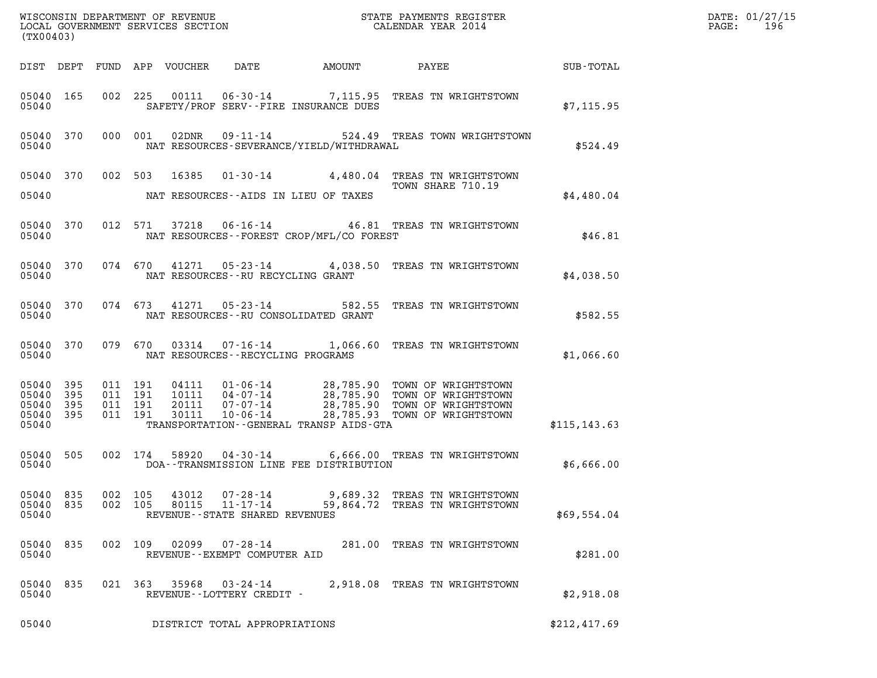WISCONSIN DEPARTMENT OF REVENUE
LOCAL GOVERNMENT SERVICES SECTION
(TX00403)

STATE PAYMENTS REGISTER
CALENDAR YEAR 2014

DATE: 01/27/15
PAGE: 196

| DIST | DEPT | FUND | APP | VOUCHER | DATE | AMOUNT | PAYEE | SUB-TOTAL |
|---|---|---|---|---|---|---|---|---|
| 05040 | 165 | 002 | 225 | 00111 | 06-30-14 | 7,115.95 | TREAS TN WRIGHTSTOWN | |
| 05040 | | | | SAFETY/PROF SERV--FIRE INSURANCE DUES | | | | $7,115.95 |
| 05040 | 370 | 000 | 001 | 02DNR | 09-11-14 | 524.49 | TREAS TOWN WRIGHTSTOWN | |
| 05040 | | | | NAT RESOURCES-SEVERANCE/YIELD/WITHDRAWAL | | | | $524.49 |
| 05040 | 370 | 002 | 503 | 16385 | 01-30-14 | 4,480.04 | TREAS TN WRIGHTSTOWN TOWN SHARE 710.19 | |
| 05040 | | | | NAT RESOURCES--AIDS IN LIEU OF TAXES | | | | $4,480.04 |
| 05040 | 370 | 012 | 571 | 37218 | 06-16-14 | 46.81 | TREAS TN WRIGHTSTOWN | |
| 05040 | | | | NAT RESOURCES--FOREST CROP/MFL/CO FOREST | | | | $46.81 |
| 05040 | 370 | 074 | 670 | 41271 | 05-23-14 | 4,038.50 | TREAS TN WRIGHTSTOWN | |
| 05040 | | | | NAT RESOURCES--RU RECYCLING GRANT | | | | $4,038.50 |
| 05040 | 370 | 074 | 673 | 41271 | 05-23-14 | 582.55 | TREAS TN WRIGHTSTOWN | |
| 05040 | | | | NAT RESOURCES--RU CONSOLIDATED GRANT | | | | $582.55 |
| 05040 | 370 | 079 | 670 | 03314 | 07-16-14 | 1,066.60 | TREAS TN WRIGHTSTOWN | |
| 05040 | | | | NAT RESOURCES--RECYCLING PROGRAMS | | | | $1,066.60 |
| 05040 | 395 | 011 | 191 | 04111 | 01-06-14 | 28,785.90 | TOWN OF WRIGHTSTOWN | |
| 05040 | 395 | 011 | 191 | 10111 | 04-07-14 | 28,785.90 | TOWN OF WRIGHTSTOWN | |
| 05040 | 395 | 011 | 191 | 20111 | 07-07-14 | 28,785.90 | TOWN OF WRIGHTSTOWN | |
| 05040 | 395 | 011 | 191 | 30111 | 10-06-14 | 28,785.93 | TOWN OF WRIGHTSTOWN | |
| 05040 | | | | TRANSPORTATION--GENERAL TRANSP AIDS-GTA | | | | $115,143.63 |
| 05040 | 505 | 002 | 174 | 58920 | 04-30-14 | 6,666.00 | TREAS TN WRIGHTSTOWN | |
| 05040 | | | | DOA--TRANSMISSION LINE FEE DISTRIBUTION | | | | $6,666.00 |
| 05040 | 835 | 002 | 105 | 43012 | 07-28-14 | 9,689.32 | TREAS TN WRIGHTSTOWN | |
| 05040 | 835 | 002 | 105 | 80115 | 11-17-14 | 59,864.72 | TREAS TN WRIGHTSTOWN | |
| 05040 | | | | REVENUE--STATE SHARED REVENUES | | | | $69,554.04 |
| 05040 | 835 | 002 | 109 | 02099 | 07-28-14 | 281.00 | TREAS TN WRIGHTSTOWN | |
| 05040 | | | | REVENUE--EXEMPT COMPUTER AID | | | | $281.00 |
| 05040 | 835 | 021 | 363 | 35968 | 03-24-14 | 2,918.08 | TREAS TN WRIGHTSTOWN | |
| 05040 | | | | REVENUE--LOTTERY CREDIT - | | | | $2,918.08 |
| 05040 | | | | DISTRICT TOTAL APPROPRIATIONS | | | | $212,417.69 |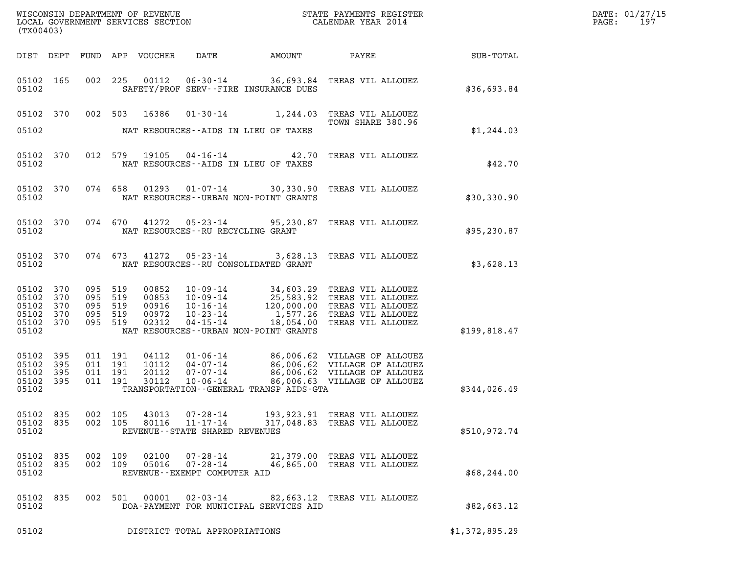WISCONSIN DEPARTMENT OF REVENUE
LOCAL GOVERNMENT SERVICES SECTION
(TX00403)

STATE PAYMENTS REGISTER
CALENDAR YEAR 2014

DATE: 01/27/15

| DIST | DEPT | FUND | APP | VOUCHER | DATE | AMOUNT | PAYEE | SUB-TOTAL |
|---|---|---|---|---|---|---|---|---|
| 05102 | 165 | 002 | 225 | 00112 | 06-30-14 | 36,693.84 | TREAS VIL ALLOUEZ | |
| 05102 | | | | SAFETY/PROF SERV--FIRE INSURANCE DUES | | | | $36,693.84 |
| 05102 | 370 | 002 | 503 | 16386 | 01-30-14 | 1,244.03 | TREAS VIL ALLOUEZ TOWN SHARE 380.96 | |
| 05102 | | | | NAT RESOURCES--AIDS IN LIEU OF TAXES | | | | $1,244.03 |
| 05102 | 370 | 012 | 579 | 19105 | 04-16-14 | 42.70 | TREAS VIL ALLOUEZ | |
| 05102 | | | | NAT RESOURCES--AIDS IN LIEU OF TAXES | | | | $42.70 |
| 05102 | 370 | 074 | 658 | 01293 | 01-07-14 | 30,330.90 | TREAS VIL ALLOUEZ | |
| 05102 | | | | NAT RESOURCES--URBAN NON-POINT GRANTS | | | | $30,330.90 |
| 05102 | 370 | 074 | 670 | 41272 | 05-23-14 | 95,230.87 | TREAS VIL ALLOUEZ | |
| 05102 | | | | NAT RESOURCES--RU RECYCLING GRANT | | | | $95,230.87 |
| 05102 | 370 | 074 | 673 | 41272 | 05-23-14 | 3,628.13 | TREAS VIL ALLOUEZ | |
| 05102 | | | | NAT RESOURCES--RU CONSOLIDATED GRANT | | | | $3,628.13 |
| 05102 | 370 | 095 | 519 | 00852 | 10-09-14 | 34,603.29 | TREAS VIL ALLOUEZ | |
| 05102 | 370 | 095 | 519 | 00853 | 10-09-14 | 25,583.92 | TREAS VIL ALLOUEZ | |
| 05102 | 370 | 095 | 519 | 00916 | 10-16-14 | 120,000.00 | TREAS VIL ALLOUEZ | |
| 05102 | 370 | 095 | 519 | 00972 | 10-23-14 | 1,577.26 | TREAS VIL ALLOUEZ | |
| 05102 | 370 | 095 | 519 | 02312 | 04-15-14 | 18,054.00 | TREAS VIL ALLOUEZ | |
| 05102 | | | | NAT RESOURCES--URBAN NON-POINT GRANTS | | | | $199,818.47 |
| 05102 | 395 | 011 | 191 | 04112 | 01-06-14 | 86,006.62 | VILLAGE OF ALLOUEZ | |
| 05102 | 395 | 011 | 191 | 10112 | 04-07-14 | 86,006.62 | VILLAGE OF ALLOUEZ | |
| 05102 | 395 | 011 | 191 | 20112 | 07-07-14 | 86,006.62 | VILLAGE OF ALLOUEZ | |
| 05102 | 395 | 011 | 191 | 30112 | 10-06-14 | 86,006.63 | VILLAGE OF ALLOUEZ | |
| 05102 | | | | TRANSPORTATION--GENERAL TRANSP AIDS-GTA | | | | $344,026.49 |
| 05102 | 835 | 002 | 105 | 43013 | 07-28-14 | 193,923.91 | TREAS VIL ALLOUEZ | |
| 05102 | 835 | 002 | 105 | 80116 | 11-17-14 | 317,048.83 | TREAS VIL ALLOUEZ | |
| 05102 | | | | REVENUE--STATE SHARED REVENUES | | | | $510,972.74 |
| 05102 | 835 | 002 | 109 | 02100 | 07-28-14 | 21,379.00 | TREAS VIL ALLOUEZ | |
| 05102 | 835 | 002 | 109 | 05016 | 07-28-14 | 46,865.00 | TREAS VIL ALLOUEZ | |
| 05102 | | | | REVENUE--EXEMPT COMPUTER AID | | | | $68,244.00 |
| 05102 | 835 | 002 | 501 | 00001 | 02-03-14 | 82,663.12 | TREAS VIL ALLOUEZ | |
| 05102 | | | | DOA-PAYMENT FOR MUNICIPAL SERVICES AID | | | | $82,663.12 |
| 05102 | | | | DISTRICT TOTAL APPROPRIATIONS | | | | $1,372,895.29 |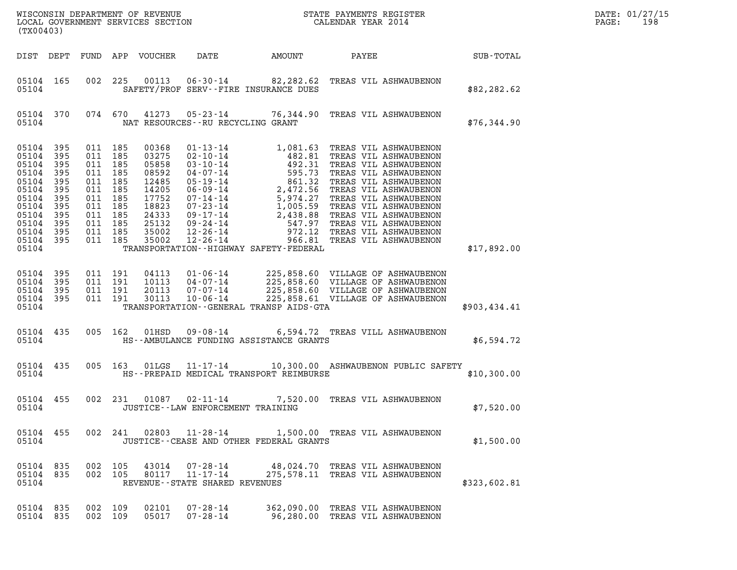WISCONSIN DEPARTMENT OF REVENUE
LOCAL GOVERNMENT SERVICES SECTION
(TX00403)

STATE PAYMENTS REGISTER
CALENDAR YEAR 2014

DATE: 01/27/15

| DIST | DEPT | FUND | APP | VOUCHER | DATE | AMOUNT | PAYEE | SUB-TOTAL |
|---|---|---|---|---|---|---|---|---|
| 05104 | 165 | 002 | 225 | 00113 | 06-30-14 | 82,282.62 | TREAS VIL ASHWAUBENON | |
| 05104 | | | | | SAFETY/PROF SERV--FIRE INSURANCE DUES | | | $82,282.62 |
| 05104 | 370 | 074 | 670 | 41273 | 05-23-14 | 76,344.90 | TREAS VIL ASHWAUBENON | |
| 05104 | | | | | NAT RESOURCES--RU RECYCLING GRANT | | | $76,344.90 |
| 05104 | 395 | 011 | 185 | 00368 | 01-13-14 | 1,081.63 | TREAS VIL ASHWAUBENON | |
| 05104 | 395 | 011 | 185 | 03275 | 02-10-14 | 482.81 | TREAS VIL ASHWAUBENON | |
| 05104 | 395 | 011 | 185 | 05858 | 03-10-14 | 492.31 | TREAS VIL ASHWAUBENON | |
| 05104 | 395 | 011 | 185 | 08592 | 04-07-14 | 595.73 | TREAS VIL ASHWAUBENON | |
| 05104 | 395 | 011 | 185 | 12485 | 05-19-14 | 861.32 | TREAS VIL ASHWAUBENON | |
| 05104 | 395 | 011 | 185 | 14205 | 06-09-14 | 2,472.56 | TREAS VIL ASHWAUBENON | |
| 05104 | 395 | 011 | 185 | 17752 | 07-14-14 | 5,974.27 | TREAS VIL ASHWAUBENON | |
| 05104 | 395 | 011 | 185 | 18823 | 07-23-14 | 1,005.59 | TREAS VIL ASHWAUBENON | |
| 05104 | 395 | 011 | 185 | 24333 | 09-17-14 | 2,438.88 | TREAS VIL ASHWAUBENON | |
| 05104 | 395 | 011 | 185 | 25132 | 09-24-14 | 547.97 | TREAS VIL ASHWAUBENON | |
| 05104 | 395 | 011 | 185 | 35002 | 12-26-14 | 972.12 | TREAS VIL ASHWAUBENON | |
| 05104 | 395 | 011 | 185 | 35002 | 12-26-14 | 966.81 | TREAS VIL ASHWAUBENON | |
| 05104 | | | | | TRANSPORTATION--HIGHWAY SAFETY-FEDERAL | | | $17,892.00 |
| 05104 | 395 | 011 | 191 | 04113 | 01-06-14 | 225,858.60 | VILLAGE OF ASHWAUBENON | |
| 05104 | 395 | 011 | 191 | 10113 | 04-07-14 | 225,858.60 | VILLAGE OF ASHWAUBENON | |
| 05104 | 395 | 011 | 191 | 20113 | 07-07-14 | 225,858.60 | VILLAGE OF ASHWAUBENON | |
| 05104 | 395 | 011 | 191 | 30113 | 10-06-14 | 225,858.61 | VILLAGE OF ASHWAUBENON | |
| 05104 | | | | | TRANSPORTATION--GENERAL TRANSP AIDS-GTA | | | $903,434.41 |
| 05104 | 435 | 005 | 162 | 01HSD | 09-08-14 | 6,594.72 | TREAS VILL ASHWAUBENON | |
| 05104 | | | | | HS--AMBULANCE FUNDING ASSISTANCE GRANTS | | | $6,594.72 |
| 05104 | 435 | 005 | 163 | 01LGS | 11-17-14 | 10,300.00 | ASHWAUBENON PUBLIC SAFETY | |
| 05104 | | | | | HS--PREPAID MEDICAL TRANSPORT REIMBURSE | | | $10,300.00 |
| 05104 | 455 | 002 | 231 | 01087 | 02-11-14 | 7,520.00 | TREAS VIL ASHWAUBENON | |
| 05104 | | | | | JUSTICE--LAW ENFORCEMENT TRAINING | | | $7,520.00 |
| 05104 | 455 | 002 | 241 | 02803 | 11-28-14 | 1,500.00 | TREAS VIL ASHWAUBENON | |
| 05104 | | | | | JUSTICE--CEASE AND OTHER FEDERAL GRANTS | | | $1,500.00 |
| 05104 | 835 | 002 | 105 | 43014 | 07-28-14 | 48,024.70 | TREAS VIL ASHWAUBENON | |
| 05104 | 835 | 002 | 105 | 80117 | 11-17-14 | 275,578.11 | TREAS VIL ASHWAUBENON | |
| 05104 | | | | | REVENUE--STATE SHARED REVENUES | | | $323,602.81 |
| 05104 | 835 | 002 | 109 | 02101 | 07-28-14 | 362,090.00 | TREAS VIL ASHWAUBENON | |
| 05104 | 835 | 002 | 109 | 05017 | 07-28-14 | 96,280.00 | TREAS VIL ASHWAUBENON | |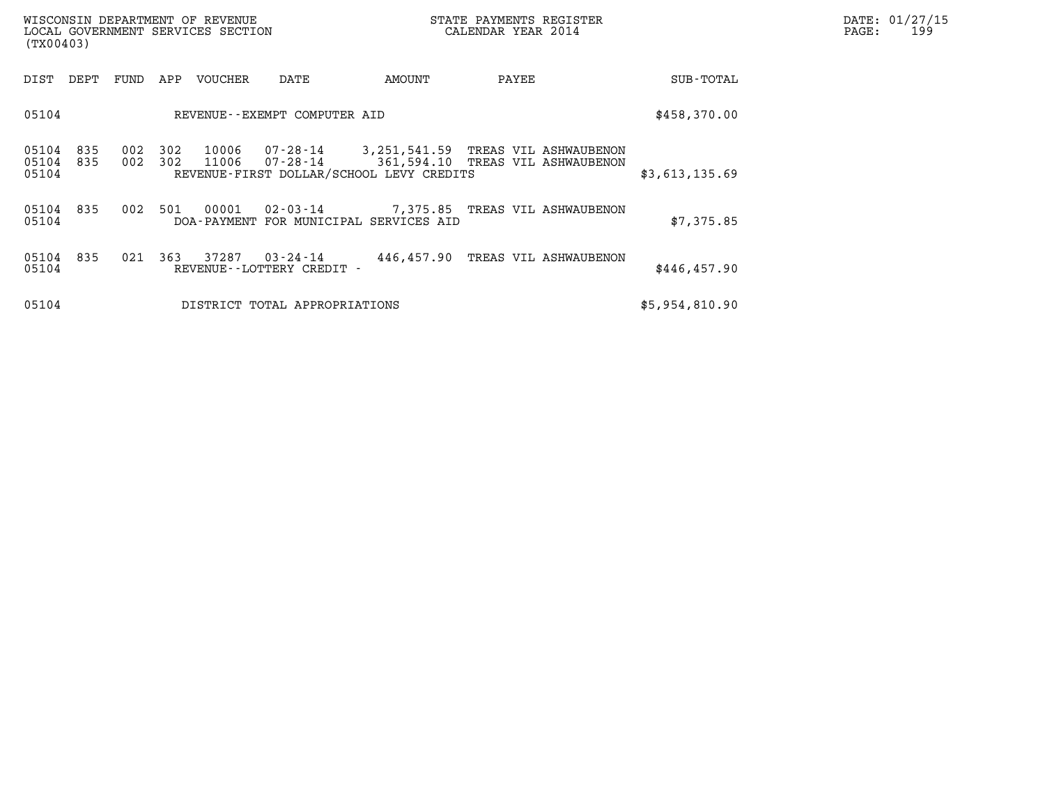WISCONSIN DEPARTMENT OF REVENUE
LOCAL GOVERNMENT SERVICES SECTION
(TX00403)

STATE PAYMENTS REGISTER
CALENDAR YEAR 2014

DATE: 01/27/15

| DIST | DEPT | FUND | APP | VOUCHER | DATE | AMOUNT | PAYEE | SUB-TOTAL |
|---|---|---|---|---|---|---|---|---|
| 05104 | | | | REVENUE--EXEMPT COMPUTER AID | | | | $458,370.00 |
| 05104 | 835 | 002 | 302 | 10006 | 07-28-14 | 3,251,541.59 | TREAS VIL ASHWAUBENON | |
| 05104 | 835 | 002 | 302 | 11006 | 07-28-14 | 361,594.10 | TREAS VIL ASHWAUBENON | |
| 05104 | | | | REVENUE-FIRST DOLLAR/SCHOOL LEVY CREDITS | | | | $3,613,135.69 |
| 05104 | 835 | 002 | 501 | 00001 | 02-03-14 | 7,375.85 | TREAS VIL ASHWAUBENON | |
| 05104 | | | | DOA-PAYMENT FOR MUNICIPAL SERVICES AID | | | | $7,375.85 |
| 05104 | 835 | 021 | 363 | 37287 | 03-24-14 | 446,457.90 | TREAS VIL ASHWAUBENON | |
| 05104 | | | | REVENUE--LOTTERY CREDIT - | | | | $446,457.90 |
| 05104 | | | | DISTRICT TOTAL APPROPRIATIONS | | | | $5,954,810.90 |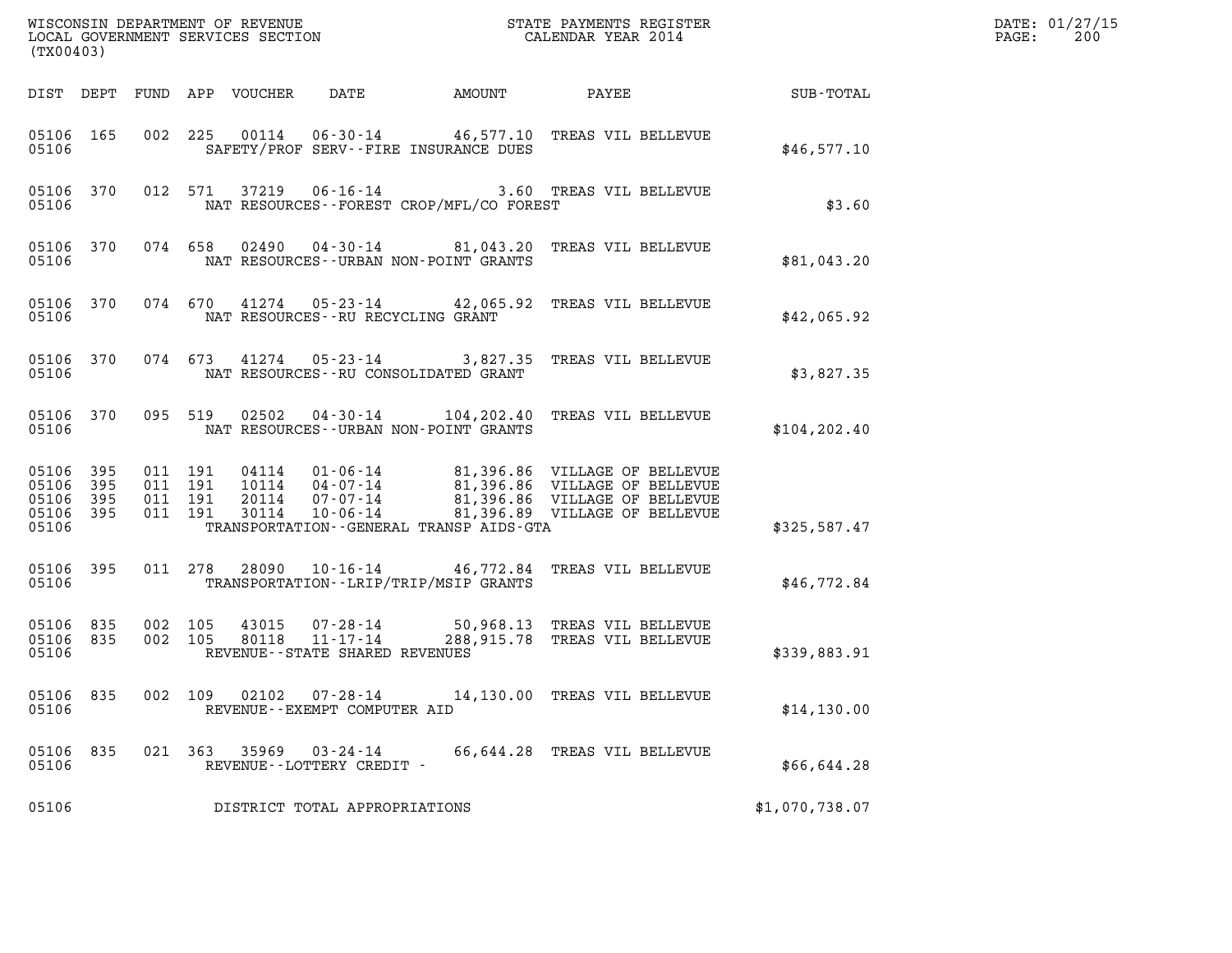WISCONSIN DEPARTMENT OF REVENUE
LOCAL GOVERNMENT SERVICES SECTION
(TX00403)

STATE PAYMENTS REGISTER
CALENDAR YEAR 2014

DATE: 01/27/15

| DIST | DEPT | FUND | APP | VOUCHER | DATE | AMOUNT | PAYEE | SUB-TOTAL |
|---|---|---|---|---|---|---|---|---|
| 05106 | 165 | 002 | 225 | 00114 | 06-30-14 | 46,577.10 | TREAS VIL BELLEVUE | |
| 05106 | | | | SAFETY/PROF SERV--FIRE INSURANCE DUES | | | | $46,577.10 |
| 05106 | 370 | 012 | 571 | 37219 | 06-16-14 | 3.60 | TREAS VIL BELLEVUE | |
| 05106 | | | | NAT RESOURCES--FOREST CROP/MFL/CO FOREST | | | | $3.60 |
| 05106 | 370 | 074 | 658 | 02490 | 04-30-14 | 81,043.20 | TREAS VIL BELLEVUE | |
| 05106 | | | | NAT RESOURCES--URBAN NON-POINT GRANTS | | | | $81,043.20 |
| 05106 | 370 | 074 | 670 | 41274 | 05-23-14 | 42,065.92 | TREAS VIL BELLEVUE | |
| 05106 | | | | NAT RESOURCES--RU RECYCLING GRANT | | | | $42,065.92 |
| 05106 | 370 | 074 | 673 | 41274 | 05-23-14 | 3,827.35 | TREAS VIL BELLEVUE | |
| 05106 | | | | NAT RESOURCES--RU CONSOLIDATED GRANT | | | | $3,827.35 |
| 05106 | 370 | 095 | 519 | 02502 | 04-30-14 | 104,202.40 | TREAS VIL BELLEVUE | |
| 05106 | | | | NAT RESOURCES--URBAN NON-POINT GRANTS | | | | $104,202.40 |
| 05106 | 395 | 011 | 191 | 04114 | 01-06-14 | 81,396.86 | VILLAGE OF BELLEVUE | |
| 05106 | 395 | 011 | 191 | 10114 | 04-07-14 | 81,396.86 | VILLAGE OF BELLEVUE | |
| 05106 | 395 | 011 | 191 | 20114 | 07-07-14 | 81,396.86 | VILLAGE OF BELLEVUE | |
| 05106 | 395 | 011 | 191 | 30114 | 10-06-14 | 81,396.89 | VILLAGE OF BELLEVUE | |
| 05106 | | | | TRANSPORTATION--GENERAL TRANSP AIDS-GTA | | | | $325,587.47 |
| 05106 | 395 | 011 | 278 | 28090 | 10-16-14 | 46,772.84 | TREAS VIL BELLEVUE | |
| 05106 | | | | TRANSPORTATION--LRIP/TRIP/MSIP GRANTS | | | | $46,772.84 |
| 05106 | 835 | 002 | 105 | 43015 | 07-28-14 | 50,968.13 | TREAS VIL BELLEVUE | |
| 05106 | 835 | 002 | 105 | 80118 | 11-17-14 | 288,915.78 | TREAS VIL BELLEVUE | |
| 05106 | | | | REVENUE--STATE SHARED REVENUES | | | | $339,883.91 |
| 05106 | 835 | 002 | 109 | 02102 | 07-28-14 | 14,130.00 | TREAS VIL BELLEVUE | |
| 05106 | | | | REVENUE--EXEMPT COMPUTER AID | | | | $14,130.00 |
| 05106 | 835 | 021 | 363 | 35969 | 03-24-14 | 66,644.28 | TREAS VIL BELLEVUE | |
| 05106 | | | | REVENUE--LOTTERY CREDIT - | | | | $66,644.28 |
| 05106 | | | | DISTRICT TOTAL APPROPRIATIONS | | | | $1,070,738.07 |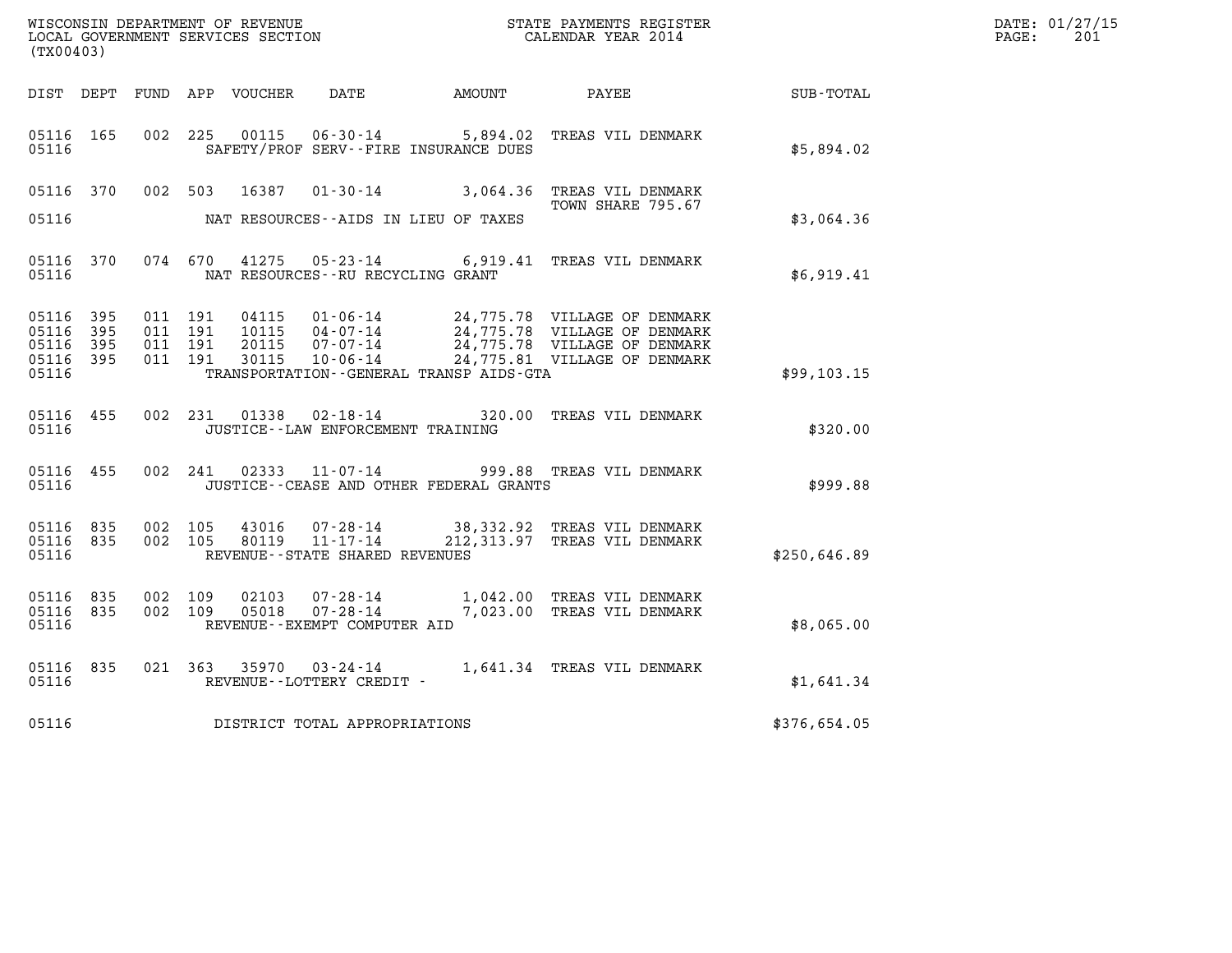WISCONSIN DEPARTMENT OF REVENUE
LOCAL GOVERNMENT SERVICES SECTION
(TX00403)

STATE PAYMENTS REGISTER
CALENDAR YEAR 2014

DATE: 01/27/15

| DIST | DEPT | FUND | APP | VOUCHER | DATE | AMOUNT | PAYEE | SUB-TOTAL |
|---|---|---|---|---|---|---|---|---|
| 05116 | 165 | 002 | 225 | 00115 | 06-30-14 | 5,894.02 | TREAS VIL DENMARK | |
| 05116 | | | | | SAFETY/PROF SERV--FIRE INSURANCE DUES | | | $5,894.02 |
| 05116 | 370 | 002 | 503 | 16387 | 01-30-14 | 3,064.36 | TREAS VIL DENMARK TOWN SHARE 795.67 | |
| 05116 | | | | | NAT RESOURCES--AIDS IN LIEU OF TAXES | | | $3,064.36 |
| 05116 | 370 | 074 | 670 | 41275 | 05-23-14 | 6,919.41 | TREAS VIL DENMARK | |
| 05116 | | | | | NAT RESOURCES--RU RECYCLING GRANT | | | $6,919.41 |
| 05116 | 395 | 011 | 191 | 04115 | 01-06-14 | 24,775.78 | VILLAGE OF DENMARK | |
| 05116 | 395 | 011 | 191 | 10115 | 04-07-14 | 24,775.78 | VILLAGE OF DENMARK | |
| 05116 | 395 | 011 | 191 | 20115 | 07-07-14 | 24,775.78 | VILLAGE OF DENMARK | |
| 05116 | 395 | 011 | 191 | 30115 | 10-06-14 | 24,775.81 | VILLAGE OF DENMARK | |
| 05116 | | | | | TRANSPORTATION--GENERAL TRANSP AIDS-GTA | | | $99,103.15 |
| 05116 | 455 | 002 | 231 | 01338 | 02-18-14 | 320.00 | TREAS VIL DENMARK | |
| 05116 | | | | | JUSTICE--LAW ENFORCEMENT TRAINING | | | $320.00 |
| 05116 | 455 | 002 | 241 | 02333 | 11-07-14 | 999.88 | TREAS VIL DENMARK | |
| 05116 | | | | | JUSTICE--CEASE AND OTHER FEDERAL GRANTS | | | $999.88 |
| 05116 | 835 | 002 | 105 | 43016 | 07-28-14 | 38,332.92 | TREAS VIL DENMARK | |
| 05116 | 835 | 002 | 105 | 80119 | 11-17-14 | 212,313.97 | TREAS VIL DENMARK | |
| 05116 | | | | | REVENUE--STATE SHARED REVENUES | | | $250,646.89 |
| 05116 | 835 | 002 | 109 | 02103 | 07-28-14 | 1,042.00 | TREAS VIL DENMARK | |
| 05116 | 835 | 002 | 109 | 05018 | 07-28-14 | 7,023.00 | TREAS VIL DENMARK | |
| 05116 | | | | | REVENUE--EXEMPT COMPUTER AID | | | $8,065.00 |
| 05116 | 835 | 021 | 363 | 35970 | 03-24-14 | 1,641.34 | TREAS VIL DENMARK | |
| 05116 | | | | | REVENUE--LOTTERY CREDIT - | | | $1,641.34 |
| 05116 | | | | | DISTRICT TOTAL APPROPRIATIONS | | | $376,654.05 |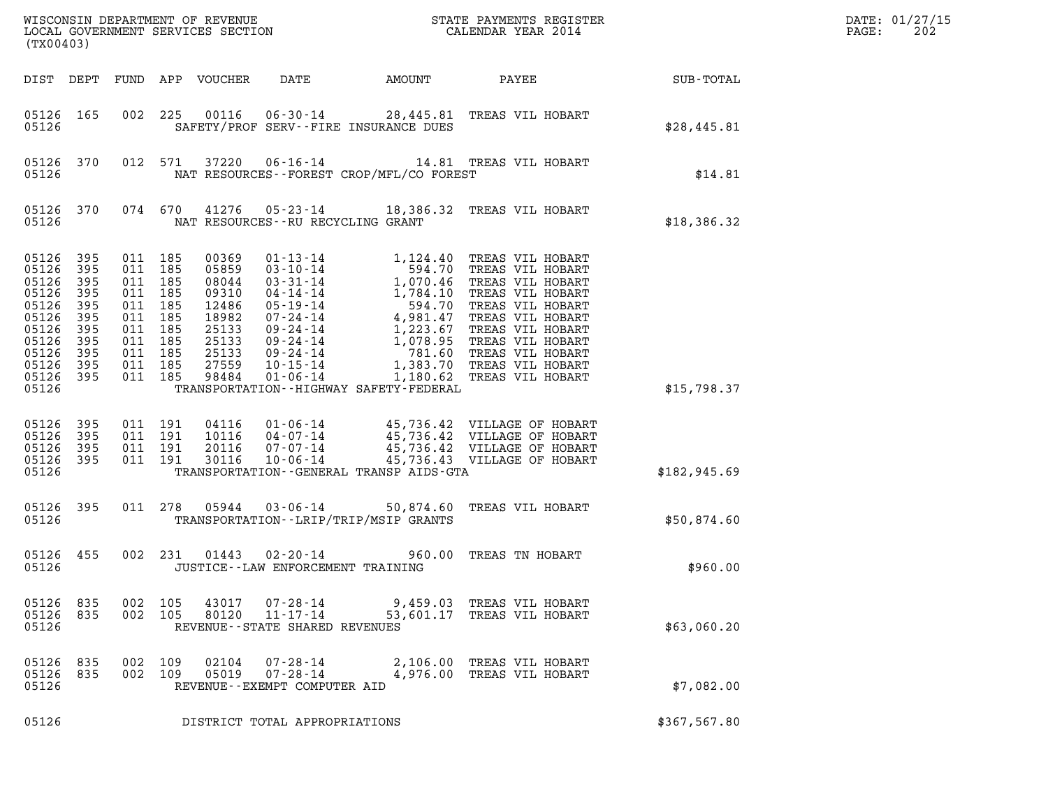WISCONSIN DEPARTMENT OF REVENUE
LOCAL GOVERNMENT SERVICES SECTION
(TX00403)

STATE PAYMENTS REGISTER
CALENDAR YEAR 2014

DATE: 01/27/15
PAGE: 202

| DIST | DEPT | FUND | APP | VOUCHER | DATE | AMOUNT | PAYEE | SUB-TOTAL |
|---|---|---|---|---|---|---|---|---|
| 05126 | 165 | 002 | 225 | 00116 | 06-30-14 | 28,445.81 | TREAS VIL HOBART | |
| 05126 | | | | SAFETY/PROF SERV--FIRE INSURANCE DUES | | | | $28,445.81 |
| 05126 | 370 | 012 | 571 | 37220 | 06-16-14 | 14.81 | TREAS VIL HOBART | |
| 05126 | | | | NAT RESOURCES--FOREST CROP/MFL/CO FOREST | | | | $14.81 |
| 05126 | 370 | 074 | 670 | 41276 | 05-23-14 | 18,386.32 | TREAS VIL HOBART | |
| 05126 | | | | NAT RESOURCES--RU RECYCLING GRANT | | | | $18,386.32 |
| 05126 | 395 | 011 | 185 | 00369 | 01-13-14 | 1,124.40 | TREAS VIL HOBART | |
| 05126 | 395 | 011 | 185 | 05859 | 03-10-14 | 594.70 | TREAS VIL HOBART | |
| 05126 | 395 | 011 | 185 | 08044 | 03-31-14 | 1,070.46 | TREAS VIL HOBART | |
| 05126 | 395 | 011 | 185 | 09310 | 04-14-14 | 1,784.10 | TREAS VIL HOBART | |
| 05126 | 395 | 011 | 185 | 12486 | 05-19-14 | 594.70 | TREAS VIL HOBART | |
| 05126 | 395 | 011 | 185 | 18982 | 07-24-14 | 4,981.47 | TREAS VIL HOBART | |
| 05126 | 395 | 011 | 185 | 25133 | 09-24-14 | 1,223.67 | TREAS VIL HOBART | |
| 05126 | 395 | 011 | 185 | 25133 | 09-24-14 | 1,078.95 | TREAS VIL HOBART | |
| 05126 | 395 | 011 | 185 | 25133 | 09-24-14 | 781.60 | TREAS VIL HOBART | |
| 05126 | 395 | 011 | 185 | 27559 | 10-15-14 | 1,383.70 | TREAS VIL HOBART | |
| 05126 | 395 | 011 | 185 | 98484 | 01-06-14 | 1,180.62 | TREAS VIL HOBART | |
| 05126 | | | | TRANSPORTATION--HIGHWAY SAFETY-FEDERAL | | | | $15,798.37 |
| 05126 | 395 | 011 | 191 | 04116 | 01-06-14 | 45,736.42 | VILLAGE OF HOBART | |
| 05126 | 395 | 011 | 191 | 10116 | 04-07-14 | 45,736.42 | VILLAGE OF HOBART | |
| 05126 | 395 | 011 | 191 | 20116 | 07-07-14 | 45,736.42 | VILLAGE OF HOBART | |
| 05126 | 395 | 011 | 191 | 30116 | 10-06-14 | 45,736.43 | VILLAGE OF HOBART | |
| 05126 | | | | TRANSPORTATION--GENERAL TRANSP AIDS-GTA | | | | $182,945.69 |
| 05126 | 395 | 011 | 278 | 05944 | 03-06-14 | 50,874.60 | TREAS VIL HOBART | |
| 05126 | | | | TRANSPORTATION--LRIP/TRIP/MSIP GRANTS | | | | $50,874.60 |
| 05126 | 455 | 002 | 231 | 01443 | 02-20-14 | 960.00 | TREAS TN HOBART | |
| 05126 | | | | JUSTICE--LAW ENFORCEMENT TRAINING | | | | $960.00 |
| 05126 | 835 | 002 | 105 | 43017 | 07-28-14 | 9,459.03 | TREAS VIL HOBART | |
| 05126 | 835 | 002 | 105 | 80120 | 11-17-14 | 53,601.17 | TREAS VIL HOBART | |
| 05126 | | | | REVENUE--STATE SHARED REVENUES | | | | $63,060.20 |
| 05126 | 835 | 002 | 109 | 02104 | 07-28-14 | 2,106.00 | TREAS VIL HOBART | |
| 05126 | 835 | 002 | 109 | 05019 | 07-28-14 | 4,976.00 | TREAS VIL HOBART | |
| 05126 | | | | REVENUE--EXEMPT COMPUTER AID | | | | $7,082.00 |
| 05126 | | | | DISTRICT TOTAL APPROPRIATIONS | | | | $367,567.80 |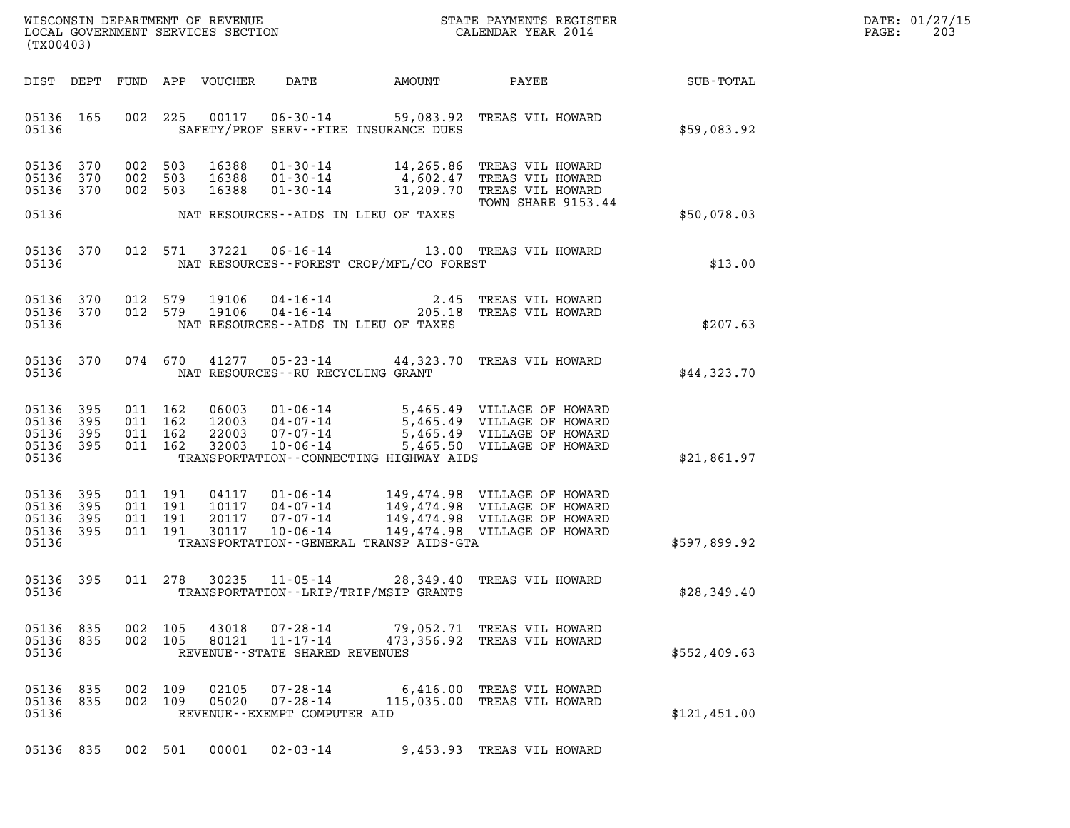WISCONSIN DEPARTMENT OF REVENUE
LOCAL GOVERNMENT SERVICES SECTION
(TX00403)

STATE PAYMENTS REGISTER
CALENDAR YEAR 2014

DATE: 01/27/15
PAGE: 203

| DIST | DEPT | FUND | APP | VOUCHER | DATE | AMOUNT | PAYEE | SUB-TOTAL |
|---|---|---|---|---|---|---|---|---|
| 05136 | 165 | 002 | 225 | 00117 | 06-30-14 | 59,083.92 | TREAS VIL HOWARD | |
| 05136 | | | | | SAFETY/PROF SERV--FIRE INSURANCE DUES | | | $59,083.92 |
| 05136 | 370 | 002 | 503 | 16388 | 01-30-14 | 14,265.86 | TREAS VIL HOWARD | |
| 05136 | 370 | 002 | 503 | 16388 | 01-30-14 | 4,602.47 | TREAS VIL HOWARD | |
| 05136 | 370 | 002 | 503 | 16388 | 01-30-14 | 31,209.70 | TREAS VIL HOWARD TOWN SHARE 9153.44 | |
| 05136 | | | | | NAT RESOURCES--AIDS IN LIEU OF TAXES | | | $50,078.03 |
| 05136 | 370 | 012 | 571 | 37221 | 06-16-14 | 13.00 | TREAS VIL HOWARD | |
| 05136 | | | | | NAT RESOURCES--FOREST CROP/MFL/CO FOREST | | | $13.00 |
| 05136 | 370 | 012 | 579 | 19106 | 04-16-14 | 2.45 | TREAS VIL HOWARD | |
| 05136 | 370 | 012 | 579 | 19106 | 04-16-14 | 205.18 | TREAS VIL HOWARD | |
| 05136 | | | | | NAT RESOURCES--AIDS IN LIEU OF TAXES | | | $207.63 |
| 05136 | 370 | 074 | 670 | 41277 | 05-23-14 | 44,323.70 | TREAS VIL HOWARD | |
| 05136 | | | | | NAT RESOURCES--RU RECYCLING GRANT | | | $44,323.70 |
| 05136 | 395 | 011 | 162 | 06003 | 01-06-14 | 5,465.49 | VILLAGE OF HOWARD | |
| 05136 | 395 | 011 | 162 | 12003 | 04-07-14 | 5,465.49 | VILLAGE OF HOWARD | |
| 05136 | 395 | 011 | 162 | 22003 | 07-07-14 | 5,465.49 | VILLAGE OF HOWARD | |
| 05136 | 395 | 011 | 162 | 32003 | 10-06-14 | 5,465.50 | VILLAGE OF HOWARD | |
| 05136 | | | | | TRANSPORTATION--CONNECTING HIGHWAY AIDS | | | $21,861.97 |
| 05136 | 395 | 011 | 191 | 04117 | 01-06-14 | 149,474.98 | VILLAGE OF HOWARD | |
| 05136 | 395 | 011 | 191 | 10117 | 04-07-14 | 149,474.98 | VILLAGE OF HOWARD | |
| 05136 | 395 | 011 | 191 | 20117 | 07-07-14 | 149,474.98 | VILLAGE OF HOWARD | |
| 05136 | 395 | 011 | 191 | 30117 | 10-06-14 | 149,474.98 | VILLAGE OF HOWARD | |
| 05136 | | | | | TRANSPORTATION--GENERAL TRANSP AIDS-GTA | | | $597,899.92 |
| 05136 | 395 | 011 | 278 | 30235 | 11-05-14 | 28,349.40 | TREAS VIL HOWARD | |
| 05136 | | | | | TRANSPORTATION--LRIP/TRIP/MSIP GRANTS | | | $28,349.40 |
| 05136 | 835 | 002 | 105 | 43018 | 07-28-14 | 79,052.71 | TREAS VIL HOWARD | |
| 05136 | 835 | 002 | 105 | 80121 | 11-17-14 | 473,356.92 | TREAS VIL HOWARD | |
| 05136 | | | | | REVENUE--STATE SHARED REVENUES | | | $552,409.63 |
| 05136 | 835 | 002 | 109 | 02105 | 07-28-14 | 6,416.00 | TREAS VIL HOWARD | |
| 05136 | 835 | 002 | 109 | 05020 | 07-28-14 | 115,035.00 | TREAS VIL HOWARD | |
| 05136 | | | | | REVENUE--EXEMPT COMPUTER AID | | | $121,451.00 |
| 05136 | 835 | 002 | 501 | 00001 | 02-03-14 | 9,453.93 | TREAS VIL HOWARD | |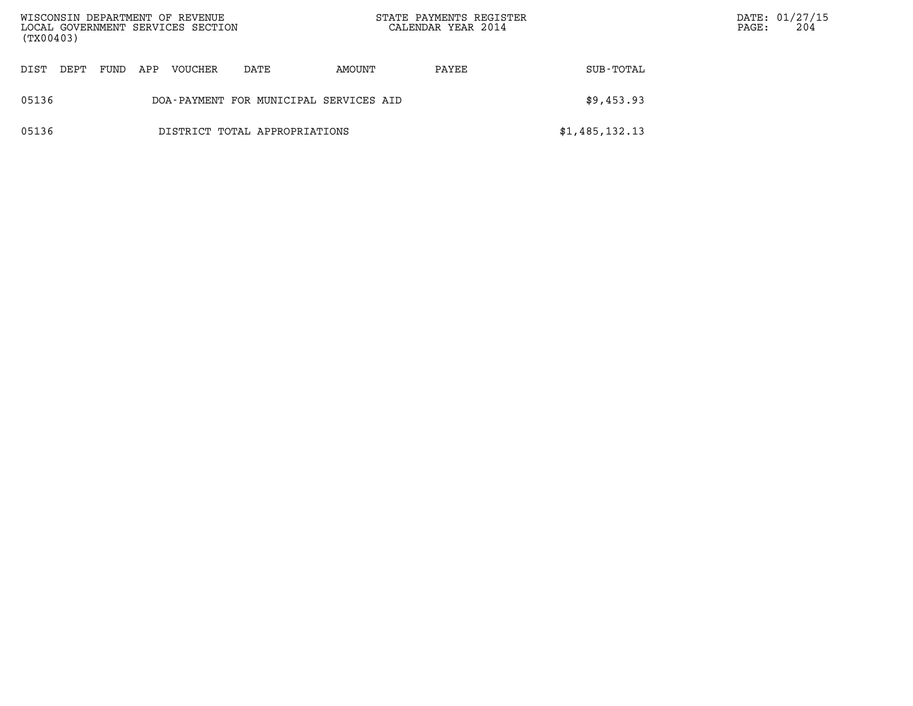| DIST | DEPT | FUND | APP | VOUCHER | DATE | AMOUNT | PAYEE | SUB-TOTAL |
|---|---|---|---|---|---|---|---|---|
| 05136 | | | | DOA-PAYMENT FOR MUNICIPAL SERVICES AID | | | | $9,453.93 |
| 05136 | | | | DISTRICT TOTAL APPROPRIATIONS | | | | $1,485,132.13 |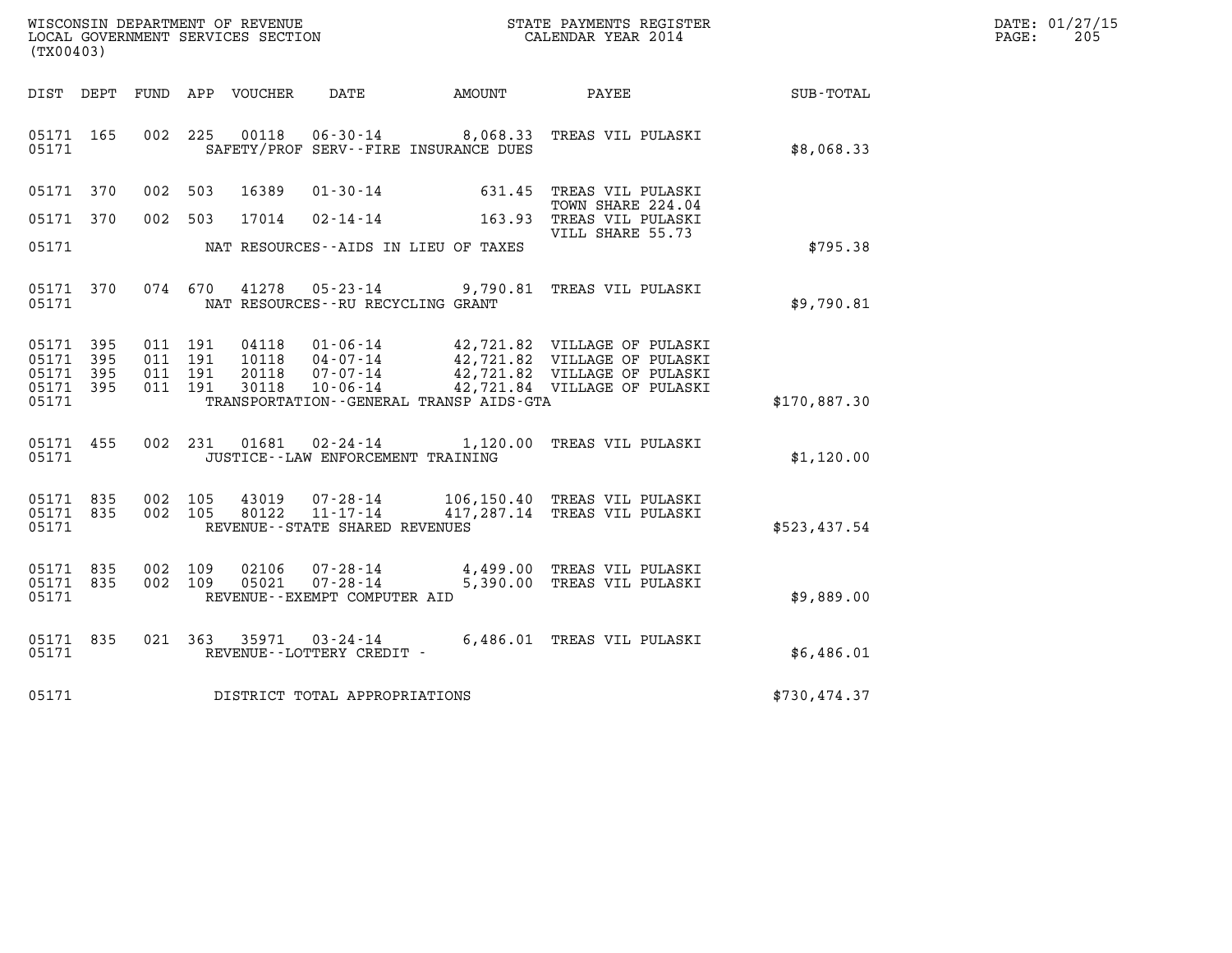WISCONSIN DEPARTMENT OF REVENUE
LOCAL GOVERNMENT SERVICES SECTION
(TX00403)

STATE PAYMENTS REGISTER
CALENDAR YEAR 2014

DATE: 01/27/15
PAGE: 205

| DIST | DEPT | FUND | APP | VOUCHER | DATE | AMOUNT | PAYEE | SUB-TOTAL |
|---|---|---|---|---|---|---|---|---|
| 05171 | 165 | 002 | 225 | 00118 | 06-30-14 | 8,068.33 | TREAS VIL PULASKI | |
| 05171 | | | | | SAFETY/PROF SERV--FIRE INSURANCE DUES | | | $8,068.33 |
| 05171 | 370 | 002 | 503 | 16389 | 01-30-14 | 631.45 | TREAS VIL PULASKI TOWN SHARE 224.04 | |
| 05171 | 370 | 002 | 503 | 17014 | 02-14-14 | 163.93 | TREAS VIL PULASKI VILL SHARE 55.73 | |
| 05171 | | | | | NAT RESOURCES--AIDS IN LIEU OF TAXES | | | $795.38 |
| 05171 | 370 | 074 | 670 | 41278 | 05-23-14 | 9,790.81 | TREAS VIL PULASKI | |
| 05171 | | | | | NAT RESOURCES--RU RECYCLING GRANT | | | $9,790.81 |
| 05171 | 395 | 011 | 191 | 04118 | 01-06-14 | 42,721.82 | VILLAGE OF PULASKI | |
| 05171 | 395 | 011 | 191 | 10118 | 04-07-14 | 42,721.82 | VILLAGE OF PULASKI | |
| 05171 | 395 | 011 | 191 | 20118 | 07-07-14 | 42,721.82 | VILLAGE OF PULASKI | |
| 05171 | 395 | 011 | 191 | 30118 | 10-06-14 | 42,721.84 | VILLAGE OF PULASKI | |
| 05171 | | | | | TRANSPORTATION--GENERAL TRANSP AIDS-GTA | | | $170,887.30 |
| 05171 | 455 | 002 | 231 | 01681 | 02-24-14 | 1,120.00 | TREAS VIL PULASKI | |
| 05171 | | | | | JUSTICE--LAW ENFORCEMENT TRAINING | | | $1,120.00 |
| 05171 | 835 | 002 | 105 | 43019 | 07-28-14 | 106,150.40 | TREAS VIL PULASKI | |
| 05171 | 835 | 002 | 105 | 80122 | 11-17-14 | 417,287.14 | TREAS VIL PULASKI | |
| 05171 | | | | | REVENUE--STATE SHARED REVENUES | | | $523,437.54 |
| 05171 | 835 | 002 | 109 | 02106 | 07-28-14 | 4,499.00 | TREAS VIL PULASKI | |
| 05171 | 835 | 002 | 109 | 05021 | 07-28-14 | 5,390.00 | TREAS VIL PULASKI | |
| 05171 | | | | | REVENUE--EXEMPT COMPUTER AID | | | $9,889.00 |
| 05171 | 835 | 021 | 363 | 35971 | 03-24-14 | 6,486.01 | TREAS VIL PULASKI | |
| 05171 | | | | | REVENUE--LOTTERY CREDIT - | | | $6,486.01 |
| 05171 | | | | | DISTRICT TOTAL APPROPRIATIONS | | | $730,474.37 |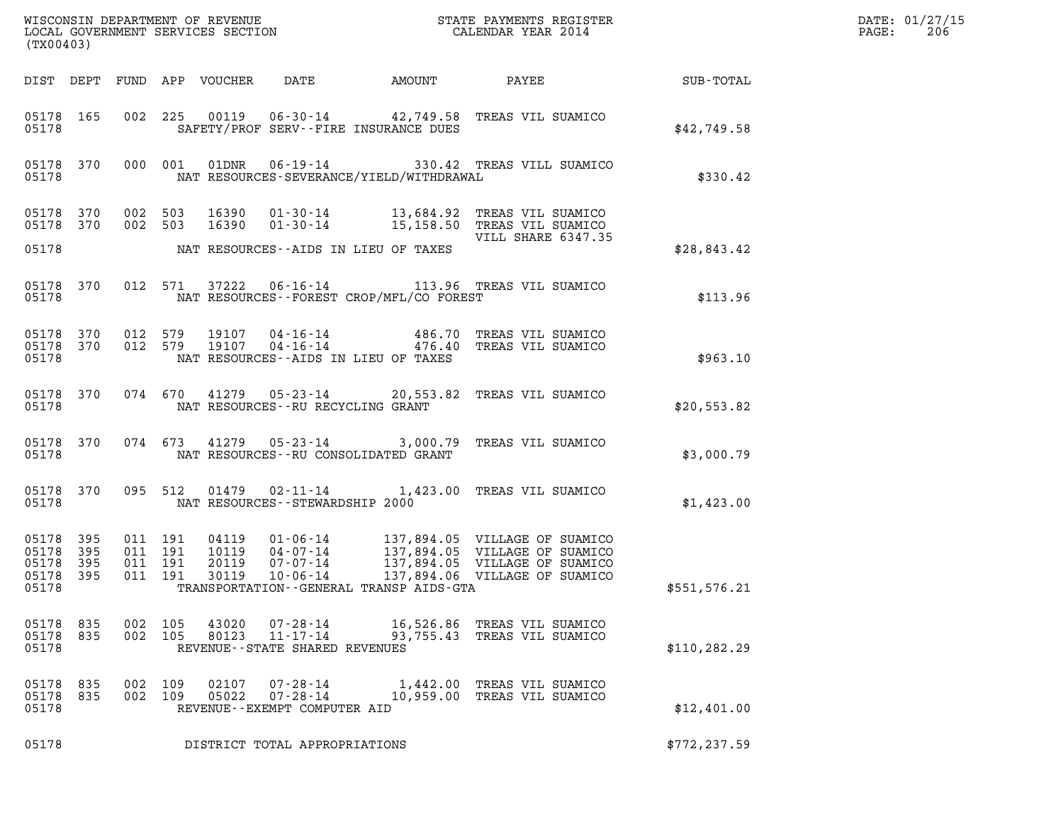WISCONSIN DEPARTMENT OF REVENUE
LOCAL GOVERNMENT SERVICES SECTION
(TX00403)

STATE PAYMENTS REGISTER
CALENDAR YEAR 2014

DATE: 01/27/15
PAGE: 206

| DIST | DEPT | FUND | APP | VOUCHER | DATE | AMOUNT | PAYEE | SUB-TOTAL |
|---|---|---|---|---|---|---|---|---|
| 05178 | 165 | 002 | 225 | 00119 | 06-30-14 | 42,749.58 | TREAS VIL SUAMICO | |
| 05178 | | | | | SAFETY/PROF SERV--FIRE INSURANCE DUES | | | $42,749.58 |
| 05178 | 370 | 000 | 001 | 01DNR | 06-19-14 | 330.42 | TREAS VILL SUAMICO | |
| 05178 | | | | | NAT RESOURCES-SEVERANCE/YIELD/WITHDRAWAL | | | $330.42 |
| 05178 | 370 | 002 | 503 | 16390 | 01-30-14 | 13,684.92 | TREAS VIL SUAMICO | |
| 05178 | 370 | 002 | 503 | 16390 | 01-30-14 | 15,158.50 | TREAS VIL SUAMICO VILL SHARE 6347.35 | |
| 05178 | | | | | NAT RESOURCES--AIDS IN LIEU OF TAXES | | | $28,843.42 |
| 05178 | 370 | 012 | 571 | 37222 | 06-16-14 | 113.96 | TREAS VIL SUAMICO | |
| 05178 | | | | | NAT RESOURCES--FOREST CROP/MFL/CO FOREST | | | $113.96 |
| 05178 | 370 | 012 | 579 | 19107 | 04-16-14 | 486.70 | TREAS VIL SUAMICO | |
| 05178 | 370 | 012 | 579 | 19107 | 04-16-14 | 476.40 | TREAS VIL SUAMICO | |
| 05178 | | | | | NAT RESOURCES--AIDS IN LIEU OF TAXES | | | $963.10 |
| 05178 | 370 | 074 | 670 | 41279 | 05-23-14 | 20,553.82 | TREAS VIL SUAMICO | |
| 05178 | | | | | NAT RESOURCES--RU RECYCLING GRANT | | | $20,553.82 |
| 05178 | 370 | 074 | 673 | 41279 | 05-23-14 | 3,000.79 | TREAS VIL SUAMICO | |
| 05178 | | | | | NAT RESOURCES--RU CONSOLIDATED GRANT | | | $3,000.79 |
| 05178 | 370 | 095 | 512 | 01479 | 02-11-14 | 1,423.00 | TREAS VIL SUAMICO | |
| 05178 | | | | | NAT RESOURCES--STEWARDSHIP 2000 | | | $1,423.00 |
| 05178 | 395 | 011 | 191 | 04119 | 01-06-14 | 137,894.05 | VILLAGE OF SUAMICO | |
| 05178 | 395 | 011 | 191 | 10119 | 04-07-14 | 137,894.05 | VILLAGE OF SUAMICO | |
| 05178 | 395 | 011 | 191 | 20119 | 07-07-14 | 137,894.05 | VILLAGE OF SUAMICO | |
| 05178 | 395 | 011 | 191 | 30119 | 10-06-14 | 137,894.06 | VILLAGE OF SUAMICO | |
| 05178 | | | | | TRANSPORTATION--GENERAL TRANSP AIDS-GTA | | | $551,576.21 |
| 05178 | 835 | 002 | 105 | 43020 | 07-28-14 | 16,526.86 | TREAS VIL SUAMICO | |
| 05178 | 835 | 002 | 105 | 80123 | 11-17-14 | 93,755.43 | TREAS VIL SUAMICO | |
| 05178 | | | | | REVENUE--STATE SHARED REVENUES | | | $110,282.29 |
| 05178 | 835 | 002 | 109 | 02107 | 07-28-14 | 1,442.00 | TREAS VIL SUAMICO | |
| 05178 | 835 | 002 | 109 | 05022 | 07-28-14 | 10,959.00 | TREAS VIL SUAMICO | |
| 05178 | | | | | REVENUE--EXEMPT COMPUTER AID | | | $12,401.00 |
| 05178 | | | | | DISTRICT TOTAL APPROPRIATIONS | | | $772,237.59 |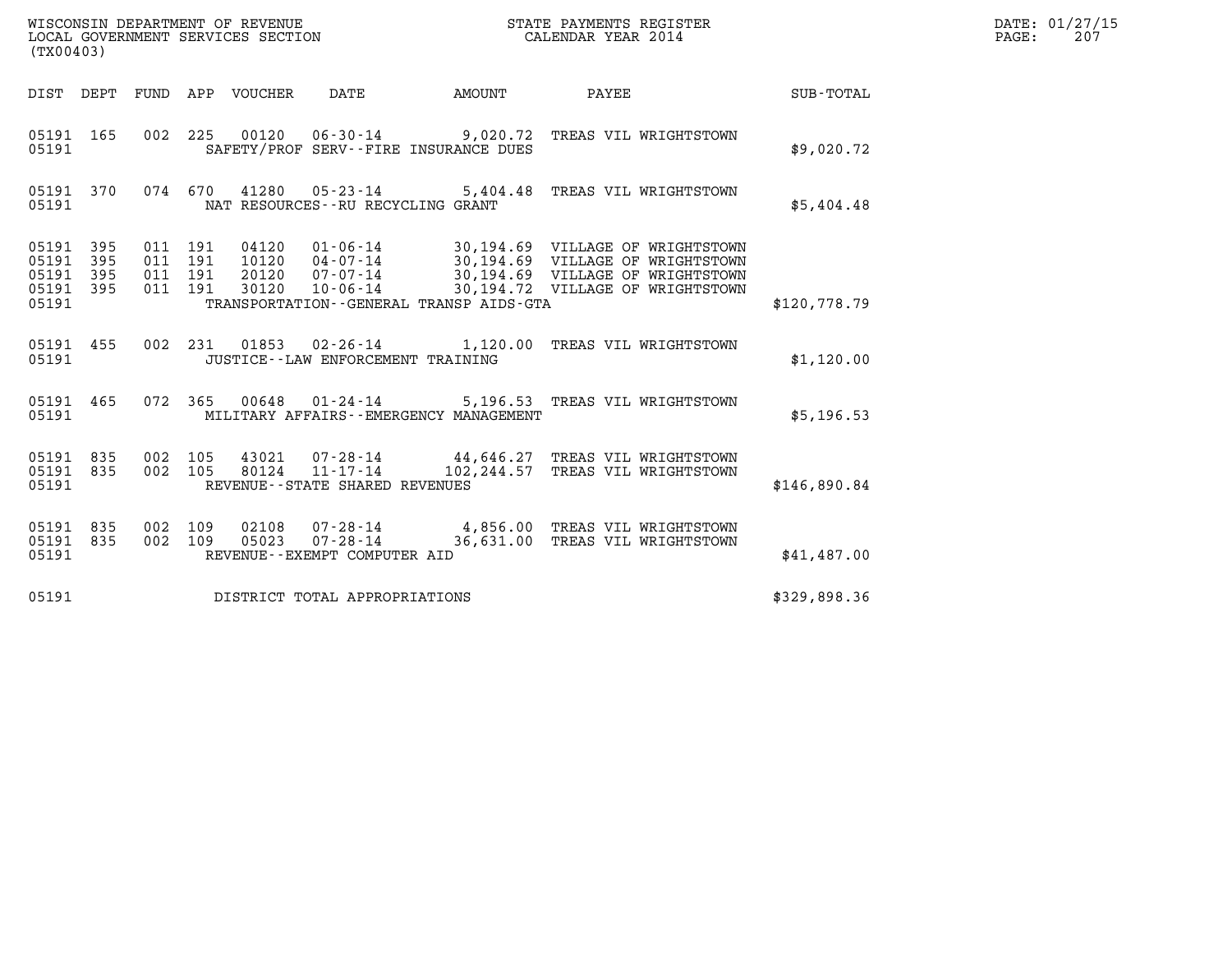WISCONSIN DEPARTMENT OF REVENUE
LOCAL GOVERNMENT SERVICES SECTION
(TX00403)

STATE PAYMENTS REGISTER
CALENDAR YEAR 2014

DATE: 01/27/15

| DIST | DEPT | FUND | APP | VOUCHER | DATE | AMOUNT | PAYEE | SUB-TOTAL |
|---|---|---|---|---|---|---|---|---|
| 05191 | 165 | 002 | 225 | 00120 | 06-30-14 | 9,020.72 | TREAS VIL WRIGHTSTOWN | |
| 05191 | | | | | SAFETY/PROF SERV--FIRE INSURANCE DUES | | | $9,020.72 |
| 05191 | 370 | 074 | 670 | 41280 | 05-23-14 | 5,404.48 | TREAS VIL WRIGHTSTOWN | |
| 05191 | | | | | NAT RESOURCES--RU RECYCLING GRANT | | | $5,404.48 |
| 05191 | 395 | 011 | 191 | 04120 | 01-06-14 | 30,194.69 | VILLAGE OF WRIGHTSTOWN | |
| 05191 | 395 | 011 | 191 | 10120 | 04-07-14 | 30,194.69 | VILLAGE OF WRIGHTSTOWN | |
| 05191 | 395 | 011 | 191 | 20120 | 07-07-14 | 30,194.69 | VILLAGE OF WRIGHTSTOWN | |
| 05191 | 395 | 011 | 191 | 30120 | 10-06-14 | 30,194.72 | VILLAGE OF WRIGHTSTOWN | |
| 05191 | | | | | TRANSPORTATION--GENERAL TRANSP AIDS-GTA | | | $120,778.79 |
| 05191 | 455 | 002 | 231 | 01853 | 02-26-14 | 1,120.00 | TREAS VIL WRIGHTSTOWN | |
| 05191 | | | | | JUSTICE--LAW ENFORCEMENT TRAINING | | | $1,120.00 |
| 05191 | 465 | 072 | 365 | 00648 | 01-24-14 | 5,196.53 | TREAS VIL WRIGHTSTOWN | |
| 05191 | | | | | MILITARY AFFAIRS--EMERGENCY MANAGEMENT | | | $5,196.53 |
| 05191 | 835 | 002 | 105 | 43021 | 07-28-14 | 44,646.27 | TREAS VIL WRIGHTSTOWN | |
| 05191 | 835 | 002 | 105 | 80124 | 11-17-14 | 102,244.57 | TREAS VIL WRIGHTSTOWN | |
| 05191 | | | | | REVENUE--STATE SHARED REVENUES | | | $146,890.84 |
| 05191 | 835 | 002 | 109 | 02108 | 07-28-14 | 4,856.00 | TREAS VIL WRIGHTSTOWN | |
| 05191 | 835 | 002 | 109 | 05023 | 07-28-14 | 36,631.00 | TREAS VIL WRIGHTSTOWN | |
| 05191 | | | | | REVENUE--EXEMPT COMPUTER AID | | | $41,487.00 |
| 05191 | | | | | DISTRICT TOTAL APPROPRIATIONS | | | $329,898.36 |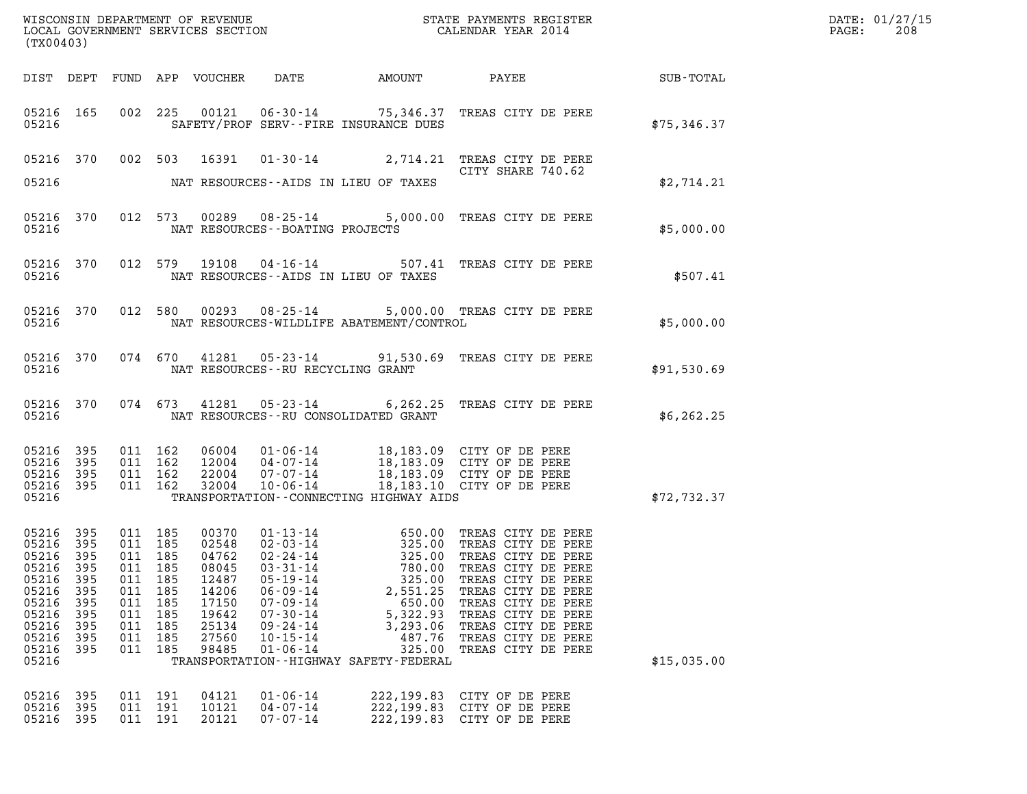WISCONSIN DEPARTMENT OF REVENUE
LOCAL GOVERNMENT SERVICES SECTION
(TX00403)

STATE PAYMENTS REGISTER
CALENDAR YEAR 2014

| DIST | DEPT | FUND | APP | VOUCHER | DATE | AMOUNT | PAYEE | SUB-TOTAL |
|---|---|---|---|---|---|---|---|---|
| 05216 | 165 | 002 | 225 | 00121 | 06-30-14 | 75,346.37 | TREAS CITY DE PERE | |
| 05216 | | | | | SAFETY/PROF SERV--FIRE INSURANCE DUES | | | $75,346.37 |
| 05216 | 370 | 002 | 503 | 16391 | 01-30-14 | 2,714.21 | TREAS CITY DE PERE CITY SHARE 740.62 | |
| 05216 | | | | | NAT RESOURCES--AIDS IN LIEU OF TAXES | | | $2,714.21 |
| 05216 | 370 | 012 | 573 | 00289 | 08-25-14 | 5,000.00 | TREAS CITY DE PERE | |
| 05216 | | | | | NAT RESOURCES--BOATING PROJECTS | | | $5,000.00 |
| 05216 | 370 | 012 | 579 | 19108 | 04-16-14 | 507.41 | TREAS CITY DE PERE | |
| 05216 | | | | | NAT RESOURCES--AIDS IN LIEU OF TAXES | | | $507.41 |
| 05216 | 370 | 012 | 580 | 00293 | 08-25-14 | 5,000.00 | TREAS CITY DE PERE | |
| 05216 | | | | | NAT RESOURCES-WILDLIFE ABATEMENT/CONTROL | | | $5,000.00 |
| 05216 | 370 | 074 | 670 | 41281 | 05-23-14 | 91,530.69 | TREAS CITY DE PERE | |
| 05216 | | | | | NAT RESOURCES--RU RECYCLING GRANT | | | $91,530.69 |
| 05216 | 370 | 074 | 673 | 41281 | 05-23-14 | 6,262.25 | TREAS CITY DE PERE | |
| 05216 | | | | | NAT RESOURCES--RU CONSOLIDATED GRANT | | | $6,262.25 |
| 05216 | 395 | 011 | 162 | 06004 | 01-06-14 | 18,183.09 | CITY OF DE PERE | |
| 05216 | 395 | 011 | 162 | 12004 | 04-07-14 | 18,183.09 | CITY OF DE PERE | |
| 05216 | 395 | 011 | 162 | 22004 | 07-07-14 | 18,183.09 | CITY OF DE PERE | |
| 05216 | 395 | 011 | 162 | 32004 | 10-06-14 | 18,183.10 | CITY OF DE PERE | |
| 05216 | | | | | TRANSPORTATION--CONNECTING HIGHWAY AIDS | | | $72,732.37 |
| 05216 | 395 | 011 | 185 | 00370 | 01-13-14 | 650.00 | TREAS CITY DE PERE | |
| 05216 | 395 | 011 | 185 | 02548 | 02-03-14 | 325.00 | TREAS CITY DE PERE | |
| 05216 | 395 | 011 | 185 | 04762 | 02-24-14 | 325.00 | TREAS CITY DE PERE | |
| 05216 | 395 | 011 | 185 | 08045 | 03-31-14 | 780.00 | TREAS CITY DE PERE | |
| 05216 | 395 | 011 | 185 | 12487 | 05-19-14 | 325.00 | TREAS CITY DE PERE | |
| 05216 | 395 | 011 | 185 | 14206 | 06-09-14 | 2,551.25 | TREAS CITY DE PERE | |
| 05216 | 395 | 011 | 185 | 17150 | 07-09-14 | 650.00 | TREAS CITY DE PERE | |
| 05216 | 395 | 011 | 185 | 19642 | 07-30-14 | 5,322.93 | TREAS CITY DE PERE | |
| 05216 | 395 | 011 | 185 | 25134 | 09-24-14 | 3,293.06 | TREAS CITY DE PERE | |
| 05216 | 395 | 011 | 185 | 27560 | 10-15-14 | 487.76 | TREAS CITY DE PERE | |
| 05216 | 395 | 011 | 185 | 98485 | 01-06-14 | 325.00 | TREAS CITY DE PERE | |
| 05216 | | | | | TRANSPORTATION--HIGHWAY SAFETY-FEDERAL | | | $15,035.00 |
| 05216 | 395 | 011 | 191 | 04121 | 01-06-14 | 222,199.83 | CITY OF DE PERE | |
| 05216 | 395 | 011 | 191 | 10121 | 04-07-14 | 222,199.83 | CITY OF DE PERE | |
| 05216 | 395 | 011 | 191 | 20121 | 07-07-14 | 222,199.83 | CITY OF DE PERE | |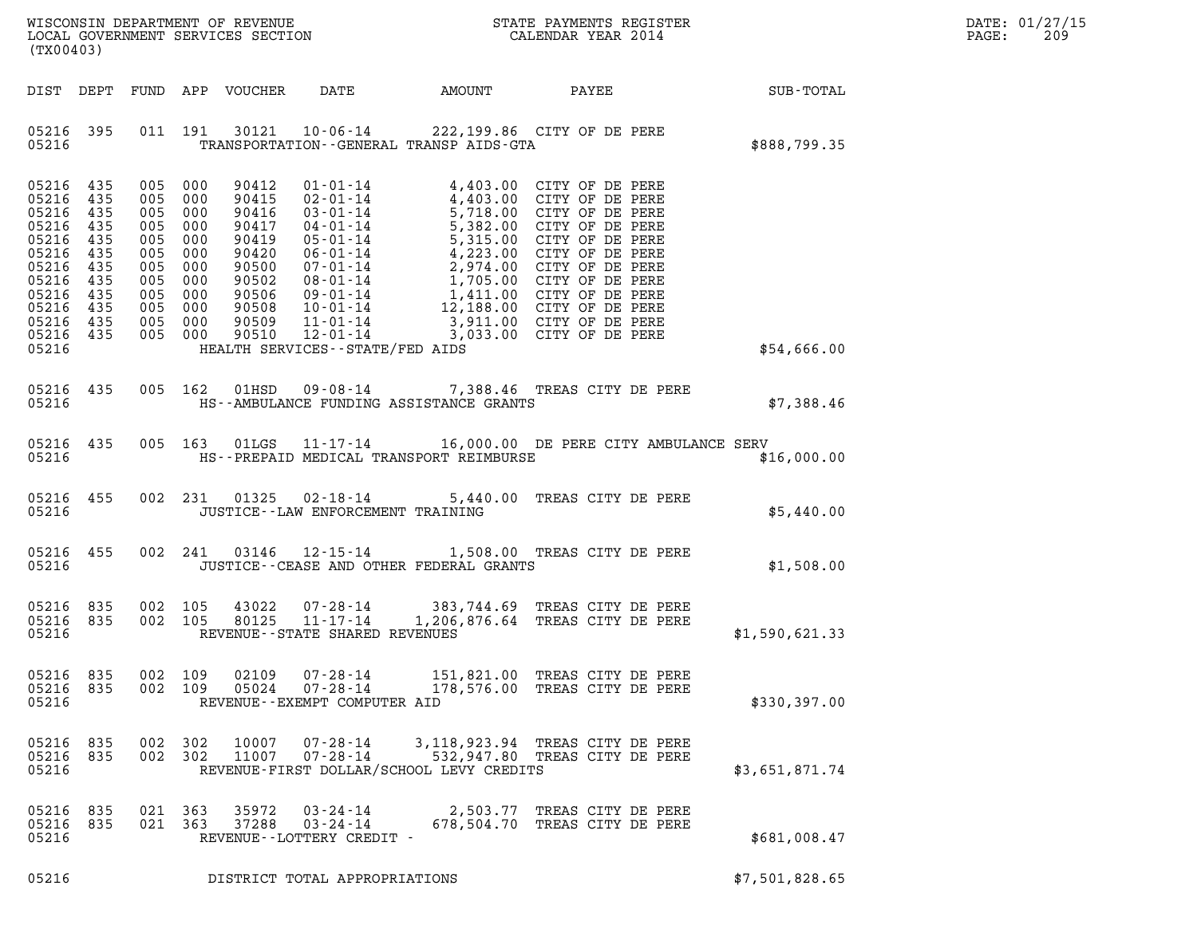WISCONSIN DEPARTMENT OF REVENUE
LOCAL GOVERNMENT SERVICES SECTION
(TX00403)

STATE PAYMENTS REGISTER
CALENDAR YEAR 2014

DATE: 01/27/15

| DIST | DEPT | FUND | APP | VOUCHER | DATE | AMOUNT | PAYEE | SUB-TOTAL |
|---|---|---|---|---|---|---|---|---|
| 05216 | 395 | 011 | 191 | 30121 | 10-06-14 | 222,199.86 | CITY OF DE PERE | |
| 05216 | | | | TRANSPORTATION--GENERAL TRANSP AIDS-GTA | | | | $888,799.35 |
| 05216 | 435 | 005 | 000 | 90412 | 01-01-14 | 4,403.00 | CITY OF DE PERE | |
| 05216 | 435 | 005 | 000 | 90415 | 02-01-14 | 4,403.00 | CITY OF DE PERE | |
| 05216 | 435 | 005 | 000 | 90416 | 03-01-14 | 5,718.00 | CITY OF DE PERE | |
| 05216 | 435 | 005 | 000 | 90417 | 04-01-14 | 5,382.00 | CITY OF DE PERE | |
| 05216 | 435 | 005 | 000 | 90419 | 05-01-14 | 5,315.00 | CITY OF DE PERE | |
| 05216 | 435 | 005 | 000 | 90420 | 06-01-14 | 4,223.00 | CITY OF DE PERE | |
| 05216 | 435 | 005 | 000 | 90500 | 07-01-14 | 2,974.00 | CITY OF DE PERE | |
| 05216 | 435 | 005 | 000 | 90502 | 08-01-14 | 1,705.00 | CITY OF DE PERE | |
| 05216 | 435 | 005 | 000 | 90506 | 09-01-14 | 1,411.00 | CITY OF DE PERE | |
| 05216 | 435 | 005 | 000 | 90508 | 10-01-14 | 12,188.00 | CITY OF DE PERE | |
| 05216 | 435 | 005 | 000 | 90509 | 11-01-14 | 3,911.00 | CITY OF DE PERE | |
| 05216 | 435 | 005 | 000 | 90510 | 12-01-14 | 3,033.00 | CITY OF DE PERE | |
| 05216 | | | | HEALTH SERVICES--STATE/FED AIDS | | | | $54,666.00 |
| 05216 | 435 | 005 | 162 | 01HSD | 09-08-14 | 7,388.46 | TREAS CITY DE PERE | |
| 05216 | | | | HS--AMBULANCE FUNDING ASSISTANCE GRANTS | | | | $7,388.46 |
| 05216 | 435 | 005 | 163 | 01LGS | 11-17-14 | 16,000.00 | DE PERE CITY AMBULANCE SERV | |
| 05216 | | | | HS--PREPAID MEDICAL TRANSPORT REIMBURSE | | | | $16,000.00 |
| 05216 | 455 | 002 | 231 | 01325 | 02-18-14 | 5,440.00 | TREAS CITY DE PERE | |
| 05216 | | | | JUSTICE--LAW ENFORCEMENT TRAINING | | | | $5,440.00 |
| 05216 | 455 | 002 | 241 | 03146 | 12-15-14 | 1,508.00 | TREAS CITY DE PERE | |
| 05216 | | | | JUSTICE--CEASE AND OTHER FEDERAL GRANTS | | | | $1,508.00 |
| 05216 | 835 | 002 | 105 | 43022 | 07-28-14 | 383,744.69 | TREAS CITY DE PERE | |
| 05216 | 835 | 002 | 105 | 80125 | 11-17-14 | 1,206,876.64 | TREAS CITY DE PERE | |
| 05216 | | | | REVENUE--STATE SHARED REVENUES | | | | $1,590,621.33 |
| 05216 | 835 | 002 | 109 | 02109 | 07-28-14 | 151,821.00 | TREAS CITY DE PERE | |
| 05216 | 835 | 002 | 109 | 05024 | 07-28-14 | 178,576.00 | TREAS CITY DE PERE | |
| 05216 | | | | REVENUE--EXEMPT COMPUTER AID | | | | $330,397.00 |
| 05216 | 835 | 002 | 302 | 10007 | 07-28-14 | 3,118,923.94 | TREAS CITY DE PERE | |
| 05216 | 835 | 002 | 302 | 11007 | 07-28-14 | 532,947.80 | TREAS CITY DE PERE | |
| 05216 | | | | REVENUE-FIRST DOLLAR/SCHOOL LEVY CREDITS | | | | $3,651,871.74 |
| 05216 | 835 | 021 | 363 | 35972 | 03-24-14 | 2,503.77 | TREAS CITY DE PERE | |
| 05216 | 835 | 021 | 363 | 37288 | 03-24-14 | 678,504.70 | TREAS CITY DE PERE | |
| 05216 | | | | REVENUE--LOTTERY CREDIT - | | | | $681,008.47 |
| 05216 | | | | DISTRICT TOTAL APPROPRIATIONS | | | | $7,501,828.65 |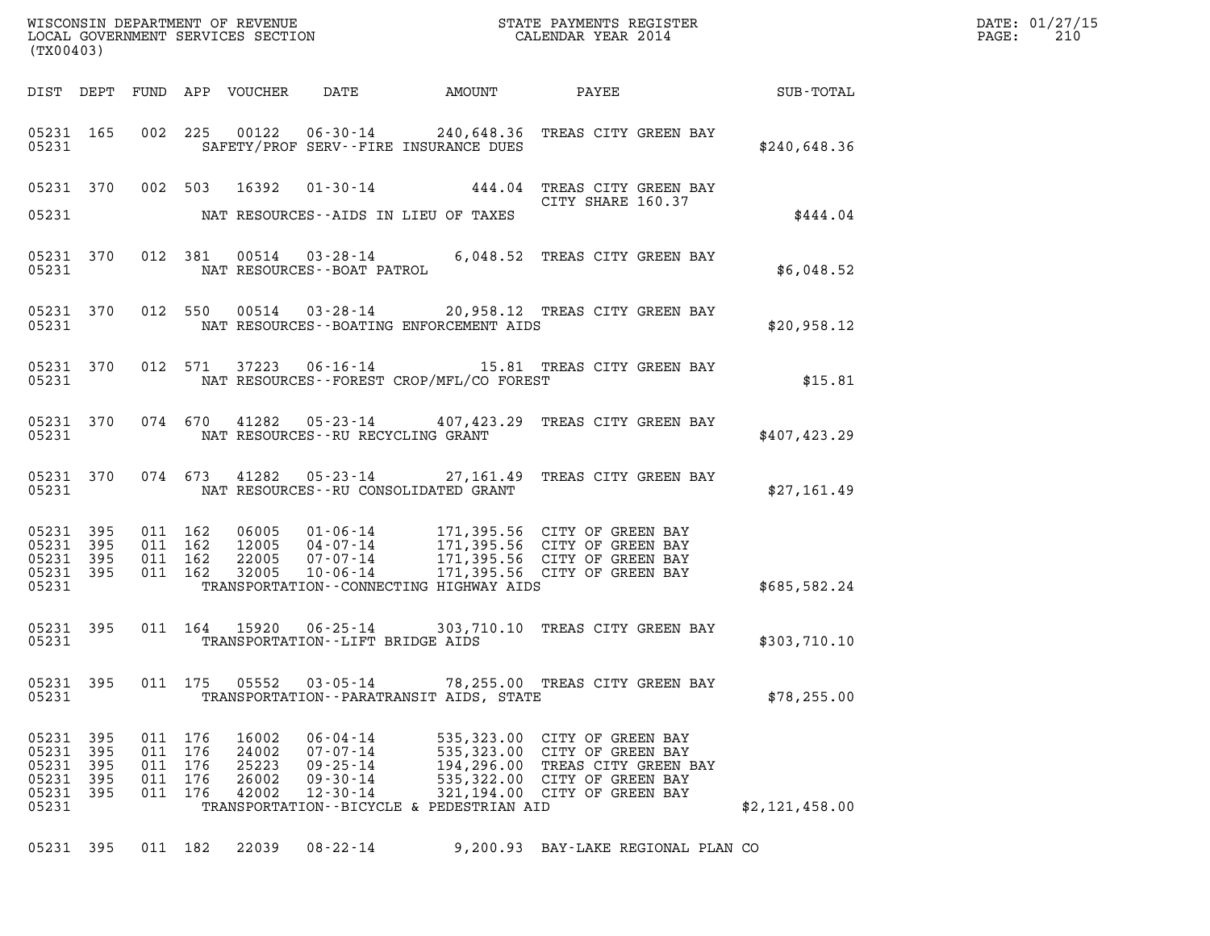WISCONSIN DEPARTMENT OF REVENUE
LOCAL GOVERNMENT SERVICES SECTION
(TX00403)

STATE PAYMENTS REGISTER
CALENDAR YEAR 2014

| DIST | DEPT | FUND | APP | VOUCHER | DATE | AMOUNT | PAYEE | SUB-TOTAL |
|---|---|---|---|---|---|---|---|---|
| 05231 | 165 | 002 | 225 | 00122 | 06-30-14 | 240,648.36 | TREAS CITY GREEN BAY | |
| 05231 | | | | | SAFETY/PROF SERV--FIRE INSURANCE DUES | | | $240,648.36 |
| 05231 | 370 | 002 | 503 | 16392 | 01-30-14 | 444.04 | TREAS CITY GREEN BAY CITY SHARE 160.37 | |
| 05231 | | | | | NAT RESOURCES--AIDS IN LIEU OF TAXES | | | $444.04 |
| 05231 | 370 | 012 | 381 | 00514 | 03-28-14 | 6,048.52 | TREAS CITY GREEN BAY | |
| 05231 | | | | | NAT RESOURCES--BOAT PATROL | | | $6,048.52 |
| 05231 | 370 | 012 | 550 | 00514 | 03-28-14 | 20,958.12 | TREAS CITY GREEN BAY | |
| 05231 | | | | | NAT RESOURCES--BOATING ENFORCEMENT AIDS | | | $20,958.12 |
| 05231 | 370 | 012 | 571 | 37223 | 06-16-14 | 15.81 | TREAS CITY GREEN BAY | |
| 05231 | | | | | NAT RESOURCES--FOREST CROP/MFL/CO FOREST | | | $15.81 |
| 05231 | 370 | 074 | 670 | 41282 | 05-23-14 | 407,423.29 | TREAS CITY GREEN BAY | |
| 05231 | | | | | NAT RESOURCES--RU RECYCLING GRANT | | | $407,423.29 |
| 05231 | 370 | 074 | 673 | 41282 | 05-23-14 | 27,161.49 | TREAS CITY GREEN BAY | |
| 05231 | | | | | NAT RESOURCES--RU CONSOLIDATED GRANT | | | $27,161.49 |
| 05231 | 395 | 011 | 162 | 06005 | 01-06-14 | 171,395.56 | CITY OF GREEN BAY | |
| 05231 | 395 | 011 | 162 | 12005 | 04-07-14 | 171,395.56 | CITY OF GREEN BAY | |
| 05231 | 395 | 011 | 162 | 22005 | 07-07-14 | 171,395.56 | CITY OF GREEN BAY | |
| 05231 | 395 | 011 | 162 | 32005 | 10-06-14 | 171,395.56 | CITY OF GREEN BAY | |
| 05231 | | | | | TRANSPORTATION--CONNECTING HIGHWAY AIDS | | | $685,582.24 |
| 05231 | 395 | 011 | 164 | 15920 | 06-25-14 | 303,710.10 | TREAS CITY GREEN BAY | |
| 05231 | | | | | TRANSPORTATION--LIFT BRIDGE AIDS | | | $303,710.10 |
| 05231 | 395 | 011 | 175 | 05552 | 03-05-14 | 78,255.00 | TREAS CITY GREEN BAY | |
| 05231 | | | | | TRANSPORTATION--PARATRANSIT AIDS, STATE | | | $78,255.00 |
| 05231 | 395 | 011 | 176 | 16002 | 06-04-14 | 535,323.00 | CITY OF GREEN BAY | |
| 05231 | 395 | 011 | 176 | 24002 | 07-07-14 | 535,323.00 | CITY OF GREEN BAY | |
| 05231 | 395 | 011 | 176 | 25223 | 09-25-14 | 194,296.00 | TREAS CITY GREEN BAY | |
| 05231 | 395 | 011 | 176 | 26002 | 09-30-14 | 535,322.00 | CITY OF GREEN BAY | |
| 05231 | 395 | 011 | 176 | 42002 | 12-30-14 | 321,194.00 | CITY OF GREEN BAY | |
| 05231 | | | | | TRANSPORTATION--BICYCLE & PEDESTRIAN AID | | | $2,121,458.00 |
| 05231 | 395 | 011 | 182 | 22039 | 08-22-14 | 9,200.93 | BAY-LAKE REGIONAL PLAN CO | |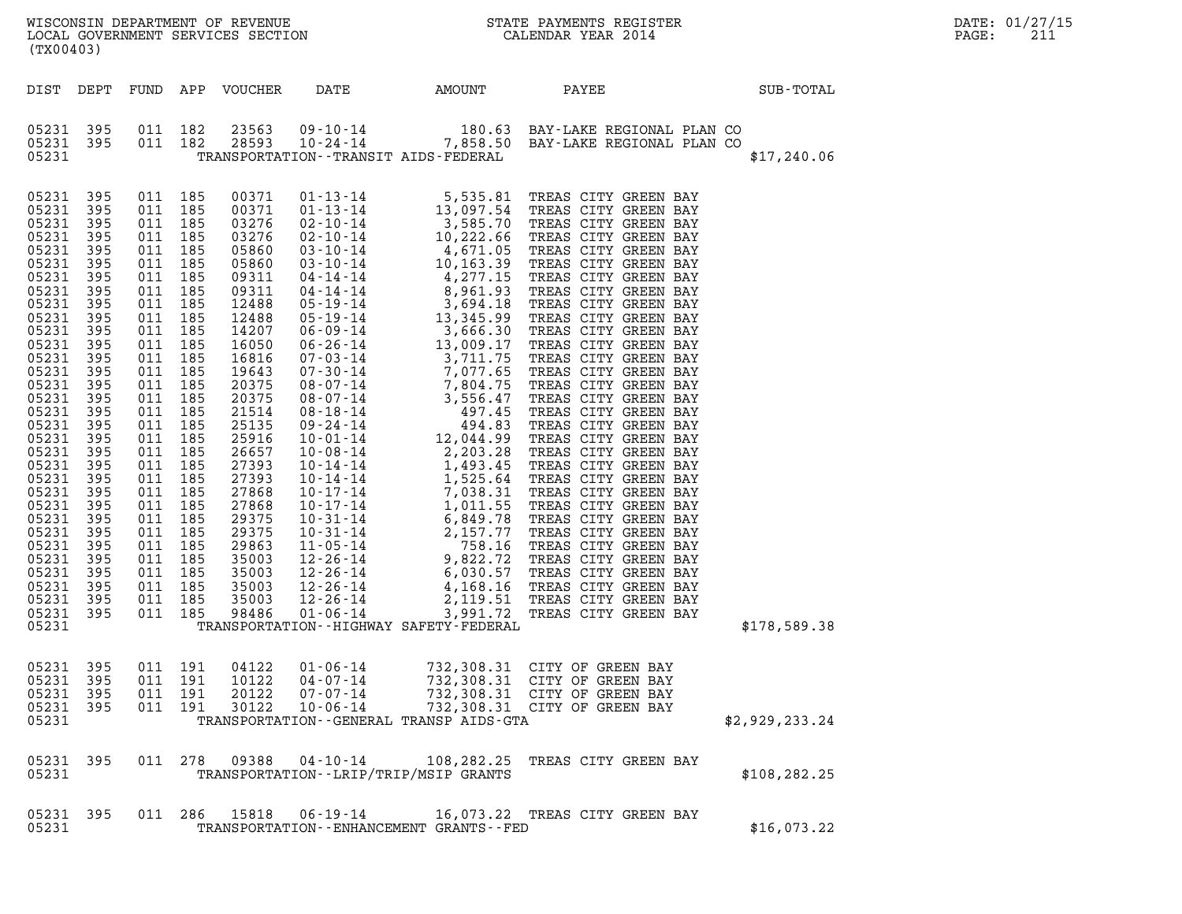WISCONSIN DEPARTMENT OF REVENUE
LOCAL GOVERNMENT SERVICES SECTION
(TX00403)

STATE PAYMENTS REGISTER
CALENDAR YEAR 2014

DATE: 01/27/15

| DIST | DEPT | FUND | APP | VOUCHER | DATE | AMOUNT | PAYEE | SUB-TOTAL |
|---|---|---|---|---|---|---|---|---|
| 05231 | 395 | 011 | 182 | 23563 | 09-10-14 | 180.63 | BAY-LAKE REGIONAL PLAN CO | |
| 05231 | 395 | 011 | 182 | 28593 | 10-24-14 | 7,858.50 | BAY-LAKE REGIONAL PLAN CO | |
| 05231 | | | | | | TRANSPORTATION--TRANSIT AIDS-FEDERAL | | $17,240.06 |
| 05231 | 395 | 011 | 185 | 00371 | 01-13-14 | 5,535.81 | TREAS CITY GREEN BAY | |
| 05231 | 395 | 011 | 185 | 00371 | 01-13-14 | 13,097.54 | TREAS CITY GREEN BAY | |
| 05231 | 395 | 011 | 185 | 03276 | 02-10-14 | 3,585.70 | TREAS CITY GREEN BAY | |
| 05231 | 395 | 011 | 185 | 03276 | 02-10-14 | 10,222.66 | TREAS CITY GREEN BAY | |
| 05231 | 395 | 011 | 185 | 05860 | 03-10-14 | 4,671.05 | TREAS CITY GREEN BAY | |
| 05231 | 395 | 011 | 185 | 05860 | 03-10-14 | 10,163.39 | TREAS CITY GREEN BAY | |
| 05231 | 395 | 011 | 185 | 09311 | 04-14-14 | 4,277.15 | TREAS CITY GREEN BAY | |
| 05231 | 395 | 011 | 185 | 09311 | 04-14-14 | 8,961.93 | TREAS CITY GREEN BAY | |
| 05231 | 395 | 011 | 185 | 12488 | 05-19-14 | 3,694.18 | TREAS CITY GREEN BAY | |
| 05231 | 395 | 011 | 185 | 12488 | 05-19-14 | 13,345.99 | TREAS CITY GREEN BAY | |
| 05231 | 395 | 011 | 185 | 14207 | 06-09-14 | 3,666.30 | TREAS CITY GREEN BAY | |
| 05231 | 395 | 011 | 185 | 16050 | 06-26-14 | 13,009.17 | TREAS CITY GREEN BAY | |
| 05231 | 395 | 011 | 185 | 16816 | 07-03-14 | 3,711.75 | TREAS CITY GREEN BAY | |
| 05231 | 395 | 011 | 185 | 19643 | 07-30-14 | 7,077.65 | TREAS CITY GREEN BAY | |
| 05231 | 395 | 011 | 185 | 20375 | 08-07-14 | 7,804.75 | TREAS CITY GREEN BAY | |
| 05231 | 395 | 011 | 185 | 20375 | 08-07-14 | 3,556.47 | TREAS CITY GREEN BAY | |
| 05231 | 395 | 011 | 185 | 21514 | 08-18-14 | 497.45 | TREAS CITY GREEN BAY | |
| 05231 | 395 | 011 | 185 | 25135 | 09-24-14 | 494.83 | TREAS CITY GREEN BAY | |
| 05231 | 395 | 011 | 185 | 25916 | 10-01-14 | 12,044.99 | TREAS CITY GREEN BAY | |
| 05231 | 395 | 011 | 185 | 26657 | 10-08-14 | 2,203.28 | TREAS CITY GREEN BAY | |
| 05231 | 395 | 011 | 185 | 27393 | 10-14-14 | 1,493.45 | TREAS CITY GREEN BAY | |
| 05231 | 395 | 011 | 185 | 27393 | 10-14-14 | 1,525.64 | TREAS CITY GREEN BAY | |
| 05231 | 395 | 011 | 185 | 27868 | 10-17-14 | 7,038.31 | TREAS CITY GREEN BAY | |
| 05231 | 395 | 011 | 185 | 27868 | 10-17-14 | 1,011.55 | TREAS CITY GREEN BAY | |
| 05231 | 395 | 011 | 185 | 29375 | 10-31-14 | 6,849.78 | TREAS CITY GREEN BAY | |
| 05231 | 395 | 011 | 185 | 29375 | 10-31-14 | 2,157.77 | TREAS CITY GREEN BAY | |
| 05231 | 395 | 011 | 185 | 29863 | 11-05-14 | 758.16 | TREAS CITY GREEN BAY | |
| 05231 | 395 | 011 | 185 | 35003 | 12-26-14 | 9,822.72 | TREAS CITY GREEN BAY | |
| 05231 | 395 | 011 | 185 | 35003 | 12-26-14 | 6,030.57 | TREAS CITY GREEN BAY | |
| 05231 | 395 | 011 | 185 | 35003 | 12-26-14 | 4,168.16 | TREAS CITY GREEN BAY | |
| 05231 | 395 | 011 | 185 | 35003 | 12-26-14 | 2,119.51 | TREAS CITY GREEN BAY | |
| 05231 | 395 | 011 | 185 | 98486 | 01-06-14 | 3,991.72 | TREAS CITY GREEN BAY | |
| 05231 | | | | | | TRANSPORTATION--HIGHWAY SAFETY-FEDERAL | | $178,589.38 |
| 05231 | 395 | 011 | 191 | 04122 | 01-06-14 | 732,308.31 | CITY OF GREEN BAY | |
| 05231 | 395 | 011 | 191 | 10122 | 04-07-14 | 732,308.31 | CITY OF GREEN BAY | |
| 05231 | 395 | 011 | 191 | 20122 | 07-07-14 | 732,308.31 | CITY OF GREEN BAY | |
| 05231 | 395 | 011 | 191 | 30122 | 10-06-14 | 732,308.31 | CITY OF GREEN BAY | |
| 05231 | | | | | | TRANSPORTATION--GENERAL TRANSP AIDS-GTA | | $2,929,233.24 |
| 05231 | 395 | 011 | 278 | 09388 | 04-10-14 | 108,282.25 | TREAS CITY GREEN BAY | |
| 05231 | | | | | | TRANSPORTATION--LRIP/TRIP/MSIP GRANTS | | $108,282.25 |
| 05231 | 395 | 011 | 286 | 15818 | 06-19-14 | 16,073.22 | TREAS CITY GREEN BAY | |
| 05231 | | | | | | TRANSPORTATION--ENHANCEMENT GRANTS--FED | | $16,073.22 |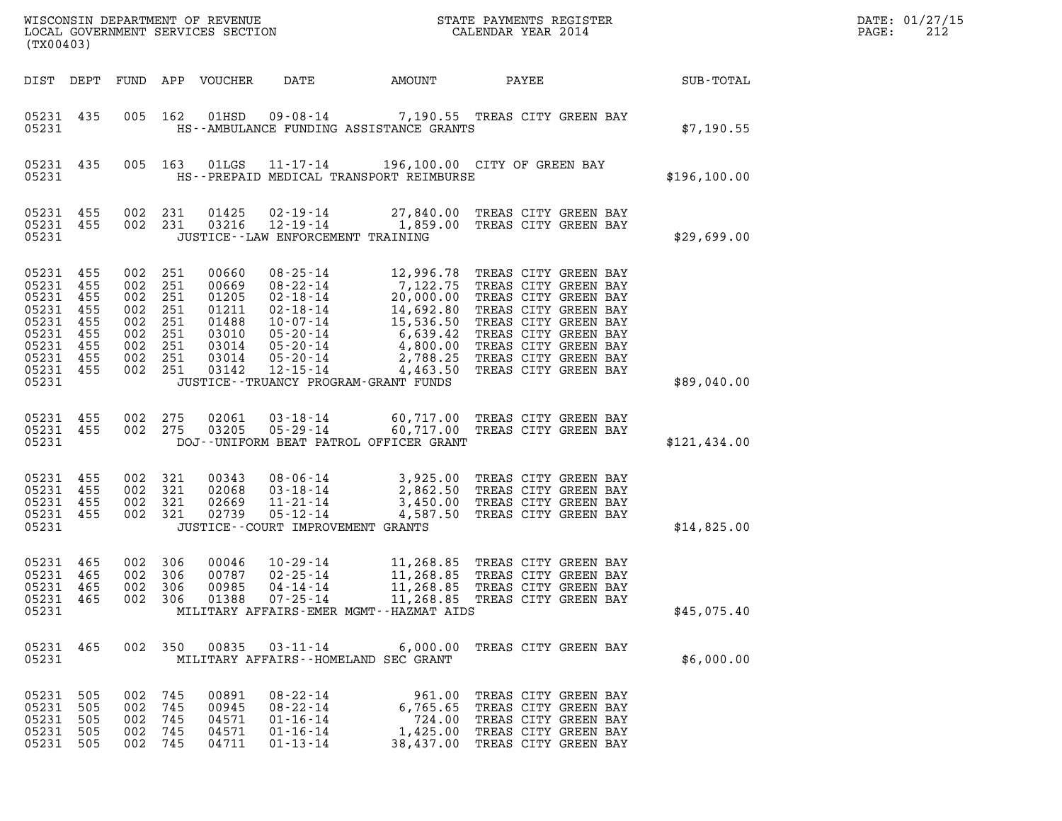WISCONSIN DEPARTMENT OF REVENUE
LOCAL GOVERNMENT SERVICES SECTION
(TX00403)

STATE PAYMENTS REGISTER
CALENDAR YEAR 2014

DATE: 01/27/15

| DIST | DEPT | FUND | APP | VOUCHER | DATE | AMOUNT | PAYEE | SUB-TOTAL |
|---|---|---|---|---|---|---|---|---|
| 05231 | 435 | 005 | 162 | 01HSD | 09-08-14 | 7,190.55 | TREAS CITY GREEN BAY | |
| 05231 | | | | | HS--AMBULANCE FUNDING ASSISTANCE GRANTS | | | $7,190.55 |
| 05231 | 435 | 005 | 163 | 01LGS | 11-17-14 | 196,100.00 | CITY OF GREEN BAY | |
| 05231 | | | | | HS--PREPAID MEDICAL TRANSPORT REIMBURSE | | | $196,100.00 |
| 05231 | 455 | 002 | 231 | 01425 | 02-19-14 | 27,840.00 | TREAS CITY GREEN BAY | |
| 05231 | 455 | 002 | 231 | 03216 | 12-19-14 | 1,859.00 | TREAS CITY GREEN BAY | |
| 05231 | | | | | JUSTICE--LAW ENFORCEMENT TRAINING | | | $29,699.00 |
| 05231 | 455 | 002 | 251 | 00660 | 08-25-14 | 12,996.78 | TREAS CITY GREEN BAY | |
| 05231 | 455 | 002 | 251 | 00669 | 08-22-14 | 7,122.75 | TREAS CITY GREEN BAY | |
| 05231 | 455 | 002 | 251 | 01205 | 02-18-14 | 20,000.00 | TREAS CITY GREEN BAY | |
| 05231 | 455 | 002 | 251 | 01211 | 02-18-14 | 14,692.80 | TREAS CITY GREEN BAY | |
| 05231 | 455 | 002 | 251 | 01488 | 10-07-14 | 15,536.50 | TREAS CITY GREEN BAY | |
| 05231 | 455 | 002 | 251 | 03010 | 05-20-14 | 6,639.42 | TREAS CITY GREEN BAY | |
| 05231 | 455 | 002 | 251 | 03014 | 05-20-14 | 4,800.00 | TREAS CITY GREEN BAY | |
| 05231 | 455 | 002 | 251 | 03014 | 05-20-14 | 2,788.25 | TREAS CITY GREEN BAY | |
| 05231 | 455 | 002 | 251 | 03142 | 12-15-14 | 4,463.50 | TREAS CITY GREEN BAY | |
| 05231 | | | | | JUSTICE--TRUANCY PROGRAM-GRANT FUNDS | | | $89,040.00 |
| 05231 | 455 | 002 | 275 | 02061 | 03-18-14 | 60,717.00 | TREAS CITY GREEN BAY | |
| 05231 | 455 | 002 | 275 | 03205 | 05-29-14 | 60,717.00 | TREAS CITY GREEN BAY | |
| 05231 | | | | | DOJ--UNIFORM BEAT PATROL OFFICER GRANT | | | $121,434.00 |
| 05231 | 455 | 002 | 321 | 00343 | 08-06-14 | 3,925.00 | TREAS CITY GREEN BAY | |
| 05231 | 455 | 002 | 321 | 02068 | 03-18-14 | 2,862.50 | TREAS CITY GREEN BAY | |
| 05231 | 455 | 002 | 321 | 02669 | 11-21-14 | 3,450.00 | TREAS CITY GREEN BAY | |
| 05231 | 455 | 002 | 321 | 02739 | 05-12-14 | 4,587.50 | TREAS CITY GREEN BAY | |
| 05231 | | | | | JUSTICE--COURT IMPROVEMENT GRANTS | | | $14,825.00 |
| 05231 | 465 | 002 | 306 | 00046 | 10-29-14 | 11,268.85 | TREAS CITY GREEN BAY | |
| 05231 | 465 | 002 | 306 | 00787 | 02-25-14 | 11,268.85 | TREAS CITY GREEN BAY | |
| 05231 | 465 | 002 | 306 | 00985 | 04-14-14 | 11,268.85 | TREAS CITY GREEN BAY | |
| 05231 | 465 | 002 | 306 | 01388 | 07-25-14 | 11,268.85 | TREAS CITY GREEN BAY | |
| 05231 | | | | | MILITARY AFFAIRS-EMER MGMT--HAZMAT AIDS | | | $45,075.40 |
| 05231 | 465 | 002 | 350 | 00835 | 03-11-14 | 6,000.00 | TREAS CITY GREEN BAY | |
| 05231 | | | | | MILITARY AFFAIRS--HOMELAND SEC GRANT | | | $6,000.00 |
| 05231 | 505 | 002 | 745 | 00891 | 08-22-14 | 961.00 | TREAS CITY GREEN BAY | |
| 05231 | 505 | 002 | 745 | 00945 | 08-22-14 | 6,765.65 | TREAS CITY GREEN BAY | |
| 05231 | 505 | 002 | 745 | 04571 | 01-16-14 | 724.00 | TREAS CITY GREEN BAY | |
| 05231 | 505 | 002 | 745 | 04571 | 01-16-14 | 1,425.00 | TREAS CITY GREEN BAY | |
| 05231 | 505 | 002 | 745 | 04711 | 01-13-14 | 38,437.00 | TREAS CITY GREEN BAY | |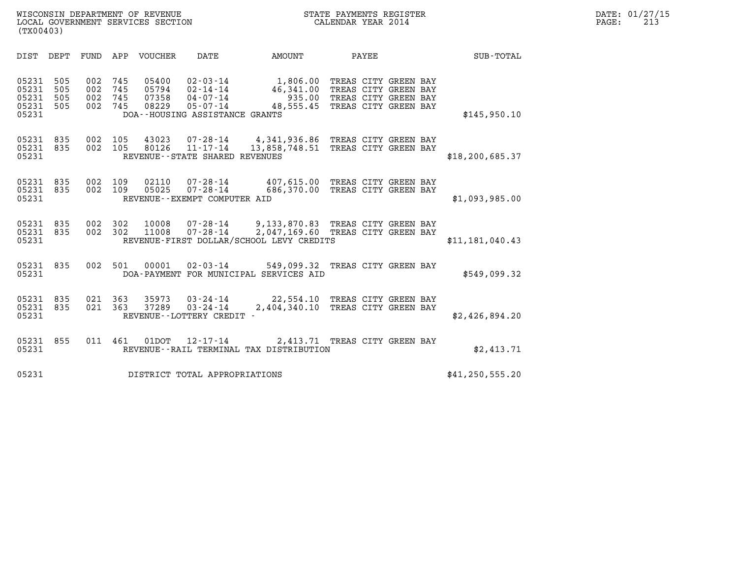WISCONSIN DEPARTMENT OF REVENUE
LOCAL GOVERNMENT SERVICES SECTION
(TX00403)

STATE PAYMENTS REGISTER
CALENDAR YEAR 2014

DATE: 01/27/15

| DIST | DEPT | FUND | APP | VOUCHER | DATE | AMOUNT | PAYEE | SUB-TOTAL |
|---|---|---|---|---|---|---|---|---|
| 05231 | 505 | 002 | 745 | 05400 | 02-03-14 | 1,806.00 | TREAS CITY GREEN BAY | |
| 05231 | 505 | 002 | 745 | 05794 | 02-14-14 | 46,341.00 | TREAS CITY GREEN BAY | |
| 05231 | 505 | 002 | 745 | 07358 | 04-07-14 | 935.00 | TREAS CITY GREEN BAY | |
| 05231 | 505 | 002 | 745 | 08229 | 05-07-14 | 48,555.45 | TREAS CITY GREEN BAY | |
| 05231 | | | | DOA--HOUSING ASSISTANCE GRANTS | | | | $145,950.10 |
| 05231 | 835 | 002 | 105 | 43023 | 07-28-14 | 4,341,936.86 | TREAS CITY GREEN BAY | |
| 05231 | 835 | 002 | 105 | 80126 | 11-17-14 | 13,858,748.51 | TREAS CITY GREEN BAY | |
| 05231 | | | | REVENUE--STATE SHARED REVENUES | | | | $18,200,685.37 |
| 05231 | 835 | 002 | 109 | 02110 | 07-28-14 | 407,615.00 | TREAS CITY GREEN BAY | |
| 05231 | 835 | 002 | 109 | 05025 | 07-28-14 | 686,370.00 | TREAS CITY GREEN BAY | |
| 05231 | | | | REVENUE--EXEMPT COMPUTER AID | | | | $1,093,985.00 |
| 05231 | 835 | 002 | 302 | 10008 | 07-28-14 | 9,133,870.83 | TREAS CITY GREEN BAY | |
| 05231 | 835 | 002 | 302 | 11008 | 07-28-14 | 2,047,169.60 | TREAS CITY GREEN BAY | |
| 05231 | | | | REVENUE-FIRST DOLLAR/SCHOOL LEVY CREDITS | | | | $11,181,040.43 |
| 05231 | 835 | 002 | 501 | 00001 | 02-03-14 | 549,099.32 | TREAS CITY GREEN BAY | |
| 05231 | | | | DOA-PAYMENT FOR MUNICIPAL SERVICES AID | | | | $549,099.32 |
| 05231 | 835 | 021 | 363 | 35973 | 03-24-14 | 22,554.10 | TREAS CITY GREEN BAY | |
| 05231 | 835 | 021 | 363 | 37289 | 03-24-14 | 2,404,340.10 | TREAS CITY GREEN BAY | |
| 05231 | | | | REVENUE--LOTTERY CREDIT - | | | | $2,426,894.20 |
| 05231 | 855 | 011 | 461 | 01DOT | 12-17-14 | 2,413.71 | TREAS CITY GREEN BAY | |
| 05231 | | | | REVENUE--RAIL TERMINAL TAX DISTRIBUTION | | | | $2,413.71 |
| 05231 | | | | DISTRICT TOTAL APPROPRIATIONS | | | | $41,250,555.20 |